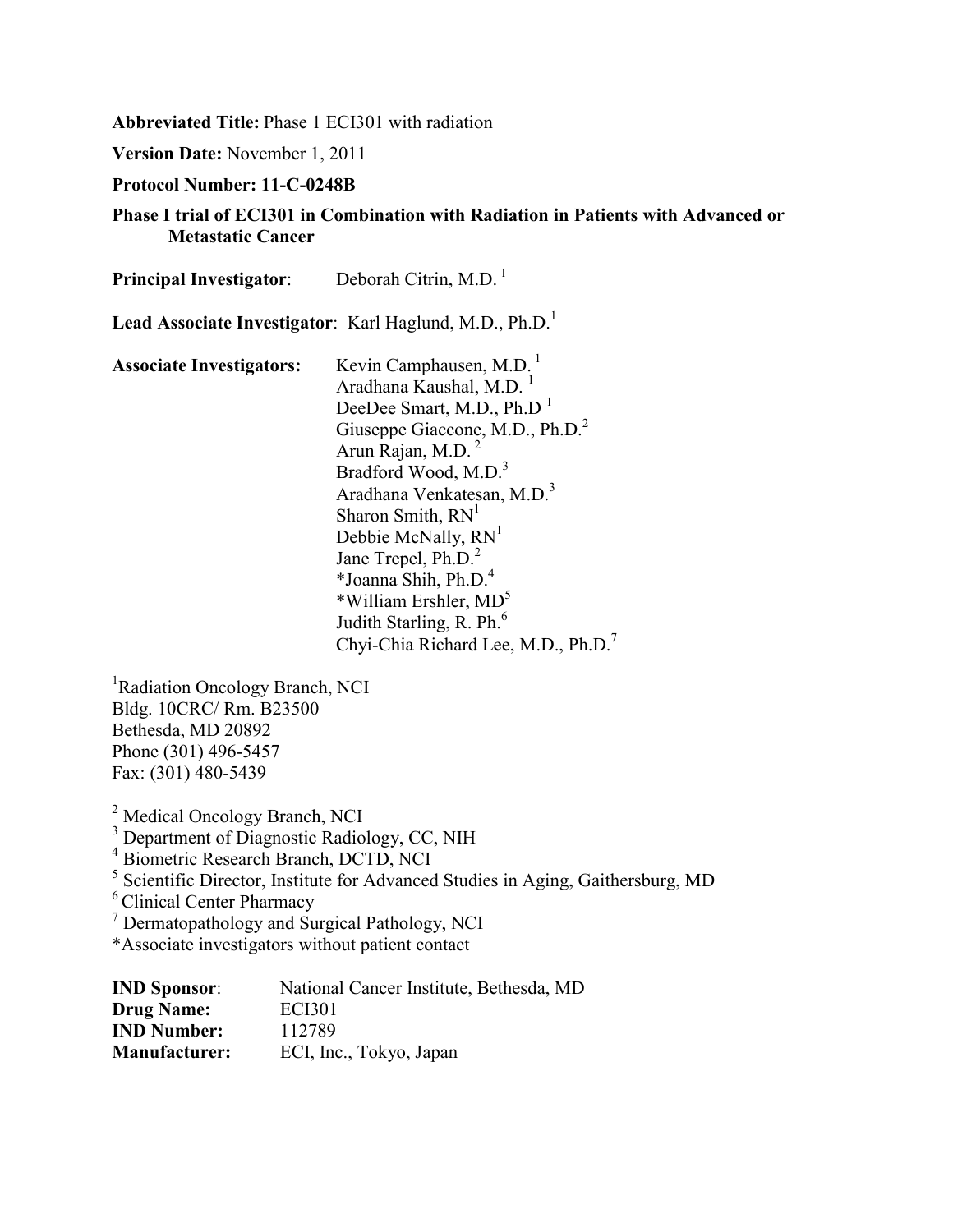**Abbreviated Title:** Phase 1 ECI301 with radiation

**Version Date:** November 1, 2011

**Protocol Number: 11-C-0248B**

**Phase I trial of ECI301 in Combination with Radiation in Patients with Advanced or Metastatic Cancer**

**Principal Investigator**: Deborah Citrin, M.D. [1]

**Lead Associate Investigator**: Karl Haglund, M.D., Ph.D.[1]

**Associate Investigators:**

Kevin Camphausen, M.D. [1]
Aradhana Kaushal, M.D. [1]
DeeDee Smart, M.D., Ph.D [1]
Giuseppe Giaccone, M.D., Ph.D.[2]
Arun Rajan, M.D. [2]
Bradford Wood, M.D.[3]
Aradhana Venkatesan, M.D.[3]
Sharon Smith, RN[1]
Debbie McNally, RN[1]
Jane Trepel, Ph.D.[2]
*Joanna Shih, Ph.D.[4]
*William Ershler, MD[5]
Judith Starling, R. Ph.[6]
Chyi-Chia Richard Lee, M.D., Ph.D.[7]

[1]Radiation Oncology Branch, NCI
Bldg. 10CRC/ Rm. B23500
Bethesda, MD 20892
Phone (301) 496-5457
Fax: (301) 480-5439

[2] Medical Oncology Branch, NCI
[3] Department of Diagnostic Radiology, CC, NIH
[4] Biometric Research Branch, DCTD, NCI
[5] Scientific Director, Institute for Advanced Studies in Aging, Gaithersburg, MD
[6] Clinical Center Pharmacy
[7] Dermatopathology and Surgical Pathology, NCI
*Associate investigators without patient contact

**IND Sponsor**: National Cancer Institute, Bethesda, MD
**Drug Name:** ECI301
**IND Number:** 112789
**Manufacturer:** ECI, Inc., Tokyo, Japan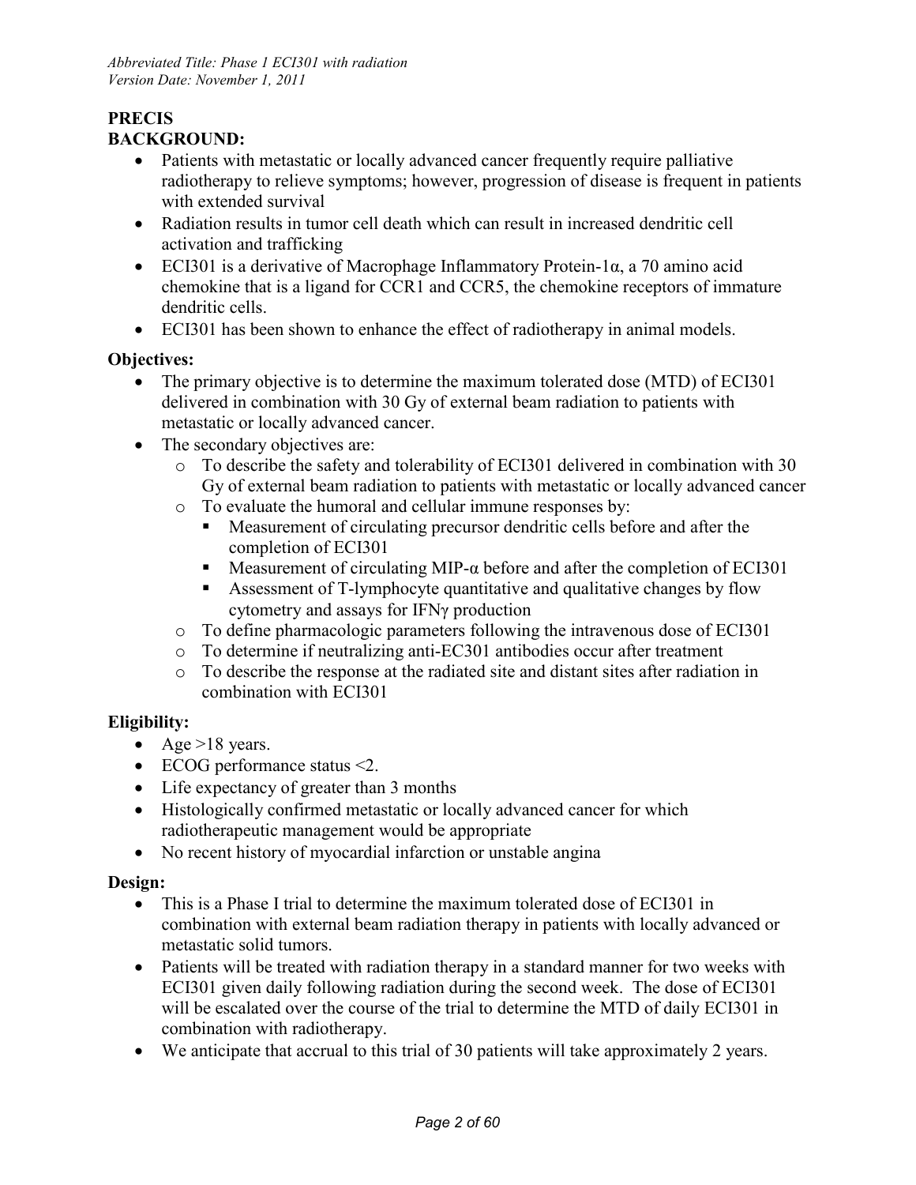## PRECIS

### BACKGROUND:

- Patients with metastatic or locally advanced cancer frequently require palliative radiotherapy to relieve symptoms; however, progression of disease is frequent in patients with extended survival
- Radiation results in tumor cell death which can result in increased dendritic cell activation and trafficking
- ECI301 is a derivative of Macrophage Inflammatory Protein-1α, a 70 amino acid chemokine that is a ligand for CCR1 and CCR5, the chemokine receptors of immature dendritic cells.
- ECI301 has been shown to enhance the effect of radiotherapy in animal models.

### Objectives:

- The primary objective is to determine the maximum tolerated dose (MTD) of ECI301 delivered in combination with 30 Gy of external beam radiation to patients with metastatic or locally advanced cancer.
- The secondary objectives are:
  - To describe the safety and tolerability of ECI301 delivered in combination with 30 Gy of external beam radiation to patients with metastatic or locally advanced cancer
  - To evaluate the humoral and cellular immune responses by:
    - Measurement of circulating precursor dendritic cells before and after the completion of ECI301
    - Measurement of circulating MIP-α before and after the completion of ECI301
    - Assessment of T-lymphocyte quantitative and qualitative changes by flow cytometry and assays for IFNγ production
  - To define pharmacologic parameters following the intravenous dose of ECI301
  - To determine if neutralizing anti-EC301 antibodies occur after treatment
  - To describe the response at the radiated site and distant sites after radiation in combination with ECI301

### Eligibility:

- Age >18 years.
- ECOG performance status <2.
- Life expectancy of greater than 3 months
- Histologically confirmed metastatic or locally advanced cancer for which radiotherapeutic management would be appropriate
- No recent history of myocardial infarction or unstable angina

### Design:

- This is a Phase I trial to determine the maximum tolerated dose of ECI301 in combination with external beam radiation therapy in patients with locally advanced or metastatic solid tumors.
- Patients will be treated with radiation therapy in a standard manner for two weeks with ECI301 given daily following radiation during the second week. The dose of ECI301 will be escalated over the course of the trial to determine the MTD of daily ECI301 in combination with radiotherapy.
- We anticipate that accrual to this trial of 30 patients will take approximately 2 years.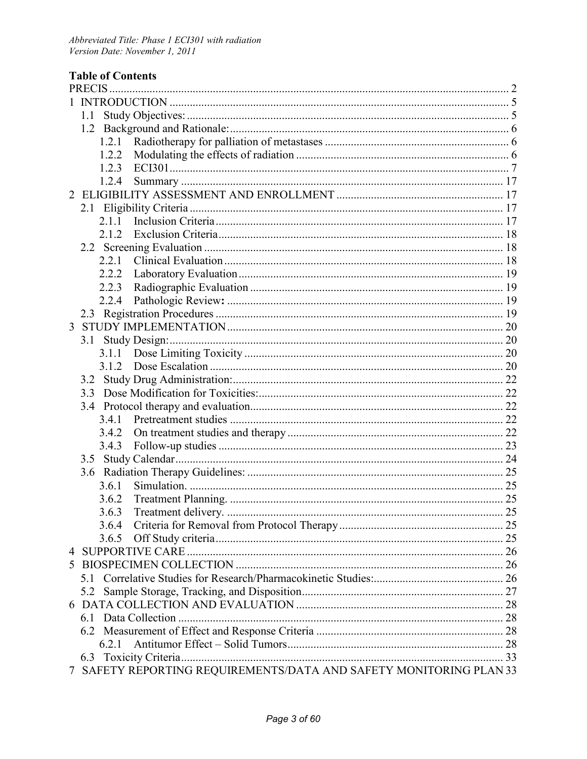## Table of Contents

PRECIS ... 2
1 INTRODUCTION ... 5
  1.1 Study Objectives: ... 5
  1.2 Background and Rationale: ... 6
    1.2.1 Radiotherapy for palliation of metastases ... 6
    1.2.2 Modulating the effects of radiation ... 6
    1.2.3 ECI301 ... 7
    1.2.4 Summary ... 17
2 ELIGIBILITY ASSESSMENT AND ENROLLMENT ... 17
  2.1 Eligibility Criteria ... 17
    2.1.1 Inclusion Criteria ... 17
    2.1.2 Exclusion Criteria ... 18
  2.2 Screening Evaluation ... 18
    2.2.1 Clinical Evaluation ... 18
    2.2.2 Laboratory Evaluation ... 19
    2.2.3 Radiographic Evaluation ... 19
    2.2.4 Pathologic Review**:** ... 19
  2.3 Registration Procedures ... 19
3 STUDY IMPLEMENTATION ... 20
  3.1 Study Design: ... 20
    3.1.1 Dose Limiting Toxicity ... 20
    3.1.2 Dose Escalation ... 20
  3.2 Study Drug Administration: ... 22
  3.3 Dose Modification for Toxicities: ... 22
  3.4 Protocol therapy and evaluation ... 22
    3.4.1 Pretreatment studies ... 22
    3.4.2 On treatment studies and therapy ... 22
    3.4.3 Follow-up studies ... 23
  3.5 Study Calendar ... 24
  3.6 Radiation Therapy Guidelines: ... 25
    3.6.1 Simulation. ... 25
    3.6.2 Treatment Planning. ... 25
    3.6.3 Treatment delivery. ... 25
    3.6.4 Criteria for Removal from Protocol Therapy ... 25
    3.6.5 Off Study criteria ... 25
4 SUPPORTIVE CARE ... 26
5 BIOSPECIMEN COLLECTION ... 26
  5.1 Correlative Studies for Research/Pharmacokinetic Studies: ... 26
  5.2 Sample Storage, Tracking, and Disposition ... 27
6 DATA COLLECTION AND EVALUATION ... 28
  6.1 Data Collection ... 28
  6.2 Measurement of Effect and Response Criteria ... 28
    6.2.1 Antitumor Effect – Solid Tumors ... 28
  6.3 Toxicity Criteria ... 33
7 SAFETY REPORTING REQUIREMENTS/DATA AND SAFETY MONITORING PLAN 33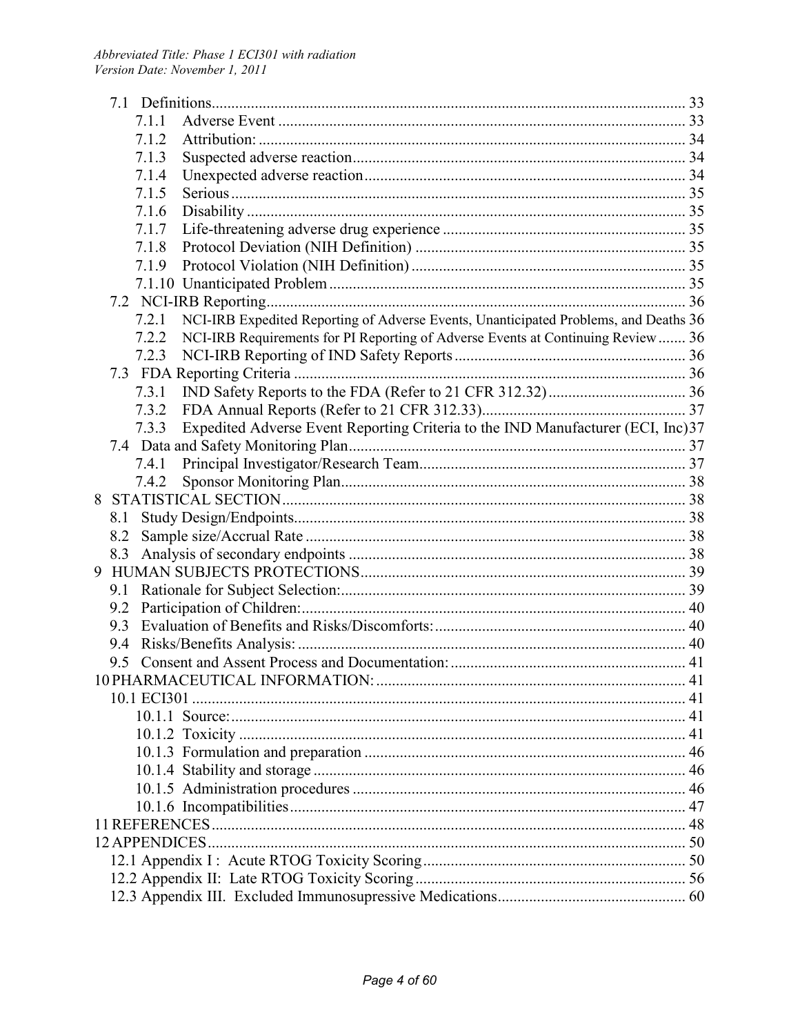7.1 Definitions ........ 33
 7.1.1 Adverse Event ........ 33
 7.1.2 Attribution: ........ 34
 7.1.3 Suspected adverse reaction ........ 34
 7.1.4 Unexpected adverse reaction ........ 34
 7.1.5 Serious ........ 35
 7.1.6 Disability ........ 35
 7.1.7 Life-threatening adverse drug experience ........ 35
 7.1.8 Protocol Deviation (NIH Definition) ........ 35
 7.1.9 Protocol Violation (NIH Definition) ........ 35
 7.1.10 Unanticipated Problem ........ 35
7.2 NCI-IRB Reporting ........ 36
 7.2.1 NCI-IRB Expedited Reporting of Adverse Events, Unanticipated Problems, and Deaths 36
 7.2.2 NCI-IRB Requirements for PI Reporting of Adverse Events at Continuing Review ........ 36
 7.2.3 NCI-IRB Reporting of IND Safety Reports ........ 36
7.3 FDA Reporting Criteria ........ 36
 7.3.1 IND Safety Reports to the FDA (Refer to 21 CFR 312.32) ........ 36
 7.3.2 FDA Annual Reports (Refer to 21 CFR 312.33) ........ 37
 7.3.3 Expedited Adverse Event Reporting Criteria to the IND Manufacturer (ECI, Inc)37
7.4 Data and Safety Monitoring Plan ........ 37
 7.4.1 Principal Investigator/Research Team ........ 37
 7.4.2 Sponsor Monitoring Plan ........ 38

8 STATISTICAL SECTION ........ 38
 8.1 Study Design/Endpoints ........ 38
 8.2 Sample size/Accrual Rate ........ 38
 8.3 Analysis of secondary endpoints ........ 38

9 HUMAN SUBJECTS PROTECTIONS ........ 39
 9.1 Rationale for Subject Selection: ........ 39
 9.2 Participation of Children: ........ 40
 9.3 Evaluation of Benefits and Risks/Discomforts: ........ 40
 9.4 Risks/Benefits Analysis: ........ 40
 9.5 Consent and Assent Process and Documentation: ........ 41

10 PHARMACEUTICAL INFORMATION: ........ 41
 10.1 ECI301 ........ 41
 10.1.1 Source: ........ 41
 10.1.2 Toxicity ........ 41
 10.1.3 Formulation and preparation ........ 46
 10.1.4 Stability and storage ........ 46
 10.1.5 Administration procedures ........ 46
 10.1.6 Incompatibilities ........ 47

11 REFERENCES ........ 48

12 APPENDICES ........ 50
 12.1 Appendix I : Acute RTOG Toxicity Scoring ........ 50
 12.2 Appendix II: Late RTOG Toxicity Scoring ........ 56
 12.3 Appendix III. Excluded Immunosupressive Medications ........ 60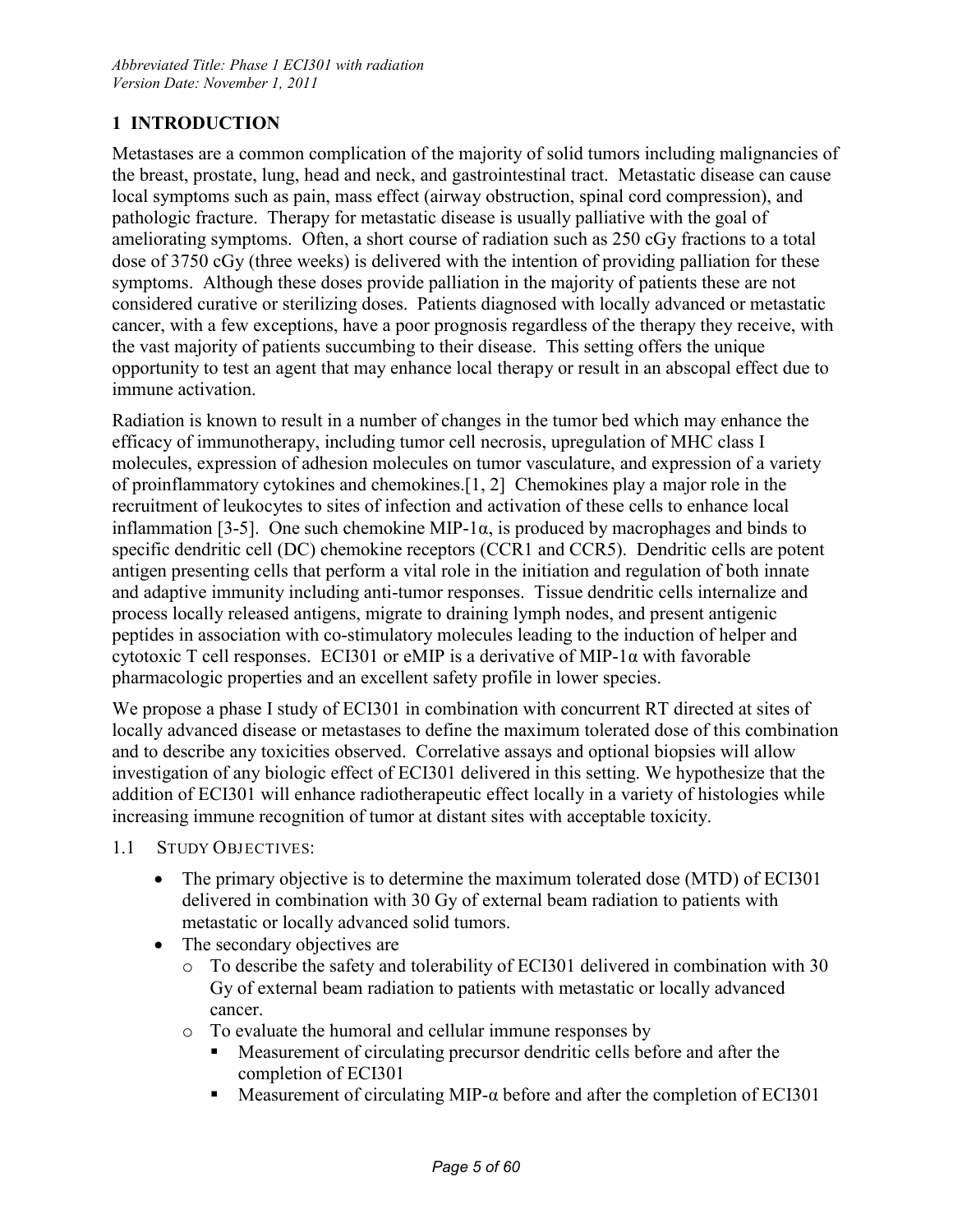# 1 INTRODUCTION

Metastases are a common complication of the majority of solid tumors including malignancies of the breast, prostate, lung, head and neck, and gastrointestinal tract. Metastatic disease can cause local symptoms such as pain, mass effect (airway obstruction, spinal cord compression), and pathologic fracture. Therapy for metastatic disease is usually palliative with the goal of ameliorating symptoms. Often, a short course of radiation such as 250 cGy fractions to a total dose of 3750 cGy (three weeks) is delivered with the intention of providing palliation for these symptoms. Although these doses provide palliation in the majority of patients these are not considered curative or sterilizing doses. Patients diagnosed with locally advanced or metastatic cancer, with a few exceptions, have a poor prognosis regardless of the therapy they receive, with the vast majority of patients succumbing to their disease. This setting offers the unique opportunity to test an agent that may enhance local therapy or result in an abscopal effect due to immune activation.

Radiation is known to result in a number of changes in the tumor bed which may enhance the efficacy of immunotherapy, including tumor cell necrosis, upregulation of MHC class I molecules, expression of adhesion molecules on tumor vasculature, and expression of a variety of proinflammatory cytokines and chemokines.[1, 2] Chemokines play a major role in the recruitment of leukocytes to sites of infection and activation of these cells to enhance local inflammation [3-5]. One such chemokine MIP-1α, is produced by macrophages and binds to specific dendritic cell (DC) chemokine receptors (CCR1 and CCR5). Dendritic cells are potent antigen presenting cells that perform a vital role in the initiation and regulation of both innate and adaptive immunity including anti-tumor responses. Tissue dendritic cells internalize and process locally released antigens, migrate to draining lymph nodes, and present antigenic peptides in association with co-stimulatory molecules leading to the induction of helper and cytotoxic T cell responses. ECI301 or eMIP is a derivative of MIP-1α with favorable pharmacologic properties and an excellent safety profile in lower species.

We propose a phase I study of ECI301 in combination with concurrent RT directed at sites of locally advanced disease or metastases to define the maximum tolerated dose of this combination and to describe any toxicities observed. Correlative assays and optional biopsies will allow investigation of any biologic effect of ECI301 delivered in this setting. We hypothesize that the addition of ECI301 will enhance radiotherapeutic effect locally in a variety of histologies while increasing immune recognition of tumor at distant sites with acceptable toxicity.

## 1.1 STUDY OBJECTIVES:

- The primary objective is to determine the maximum tolerated dose (MTD) of ECI301 delivered in combination with 30 Gy of external beam radiation to patients with metastatic or locally advanced solid tumors.
- The secondary objectives are
  - To describe the safety and tolerability of ECI301 delivered in combination with 30 Gy of external beam radiation to patients with metastatic or locally advanced cancer.
  - To evaluate the humoral and cellular immune responses by
    - Measurement of circulating precursor dendritic cells before and after the completion of ECI301
    - Measurement of circulating MIP-α before and after the completion of ECI301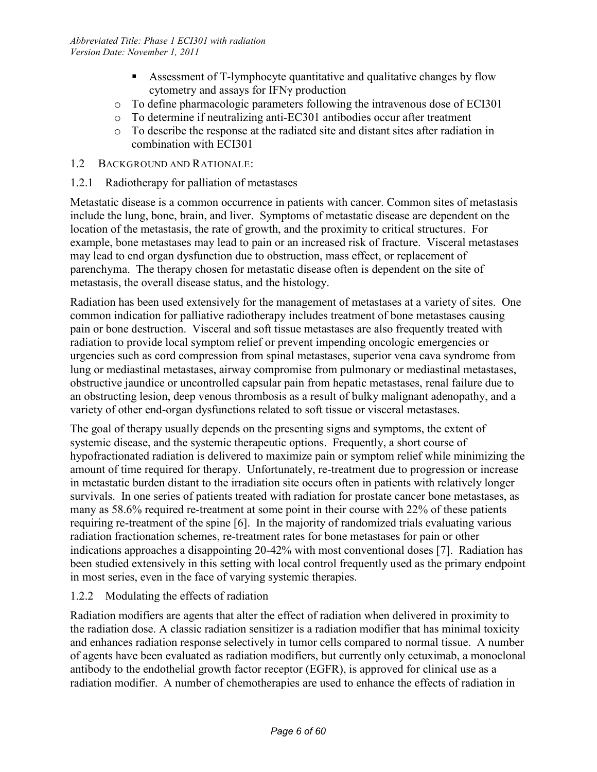- Assessment of T-lymphocyte quantitative and qualitative changes by flow cytometry and assays for IFNγ production
- To define pharmacologic parameters following the intravenous dose of ECI301
- To determine if neutralizing anti-EC301 antibodies occur after treatment
- To describe the response at the radiated site and distant sites after radiation in combination with ECI301

## 1.2 BACKGROUND AND RATIONALE:

### 1.2.1 Radiotherapy for palliation of metastases

Metastatic disease is a common occurrence in patients with cancer. Common sites of metastasis include the lung, bone, brain, and liver. Symptoms of metastatic disease are dependent on the location of the metastasis, the rate of growth, and the proximity to critical structures. For example, bone metastases may lead to pain or an increased risk of fracture. Visceral metastases may lead to end organ dysfunction due to obstruction, mass effect, or replacement of parenchyma. The therapy chosen for metastatic disease often is dependent on the site of metastasis, the overall disease status, and the histology.

Radiation has been used extensively for the management of metastases at a variety of sites. One common indication for palliative radiotherapy includes treatment of bone metastases causing pain or bone destruction. Visceral and soft tissue metastases are also frequently treated with radiation to provide local symptom relief or prevent impending oncologic emergencies or urgencies such as cord compression from spinal metastases, superior vena cava syndrome from lung or mediastinal metastases, airway compromise from pulmonary or mediastinal metastases, obstructive jaundice or uncontrolled capsular pain from hepatic metastases, renal failure due to an obstructing lesion, deep venous thrombosis as a result of bulky malignant adenopathy, and a variety of other end-organ dysfunctions related to soft tissue or visceral metastases.

The goal of therapy usually depends on the presenting signs and symptoms, the extent of systemic disease, and the systemic therapeutic options. Frequently, a short course of hypofractionated radiation is delivered to maximize pain or symptom relief while minimizing the amount of time required for therapy. Unfortunately, re-treatment due to progression or increase in metastatic burden distant to the irradiation site occurs often in patients with relatively longer survivals. In one series of patients treated with radiation for prostate cancer bone metastases, as many as 58.6% required re-treatment at some point in their course with 22% of these patients requiring re-treatment of the spine [6]. In the majority of randomized trials evaluating various radiation fractionation schemes, re-treatment rates for bone metastases for pain or other indications approaches a disappointing 20-42% with most conventional doses [7]. Radiation has been studied extensively in this setting with local control frequently used as the primary endpoint in most series, even in the face of varying systemic therapies.

### 1.2.2 Modulating the effects of radiation

Radiation modifiers are agents that alter the effect of radiation when delivered in proximity to the radiation dose. A classic radiation sensitizer is a radiation modifier that has minimal toxicity and enhances radiation response selectively in tumor cells compared to normal tissue. A number of agents have been evaluated as radiation modifiers, but currently only cetuximab, a monoclonal antibody to the endothelial growth factor receptor (EGFR), is approved for clinical use as a radiation modifier. A number of chemotherapies are used to enhance the effects of radiation in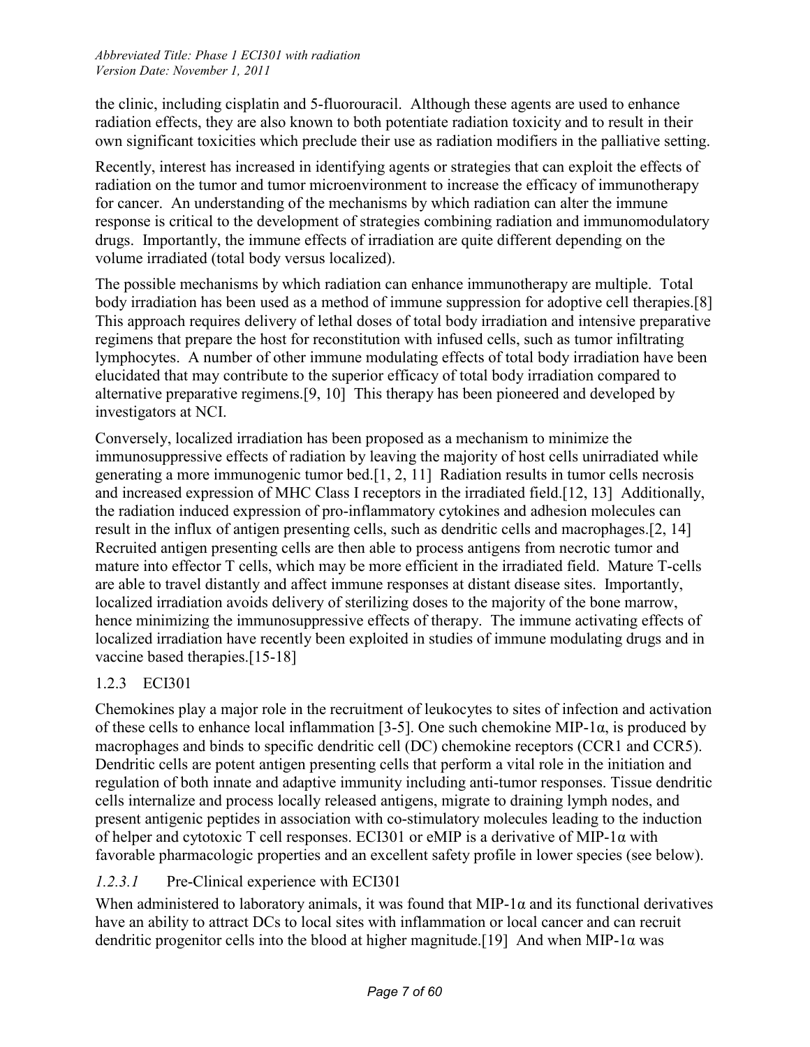the clinic, including cisplatin and 5-fluorouracil. Although these agents are used to enhance radiation effects, they are also known to both potentiate radiation toxicity and to result in their own significant toxicities which preclude their use as radiation modifiers in the palliative setting.

Recently, interest has increased in identifying agents or strategies that can exploit the effects of radiation on the tumor and tumor microenvironment to increase the efficacy of immunotherapy for cancer. An understanding of the mechanisms by which radiation can alter the immune response is critical to the development of strategies combining radiation and immunomodulatory drugs. Importantly, the immune effects of irradiation are quite different depending on the volume irradiated (total body versus localized).

The possible mechanisms by which radiation can enhance immunotherapy are multiple. Total body irradiation has been used as a method of immune suppression for adoptive cell therapies.[8] This approach requires delivery of lethal doses of total body irradiation and intensive preparative regimens that prepare the host for reconstitution with infused cells, such as tumor infiltrating lymphocytes. A number of other immune modulating effects of total body irradiation have been elucidated that may contribute to the superior efficacy of total body irradiation compared to alternative preparative regimens.[9, 10] This therapy has been pioneered and developed by investigators at NCI.

Conversely, localized irradiation has been proposed as a mechanism to minimize the immunosuppressive effects of radiation by leaving the majority of host cells unirradiated while generating a more immunogenic tumor bed.[1, 2, 11] Radiation results in tumor cells necrosis and increased expression of MHC Class I receptors in the irradiated field.[12, 13] Additionally, the radiation induced expression of pro-inflammatory cytokines and adhesion molecules can result in the influx of antigen presenting cells, such as dendritic cells and macrophages.[2, 14] Recruited antigen presenting cells are then able to process antigens from necrotic tumor and mature into effector T cells, which may be more efficient in the irradiated field. Mature T-cells are able to travel distantly and affect immune responses at distant disease sites. Importantly, localized irradiation avoids delivery of sterilizing doses to the majority of the bone marrow, hence minimizing the immunosuppressive effects of therapy. The immune activating effects of localized irradiation have recently been exploited in studies of immune modulating drugs and in vaccine based therapies.[15-18]

### 1.2.3 ECI301

Chemokines play a major role in the recruitment of leukocytes to sites of infection and activation of these cells to enhance local inflammation [3-5]. One such chemokine MIP-1α, is produced by macrophages and binds to specific dendritic cell (DC) chemokine receptors (CCR1 and CCR5). Dendritic cells are potent antigen presenting cells that perform a vital role in the initiation and regulation of both innate and adaptive immunity including anti-tumor responses. Tissue dendritic cells internalize and process locally released antigens, migrate to draining lymph nodes, and present antigenic peptides in association with co-stimulatory molecules leading to the induction of helper and cytotoxic T cell responses. ECI301 or eMIP is a derivative of MIP-1α with favorable pharmacologic properties and an excellent safety profile in lower species (see below).

#### *1.2.3.1* Pre-Clinical experience with ECI301

When administered to laboratory animals, it was found that MIP-1α and its functional derivatives have an ability to attract DCs to local sites with inflammation or local cancer and can recruit dendritic progenitor cells into the blood at higher magnitude.[19] And when MIP-1α was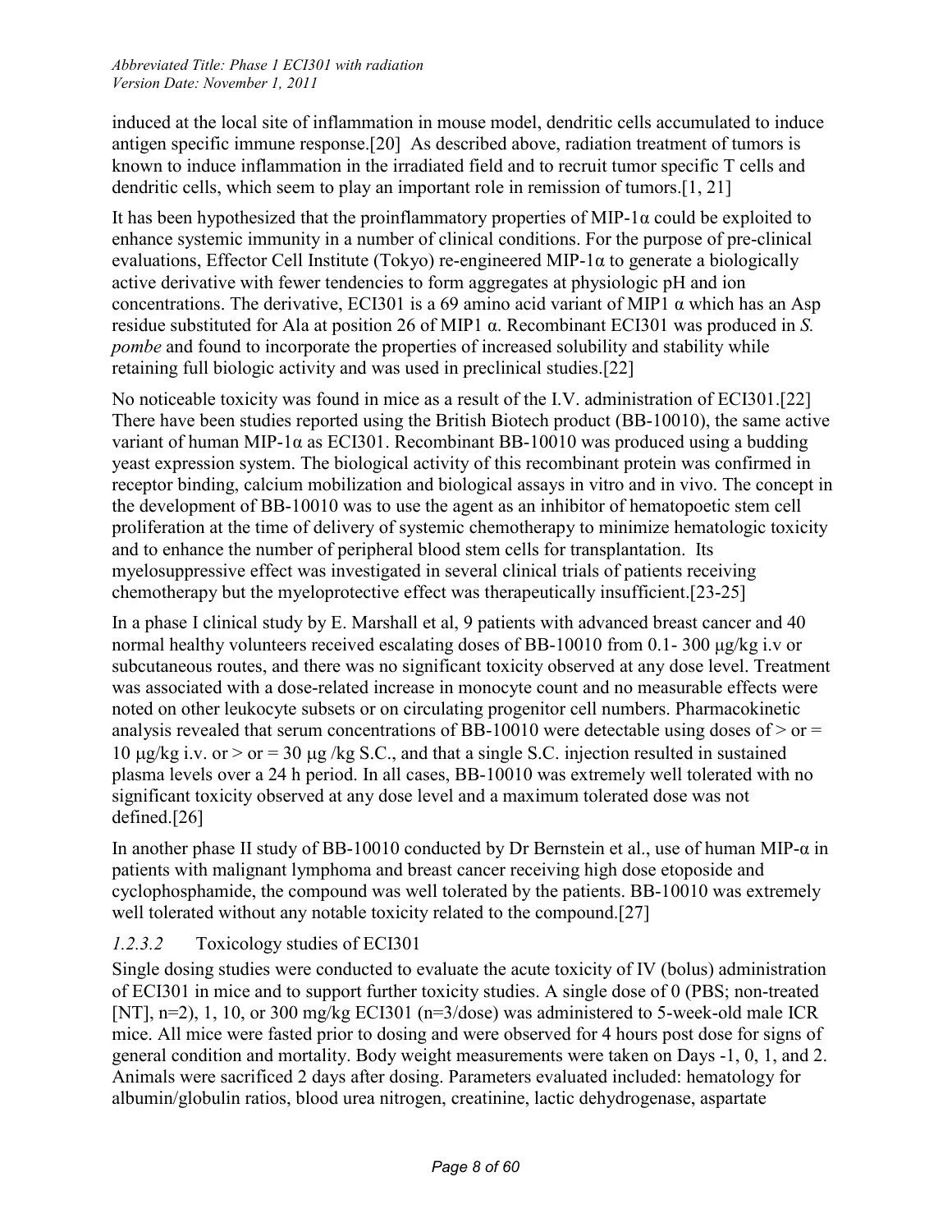induced at the local site of inflammation in mouse model, dendritic cells accumulated to induce antigen specific immune response.[20] As described above, radiation treatment of tumors is known to induce inflammation in the irradiated field and to recruit tumor specific T cells and dendritic cells, which seem to play an important role in remission of tumors.[1, 21]

It has been hypothesized that the proinflammatory properties of MIP-1α could be exploited to enhance systemic immunity in a number of clinical conditions. For the purpose of pre-clinical evaluations, Effector Cell Institute (Tokyo) re-engineered MIP-1α to generate a biologically active derivative with fewer tendencies to form aggregates at physiologic pH and ion concentrations. The derivative, ECI301 is a 69 amino acid variant of MIP1 α which has an Asp residue substituted for Ala at position 26 of MIP1 α. Recombinant ECI301 was produced in *S. pombe* and found to incorporate the properties of increased solubility and stability while retaining full biologic activity and was used in preclinical studies.[22]

No noticeable toxicity was found in mice as a result of the I.V. administration of ECI301.[22] There have been studies reported using the British Biotech product (BB-10010), the same active variant of human MIP-1α as ECI301. Recombinant BB-10010 was produced using a budding yeast expression system. The biological activity of this recombinant protein was confirmed in receptor binding, calcium mobilization and biological assays in vitro and in vivo. The concept in the development of BB-10010 was to use the agent as an inhibitor of hematopoetic stem cell proliferation at the time of delivery of systemic chemotherapy to minimize hematologic toxicity and to enhance the number of peripheral blood stem cells for transplantation. Its myelosuppressive effect was investigated in several clinical trials of patients receiving chemotherapy but the myeloprotective effect was therapeutically insufficient.[23-25]

In a phase I clinical study by E. Marshall et al, 9 patients with advanced breast cancer and 40 normal healthy volunteers received escalating doses of BB-10010 from 0.1- 300 μg/kg i.v or subcutaneous routes, and there was no significant toxicity observed at any dose level. Treatment was associated with a dose-related increase in monocyte count and no measurable effects were noted on other leukocyte subsets or on circulating progenitor cell numbers. Pharmacokinetic analysis revealed that serum concentrations of BB-10010 were detectable using doses of > or = 10 μg/kg i.v. or > or = 30 μg /kg S.C., and that a single S.C. injection resulted in sustained plasma levels over a 24 h period. In all cases, BB-10010 was extremely well tolerated with no significant toxicity observed at any dose level and a maximum tolerated dose was not defined.[26]

In another phase II study of BB-10010 conducted by Dr Bernstein et al., use of human MIP-α in patients with malignant lymphoma and breast cancer receiving high dose etoposide and cyclophosphamide, the compound was well tolerated by the patients. BB-10010 was extremely well tolerated without any notable toxicity related to the compound.[27]

#### *1.2.3.2* Toxicology studies of ECI301

Single dosing studies were conducted to evaluate the acute toxicity of IV (bolus) administration of ECI301 in mice and to support further toxicity studies. A single dose of 0 (PBS; non-treated [NT], n=2), 1, 10, or 300 mg/kg ECI301 (n=3/dose) was administered to 5-week-old male ICR mice. All mice were fasted prior to dosing and were observed for 4 hours post dose for signs of general condition and mortality. Body weight measurements were taken on Days -1, 0, 1, and 2. Animals were sacrificed 2 days after dosing. Parameters evaluated included: hematology for albumin/globulin ratios, blood urea nitrogen, creatinine, lactic dehydrogenase, aspartate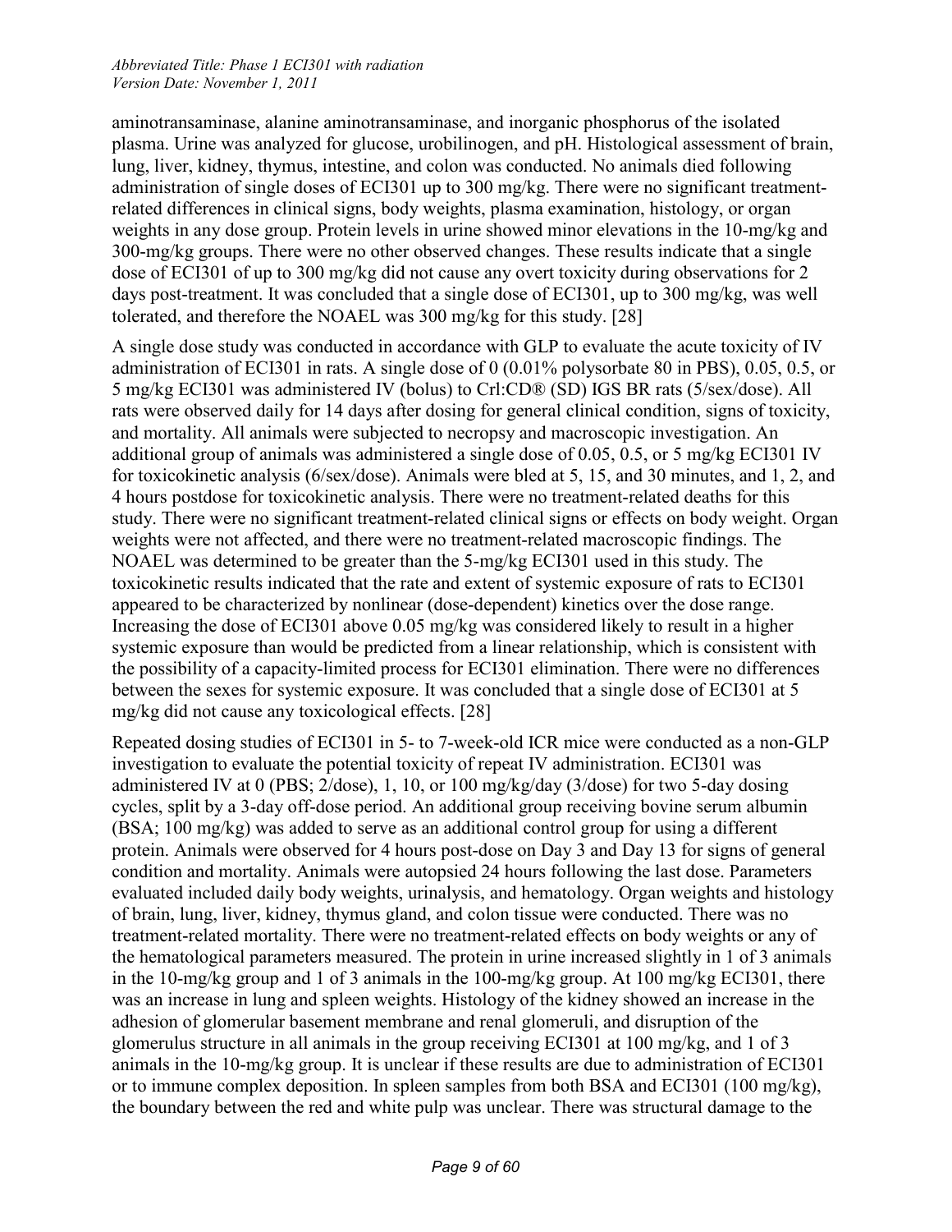aminotransaminase, alanine aminotransaminase, and inorganic phosphorus of the isolated plasma. Urine was analyzed for glucose, urobilinogen, and pH. Histological assessment of brain, lung, liver, kidney, thymus, intestine, and colon was conducted. No animals died following administration of single doses of ECI301 up to 300 mg/kg. There were no significant treatment-related differences in clinical signs, body weights, plasma examination, histology, or organ weights in any dose group. Protein levels in urine showed minor elevations in the 10-mg/kg and 300-mg/kg groups. There were no other observed changes. These results indicate that a single dose of ECI301 of up to 300 mg/kg did not cause any overt toxicity during observations for 2 days post-treatment. It was concluded that a single dose of ECI301, up to 300 mg/kg, was well tolerated, and therefore the NOAEL was 300 mg/kg for this study. [28]

A single dose study was conducted in accordance with GLP to evaluate the acute toxicity of IV administration of ECI301 in rats. A single dose of 0 (0.01% polysorbate 80 in PBS), 0.05, 0.5, or 5 mg/kg ECI301 was administered IV (bolus) to Crl:CD® (SD) IGS BR rats (5/sex/dose). All rats were observed daily for 14 days after dosing for general clinical condition, signs of toxicity, and mortality. All animals were subjected to necropsy and macroscopic investigation. An additional group of animals was administered a single dose of 0.05, 0.5, or 5 mg/kg ECI301 IV for toxicokinetic analysis (6/sex/dose). Animals were bled at 5, 15, and 30 minutes, and 1, 2, and 4 hours postdose for toxicokinetic analysis. There were no treatment-related deaths for this study. There were no significant treatment-related clinical signs or effects on body weight. Organ weights were not affected, and there were no treatment-related macroscopic findings. The NOAEL was determined to be greater than the 5-mg/kg ECI301 used in this study. The toxicokinetic results indicated that the rate and extent of systemic exposure of rats to ECI301 appeared to be characterized by nonlinear (dose-dependent) kinetics over the dose range. Increasing the dose of ECI301 above 0.05 mg/kg was considered likely to result in a higher systemic exposure than would be predicted from a linear relationship, which is consistent with the possibility of a capacity-limited process for ECI301 elimination. There were no differences between the sexes for systemic exposure. It was concluded that a single dose of ECI301 at 5 mg/kg did not cause any toxicological effects. [28]

Repeated dosing studies of ECI301 in 5- to 7-week-old ICR mice were conducted as a non-GLP investigation to evaluate the potential toxicity of repeat IV administration. ECI301 was administered IV at 0 (PBS; 2/dose), 1, 10, or 100 mg/kg/day (3/dose) for two 5-day dosing cycles, split by a 3-day off-dose period. An additional group receiving bovine serum albumin (BSA; 100 mg/kg) was added to serve as an additional control group for using a different protein. Animals were observed for 4 hours post-dose on Day 3 and Day 13 for signs of general condition and mortality. Animals were autopsied 24 hours following the last dose. Parameters evaluated included daily body weights, urinalysis, and hematology. Organ weights and histology of brain, lung, liver, kidney, thymus gland, and colon tissue were conducted. There was no treatment-related mortality. There were no treatment-related effects on body weights or any of the hematological parameters measured. The protein in urine increased slightly in 1 of 3 animals in the 10-mg/kg group and 1 of 3 animals in the 100-mg/kg group. At 100 mg/kg ECI301, there was an increase in lung and spleen weights. Histology of the kidney showed an increase in the adhesion of glomerular basement membrane and renal glomeruli, and disruption of the glomerulus structure in all animals in the group receiving ECI301 at 100 mg/kg, and 1 of 3 animals in the 10-mg/kg group. It is unclear if these results are due to administration of ECI301 or to immune complex deposition. In spleen samples from both BSA and ECI301 (100 mg/kg), the boundary between the red and white pulp was unclear. There was structural damage to the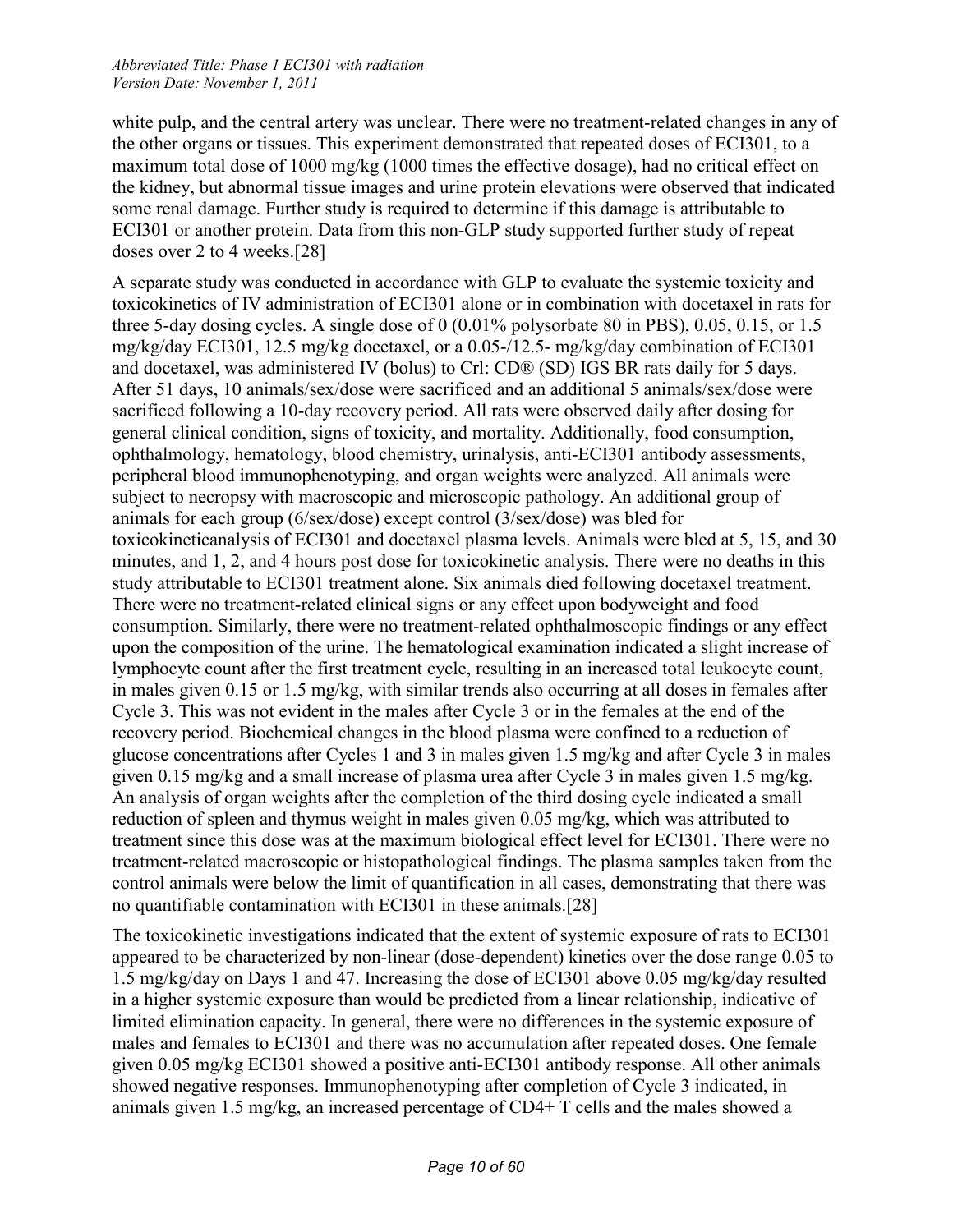white pulp, and the central artery was unclear. There were no treatment-related changes in any of the other organs or tissues. This experiment demonstrated that repeated doses of ECI301, to a maximum total dose of 1000 mg/kg (1000 times the effective dosage), had no critical effect on the kidney, but abnormal tissue images and urine protein elevations were observed that indicated some renal damage. Further study is required to determine if this damage is attributable to ECI301 or another protein. Data from this non-GLP study supported further study of repeat doses over 2 to 4 weeks.[28]

A separate study was conducted in accordance with GLP to evaluate the systemic toxicity and toxicokinetics of IV administration of ECI301 alone or in combination with docetaxel in rats for three 5-day dosing cycles. A single dose of 0 (0.01% polysorbate 80 in PBS), 0.05, 0.15, or 1.5 mg/kg/day ECI301, 12.5 mg/kg docetaxel, or a 0.05-/12.5- mg/kg/day combination of ECI301 and docetaxel, was administered IV (bolus) to Crl: CD® (SD) IGS BR rats daily for 5 days. After 51 days, 10 animals/sex/dose were sacrificed and an additional 5 animals/sex/dose were sacrificed following a 10-day recovery period. All rats were observed daily after dosing for general clinical condition, signs of toxicity, and mortality. Additionally, food consumption, ophthalmology, hematology, blood chemistry, urinalysis, anti-ECI301 antibody assessments, peripheral blood immunophenotyping, and organ weights were analyzed. All animals were subject to necropsy with macroscopic and microscopic pathology. An additional group of animals for each group (6/sex/dose) except control (3/sex/dose) was bled for toxicokineticanalysis of ECI301 and docetaxel plasma levels. Animals were bled at 5, 15, and 30 minutes, and 1, 2, and 4 hours post dose for toxicokinetic analysis. There were no deaths in this study attributable to ECI301 treatment alone. Six animals died following docetaxel treatment. There were no treatment-related clinical signs or any effect upon bodyweight and food consumption. Similarly, there were no treatment-related ophthalmoscopic findings or any effect upon the composition of the urine. The hematological examination indicated a slight increase of lymphocyte count after the first treatment cycle, resulting in an increased total leukocyte count, in males given 0.15 or 1.5 mg/kg, with similar trends also occurring at all doses in females after Cycle 3. This was not evident in the males after Cycle 3 or in the females at the end of the recovery period. Biochemical changes in the blood plasma were confined to a reduction of glucose concentrations after Cycles 1 and 3 in males given 1.5 mg/kg and after Cycle 3 in males given 0.15 mg/kg and a small increase of plasma urea after Cycle 3 in males given 1.5 mg/kg. An analysis of organ weights after the completion of the third dosing cycle indicated a small reduction of spleen and thymus weight in males given 0.05 mg/kg, which was attributed to treatment since this dose was at the maximum biological effect level for ECI301. There were no treatment-related macroscopic or histopathological findings. The plasma samples taken from the control animals were below the limit of quantification in all cases, demonstrating that there was no quantifiable contamination with ECI301 in these animals.[28]

The toxicokinetic investigations indicated that the extent of systemic exposure of rats to ECI301 appeared to be characterized by non-linear (dose-dependent) kinetics over the dose range 0.05 to 1.5 mg/kg/day on Days 1 and 47. Increasing the dose of ECI301 above 0.05 mg/kg/day resulted in a higher systemic exposure than would be predicted from a linear relationship, indicative of limited elimination capacity. In general, there were no differences in the systemic exposure of males and females to ECI301 and there was no accumulation after repeated doses. One female given 0.05 mg/kg ECI301 showed a positive anti-ECI301 antibody response. All other animals showed negative responses. Immunophenotyping after completion of Cycle 3 indicated, in animals given 1.5 mg/kg, an increased percentage of CD4+ T cells and the males showed a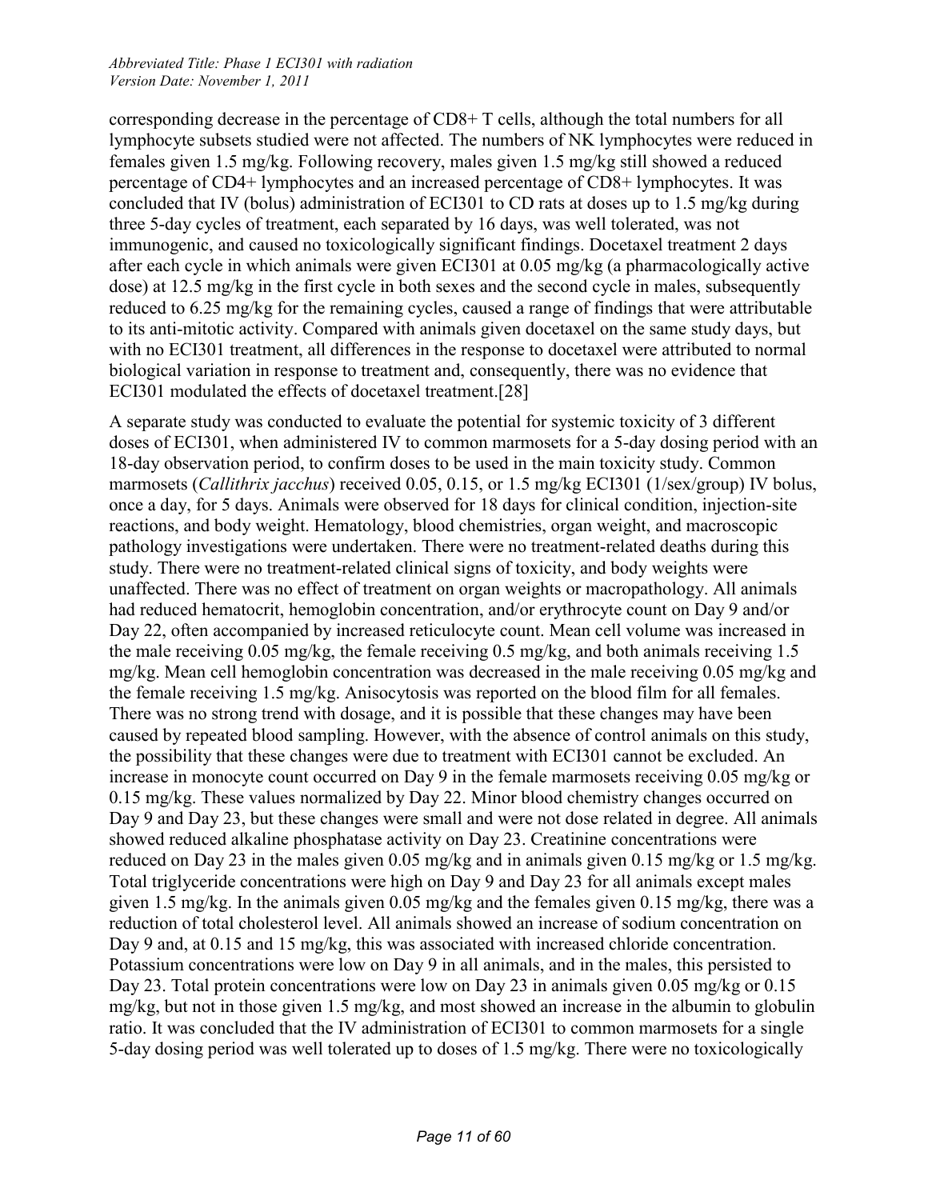corresponding decrease in the percentage of CD8+ T cells, although the total numbers for all lymphocyte subsets studied were not affected. The numbers of NK lymphocytes were reduced in females given 1.5 mg/kg. Following recovery, males given 1.5 mg/kg still showed a reduced percentage of CD4+ lymphocytes and an increased percentage of CD8+ lymphocytes. It was concluded that IV (bolus) administration of ECI301 to CD rats at doses up to 1.5 mg/kg during three 5-day cycles of treatment, each separated by 16 days, was well tolerated, was not immunogenic, and caused no toxicologically significant findings. Docetaxel treatment 2 days after each cycle in which animals were given ECI301 at 0.05 mg/kg (a pharmacologically active dose) at 12.5 mg/kg in the first cycle in both sexes and the second cycle in males, subsequently reduced to 6.25 mg/kg for the remaining cycles, caused a range of findings that were attributable to its anti-mitotic activity. Compared with animals given docetaxel on the same study days, but with no ECI301 treatment, all differences in the response to docetaxel were attributed to normal biological variation in response to treatment and, consequently, there was no evidence that ECI301 modulated the effects of docetaxel treatment.[28]

A separate study was conducted to evaluate the potential for systemic toxicity of 3 different doses of ECI301, when administered IV to common marmosets for a 5-day dosing period with an 18-day observation period, to confirm doses to be used in the main toxicity study. Common marmosets (*Callithrix jacchus*) received 0.05, 0.15, or 1.5 mg/kg ECI301 (1/sex/group) IV bolus, once a day, for 5 days. Animals were observed for 18 days for clinical condition, injection-site reactions, and body weight. Hematology, blood chemistries, organ weight, and macroscopic pathology investigations were undertaken. There were no treatment-related deaths during this study. There were no treatment-related clinical signs of toxicity, and body weights were unaffected. There was no effect of treatment on organ weights or macropathology. All animals had reduced hematocrit, hemoglobin concentration, and/or erythrocyte count on Day 9 and/or Day 22, often accompanied by increased reticulocyte count. Mean cell volume was increased in the male receiving 0.05 mg/kg, the female receiving 0.5 mg/kg, and both animals receiving 1.5 mg/kg. Mean cell hemoglobin concentration was decreased in the male receiving 0.05 mg/kg and the female receiving 1.5 mg/kg. Anisocytosis was reported on the blood film for all females. There was no strong trend with dosage, and it is possible that these changes may have been caused by repeated blood sampling. However, with the absence of control animals on this study, the possibility that these changes were due to treatment with ECI301 cannot be excluded. An increase in monocyte count occurred on Day 9 in the female marmosets receiving 0.05 mg/kg or 0.15 mg/kg. These values normalized by Day 22. Minor blood chemistry changes occurred on Day 9 and Day 23, but these changes were small and were not dose related in degree. All animals showed reduced alkaline phosphatase activity on Day 23. Creatinine concentrations were reduced on Day 23 in the males given 0.05 mg/kg and in animals given 0.15 mg/kg or 1.5 mg/kg. Total triglyceride concentrations were high on Day 9 and Day 23 for all animals except males given 1.5 mg/kg. In the animals given 0.05 mg/kg and the females given 0.15 mg/kg, there was a reduction of total cholesterol level. All animals showed an increase of sodium concentration on Day 9 and, at 0.15 and 15 mg/kg, this was associated with increased chloride concentration. Potassium concentrations were low on Day 9 in all animals, and in the males, this persisted to Day 23. Total protein concentrations were low on Day 23 in animals given 0.05 mg/kg or 0.15 mg/kg, but not in those given 1.5 mg/kg, and most showed an increase in the albumin to globulin ratio. It was concluded that the IV administration of ECI301 to common marmosets for a single 5-day dosing period was well tolerated up to doses of 1.5 mg/kg. There were no toxicologically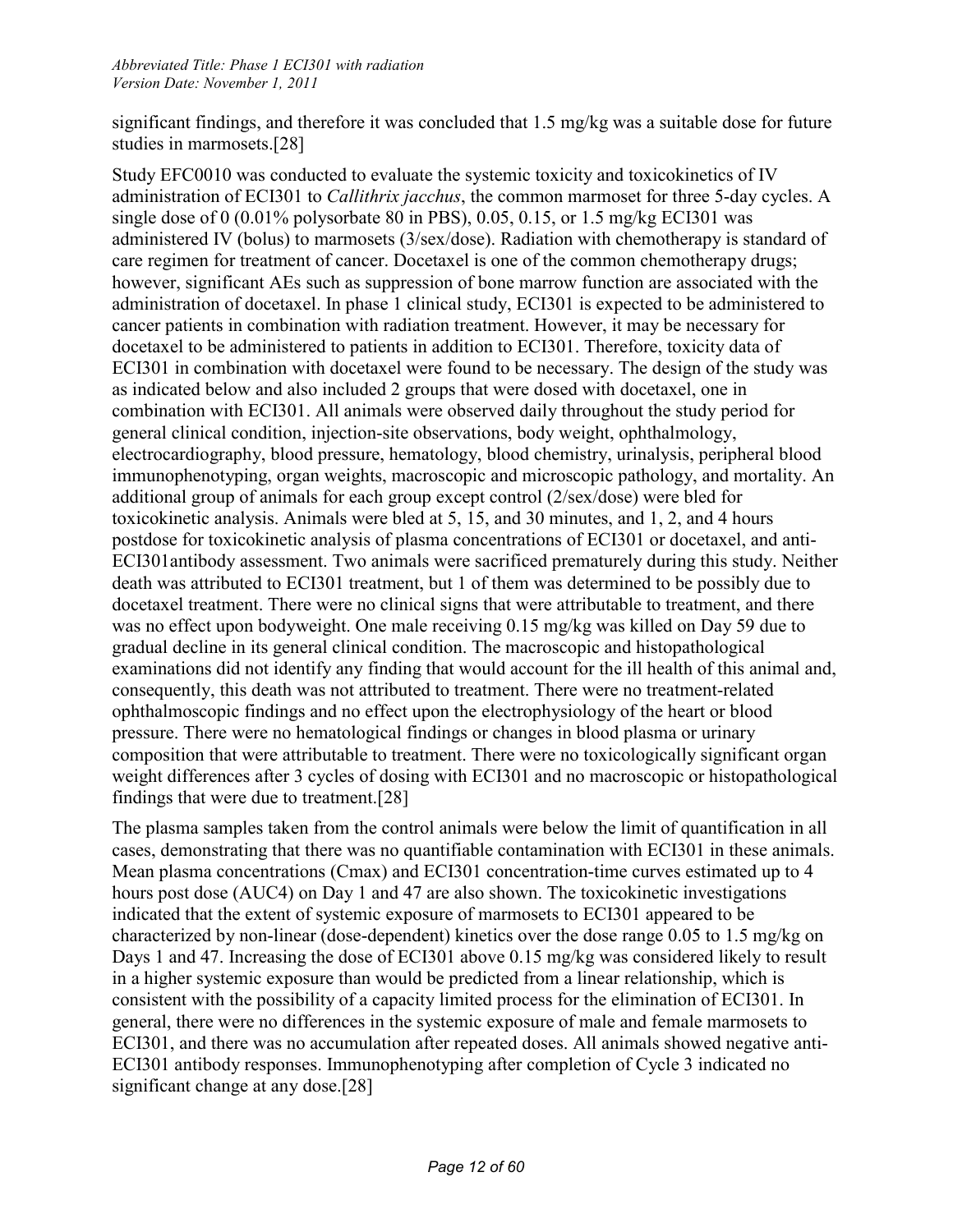significant findings, and therefore it was concluded that 1.5 mg/kg was a suitable dose for future studies in marmosets.[28]

Study EFC0010 was conducted to evaluate the systemic toxicity and toxicokinetics of IV administration of ECI301 to *Callithrix jacchus*, the common marmoset for three 5-day cycles. A single dose of 0 (0.01% polysorbate 80 in PBS), 0.05, 0.15, or 1.5 mg/kg ECI301 was administered IV (bolus) to marmosets (3/sex/dose). Radiation with chemotherapy is standard of care regimen for treatment of cancer. Docetaxel is one of the common chemotherapy drugs; however, significant AEs such as suppression of bone marrow function are associated with the administration of docetaxel. In phase 1 clinical study, ECI301 is expected to be administered to cancer patients in combination with radiation treatment. However, it may be necessary for docetaxel to be administered to patients in addition to ECI301. Therefore, toxicity data of ECI301 in combination with docetaxel were found to be necessary. The design of the study was as indicated below and also included 2 groups that were dosed with docetaxel, one in combination with ECI301. All animals were observed daily throughout the study period for general clinical condition, injection-site observations, body weight, ophthalmology, electrocardiography, blood pressure, hematology, blood chemistry, urinalysis, peripheral blood immunophenotyping, organ weights, macroscopic and microscopic pathology, and mortality. An additional group of animals for each group except control (2/sex/dose) were bled for toxicokinetic analysis. Animals were bled at 5, 15, and 30 minutes, and 1, 2, and 4 hours postdose for toxicokinetic analysis of plasma concentrations of ECI301 or docetaxel, and anti-ECI301antibody assessment. Two animals were sacrificed prematurely during this study. Neither death was attributed to ECI301 treatment, but 1 of them was determined to be possibly due to docetaxel treatment. There were no clinical signs that were attributable to treatment, and there was no effect upon bodyweight. One male receiving 0.15 mg/kg was killed on Day 59 due to gradual decline in its general clinical condition. The macroscopic and histopathological examinations did not identify any finding that would account for the ill health of this animal and, consequently, this death was not attributed to treatment. There were no treatment-related ophthalmoscopic findings and no effect upon the electrophysiology of the heart or blood pressure. There were no hematological findings or changes in blood plasma or urinary composition that were attributable to treatment. There were no toxicologically significant organ weight differences after 3 cycles of dosing with ECI301 and no macroscopic or histopathological findings that were due to treatment.[28]

The plasma samples taken from the control animals were below the limit of quantification in all cases, demonstrating that there was no quantifiable contamination with ECI301 in these animals. Mean plasma concentrations (Cmax) and ECI301 concentration-time curves estimated up to 4 hours post dose (AUC4) on Day 1 and 47 are also shown. The toxicokinetic investigations indicated that the extent of systemic exposure of marmosets to ECI301 appeared to be characterized by non-linear (dose-dependent) kinetics over the dose range 0.05 to 1.5 mg/kg on Days 1 and 47. Increasing the dose of ECI301 above 0.15 mg/kg was considered likely to result in a higher systemic exposure than would be predicted from a linear relationship, which is consistent with the possibility of a capacity limited process for the elimination of ECI301. In general, there were no differences in the systemic exposure of male and female marmosets to ECI301, and there was no accumulation after repeated doses. All animals showed negative anti-ECI301 antibody responses. Immunophenotyping after completion of Cycle 3 indicated no significant change at any dose.[28]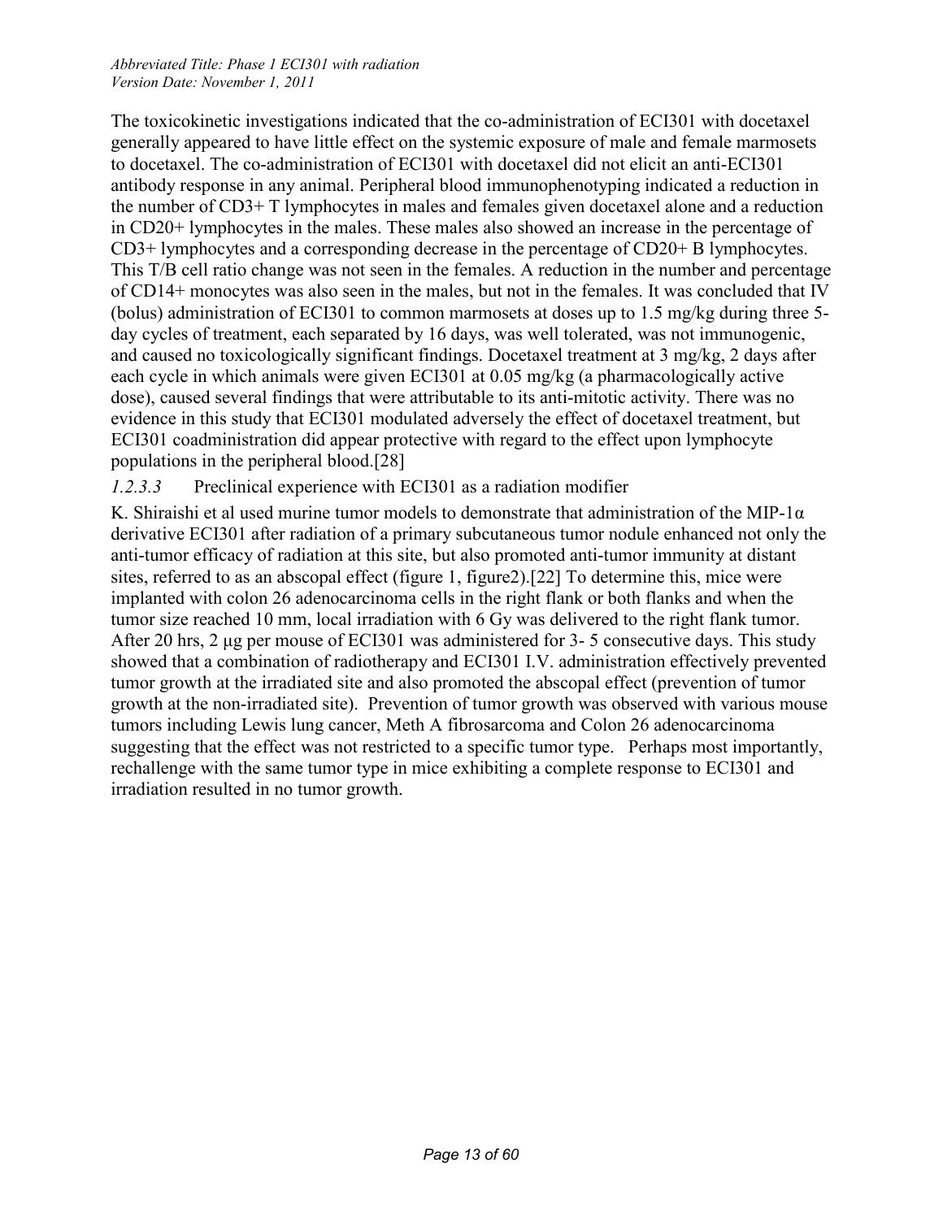The toxicokinetic investigations indicated that the co-administration of ECI301 with docetaxel generally appeared to have little effect on the systemic exposure of male and female marmosets to docetaxel. The co-administration of ECI301 with docetaxel did not elicit an anti-ECI301 antibody response in any animal. Peripheral blood immunophenotyping indicated a reduction in the number of CD3+ T lymphocytes in males and females given docetaxel alone and a reduction in CD20+ lymphocytes in the males. These males also showed an increase in the percentage of CD3+ lymphocytes and a corresponding decrease in the percentage of CD20+ B lymphocytes. This T/B cell ratio change was not seen in the females. A reduction in the number and percentage of CD14+ monocytes was also seen in the males, but not in the females. It was concluded that IV (bolus) administration of ECI301 to common marmosets at doses up to 1.5 mg/kg during three 5-day cycles of treatment, each separated by 16 days, was well tolerated, was not immunogenic, and caused no toxicologically significant findings. Docetaxel treatment at 3 mg/kg, 2 days after each cycle in which animals were given ECI301 at 0.05 mg/kg (a pharmacologically active dose), caused several findings that were attributable to its anti-mitotic activity. There was no evidence in this study that ECI301 modulated adversely the effect of docetaxel treatment, but ECI301 coadministration did appear protective with regard to the effect upon lymphocyte populations in the peripheral blood.[28]

#### *1.2.3.3* Preclinical experience with ECI301 as a radiation modifier

K. Shiraishi et al used murine tumor models to demonstrate that administration of the MIP-1α derivative ECI301 after radiation of a primary subcutaneous tumor nodule enhanced not only the anti-tumor efficacy of radiation at this site, but also promoted anti-tumor immunity at distant sites, referred to as an abscopal effect (figure 1, figure2).[22] To determine this, mice were implanted with colon 26 adenocarcinoma cells in the right flank or both flanks and when the tumor size reached 10 mm, local irradiation with 6 Gy was delivered to the right flank tumor. After 20 hrs, 2 µg per mouse of ECI301 was administered for 3- 5 consecutive days. This study showed that a combination of radiotherapy and ECI301 I.V. administration effectively prevented tumor growth at the irradiated site and also promoted the abscopal effect (prevention of tumor growth at the non-irradiated site). Prevention of tumor growth was observed with various mouse tumors including Lewis lung cancer, Meth A fibrosarcoma and Colon 26 adenocarcinoma suggesting that the effect was not restricted to a specific tumor type. Perhaps most importantly, rechallenge with the same tumor type in mice exhibiting a complete response to ECI301 and irradiation resulted in no tumor growth.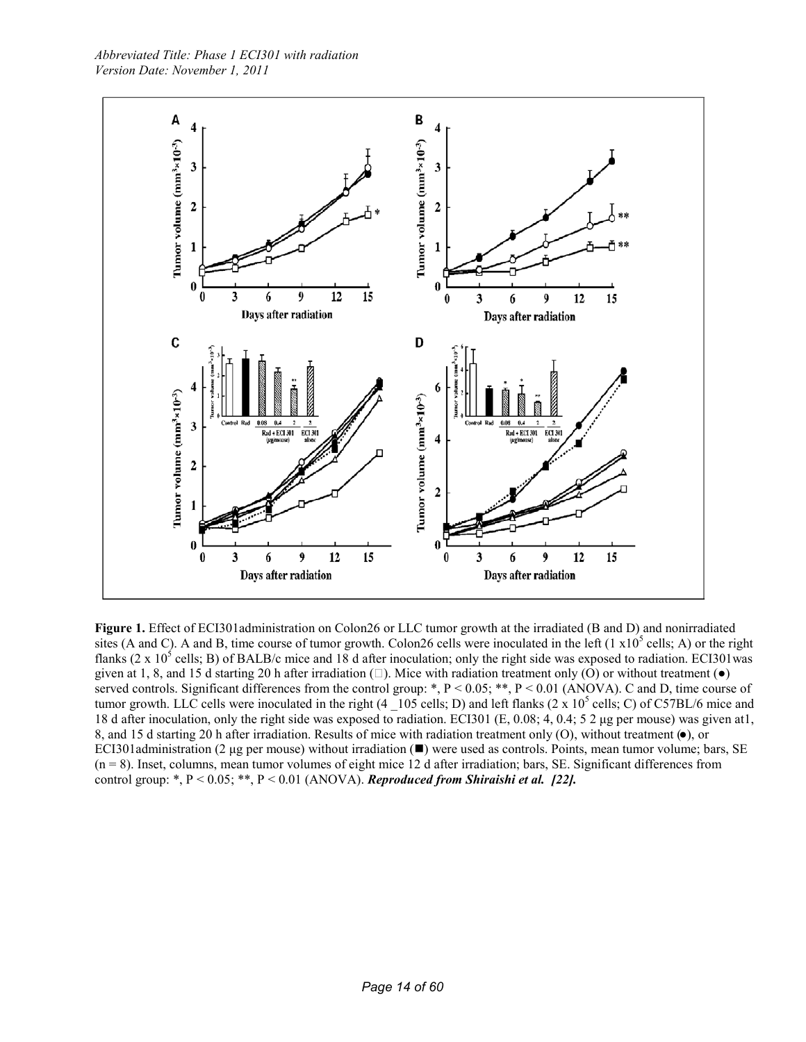**Figure 1.** Effect of ECI301administration on Colon26 or LLC tumor growth at the irradiated (B and D) and nonirradiated sites (A and C). A and B, time course of tumor growth. Colon26 cells were inoculated in the left (1 x$10^5$ cells; A) or the right flanks (2 x $10^5$ cells; B) of BALB/c mice and 18 d after inoculation; only the right side was exposed to radiation. ECI301was given at 1, 8, and 15 d starting 20 h after irradiation (□). Mice with radiation treatment only (O) or without treatment (●) served controls. Significant differences from the control group: *, P < 0.05; **, P < 0.01 (ANOVA). C and D, time course of tumor growth. LLC cells were inoculated in the right (4 _105 cells; D) and left flanks (2 x $10^5$ cells; C) of C57BL/6 mice and 18 d after inoculation, only the right side was exposed to radiation. ECI301 (E, 0.08; 4, 0.4; 5 2 µg per mouse) was given at1, 8, and 15 d starting 20 h after irradiation. Results of mice with radiation treatment only (O), without treatment (●), or ECI301administration (2 µg per mouse) without irradiation (■) were used as controls. Points, mean tumor volume; bars, SE (n = 8). Inset, columns, mean tumor volumes of eight mice 12 d after irradiation; bars, SE. Significant differences from control group: *, P < 0.05; **, P < 0.01 (ANOVA). ***Reproduced from Shiraishi et al. [22].***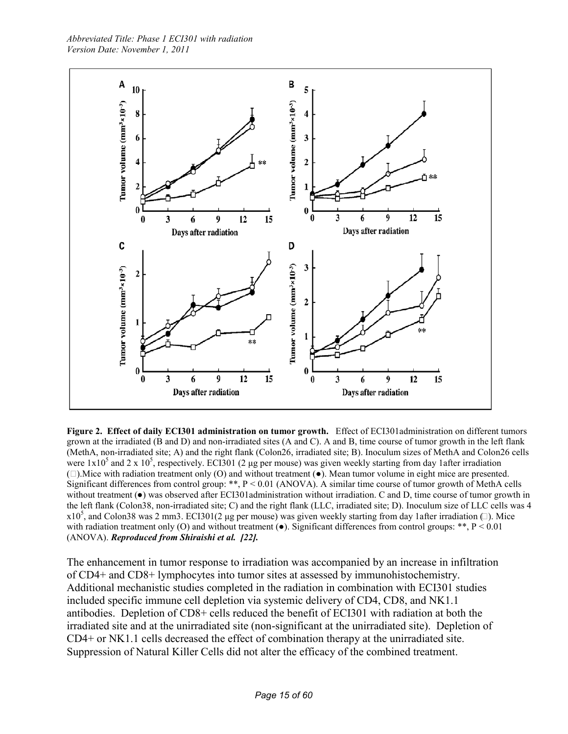**Figure 2. Effect of daily ECI301 administration on tumor growth.** Effect of ECI301administration on different tumors grown at the irradiated (B and D) and non-irradiated sites (A and C). A and B, time course of tumor growth in the left flank (MethA, non-irradiated site; A) and the right flank (Colon26, irradiated site; B). Inoculum sizes of MethA and Colon26 cells were $1x10^5$ and $2 \times 10^5$, respectively. ECI301 (2 µg per mouse) was given weekly starting from day 1after irradiation (□).Mice with radiation treatment only (O) and without treatment (●). Mean tumor volume in eight mice are presented. Significant differences from control group: **, $P < 0.01$ (ANOVA). A similar time course of tumor growth of MethA cells without treatment (●) was observed after ECI301administration without irradiation. C and D, time course of tumor growth in the left flank (Colon38, non-irradiated site; C) and the right flank (LLC, irradiated site; D). Inoculum size of LLC cells was $4 x10^5$, and Colon38 was 2 mm3. ECI301(2 µg per mouse) was given weekly starting from day 1after irradiation (□). Mice with radiation treatment only (O) and without treatment (●). Significant differences from control groups: **, $P < 0.01$ (ANOVA). ***Reproduced from Shiraishi et al. [22].***

The enhancement in tumor response to irradiation was accompanied by an increase in infiltration of CD4+ and CD8+ lymphocytes into tumor sites at assessed by immunohistochemistry. Additional mechanistic studies completed in the radiation in combination with ECI301 studies included specific immune cell depletion via systemic delivery of CD4, CD8, and NK1.1 antibodies. Depletion of CD8+ cells reduced the benefit of ECI301 with radiation at both the irradiated site and at the unirradiated site (non-significant at the unirradiated site). Depletion of CD4+ or NK1.1 cells decreased the effect of combination therapy at the unirradiated site. Suppression of Natural Killer Cells did not alter the efficacy of the combined treatment.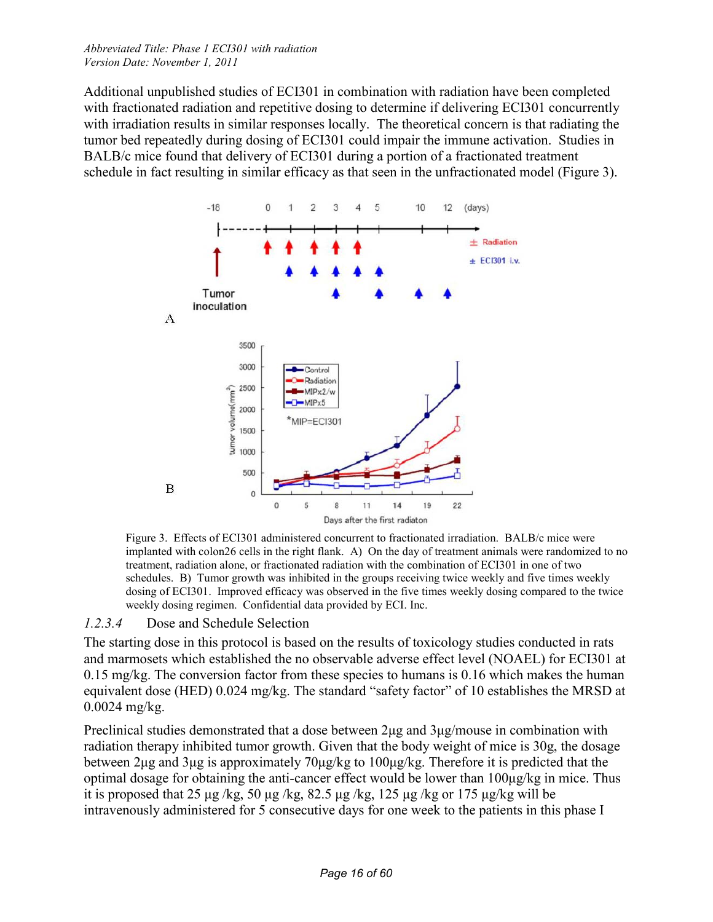Additional unpublished studies of ECI301 in combination with radiation have been completed with fractionated radiation and repetitive dosing to determine if delivering ECI301 concurrently with irradiation results in similar responses locally. The theoretical concern is that radiating the tumor bed repeatedly during dosing of ECI301 could impair the immune activation. Studies in BALB/c mice found that delivery of ECI301 during a portion of a fractionated treatment schedule in fact resulting in similar efficacy as that seen in the unfractionated model (Figure 3).

Figure 3. Effects of ECI301 administered concurrent to fractionated irradiation. BALB/c mice were implanted with colon26 cells in the right flank. A) On the day of treatment animals were randomized to no treatment, radiation alone, or fractionated radiation with the combination of ECI301 in one of two schedules. B) Tumor growth was inhibited in the groups receiving twice weekly and five times weekly dosing of ECI301. Improved efficacy was observed in the five times weekly dosing compared to the twice weekly dosing regimen. Confidential data provided by ECI. Inc.

#### *1.2.3.4* Dose and Schedule Selection

The starting dose in this protocol is based on the results of toxicology studies conducted in rats and marmosets which established the no observable adverse effect level (NOAEL) for ECI301 at 0.15 mg/kg. The conversion factor from these species to humans is 0.16 which makes the human equivalent dose (HED) 0.024 mg/kg. The standard "safety factor" of 10 establishes the MRSD at 0.0024 mg/kg.

Preclinical studies demonstrated that a dose between 2µg and 3µg/mouse in combination with radiation therapy inhibited tumor growth. Given that the body weight of mice is 30g, the dosage between 2µg and 3µg is approximately 70µg/kg to 100µg/kg. Therefore it is predicted that the optimal dosage for obtaining the anti-cancer effect would be lower than 100µg/kg in mice. Thus it is proposed that 25 µg /kg, 50 µg /kg, 82.5 µg /kg, 125 µg /kg or 175 µg/kg will be intravenously administered for 5 consecutive days for one week to the patients in this phase I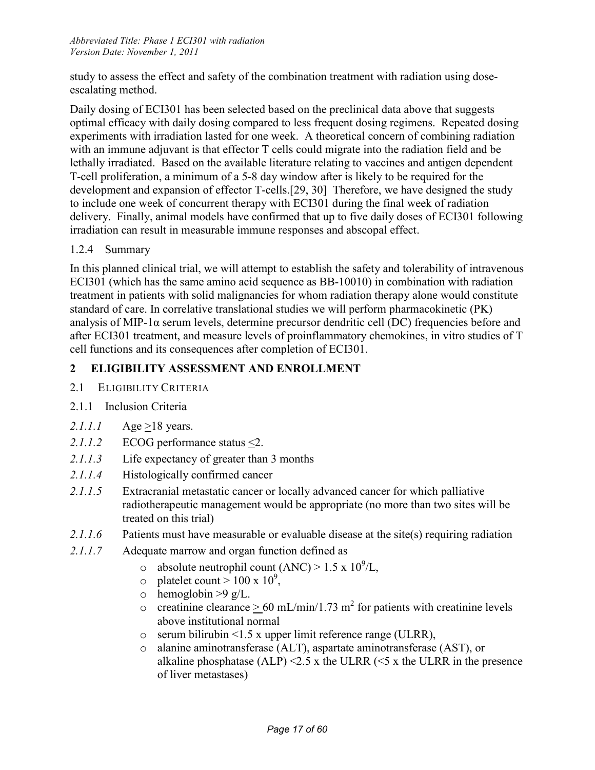study to assess the effect and safety of the combination treatment with radiation using dose-escalating method.

Daily dosing of ECI301 has been selected based on the preclinical data above that suggests optimal efficacy with daily dosing compared to less frequent dosing regimens. Repeated dosing experiments with irradiation lasted for one week. A theoretical concern of combining radiation with an immune adjuvant is that effector T cells could migrate into the radiation field and be lethally irradiated. Based on the available literature relating to vaccines and antigen dependent T-cell proliferation, a minimum of a 5-8 day window after is likely to be required for the development and expansion of effector T-cells.[29, 30] Therefore, we have designed the study to include one week of concurrent therapy with ECI301 during the final week of radiation delivery. Finally, animal models have confirmed that up to five daily doses of ECI301 following irradiation can result in measurable immune responses and abscopal effect.

### 1.2.4 Summary

In this planned clinical trial, we will attempt to establish the safety and tolerability of intravenous ECI301 (which has the same amino acid sequence as BB-10010) in combination with radiation treatment in patients with solid malignancies for whom radiation therapy alone would constitute standard of care. In correlative translational studies we will perform pharmacokinetic (PK) analysis of MIP-1α serum levels, determine precursor dendritic cell (DC) frequencies before and after ECI301 treatment, and measure levels of proinflammatory chemokines, in vitro studies of T cell functions and its consequences after completion of ECI301.

# 2 ELIGIBILITY ASSESSMENT AND ENROLLMENT

## 2.1 ELIGIBILITY CRITERIA

### 2.1.1 Inclusion Criteria

*2.1.1.1* Age ≥18 years.

*2.1.1.2* ECOG performance status ≤2.

*2.1.1.3* Life expectancy of greater than 3 months

*2.1.1.4* Histologically confirmed cancer

*2.1.1.5* Extracranial metastatic cancer or locally advanced cancer for which palliative radiotherapeutic management would be appropriate (no more than two sites will be treated on this trial)

*2.1.1.6* Patients must have measurable or evaluable disease at the site(s) requiring radiation

*2.1.1.7* Adequate marrow and organ function defined as

- absolute neutrophil count (ANC) > 1.5 x $10^9$/L,
- platelet count > 100 x $10^9$,
- hemoglobin >9 g/L.
- creatinine clearance ≥ 60 mL/min/1.73 $m^2$ for patients with creatinine levels above institutional normal
- serum bilirubin <1.5 x upper limit reference range (ULRR),
- alanine aminotransferase (ALT), aspartate aminotransferase (AST), or alkaline phosphatase (ALP) <2.5 x the ULRR (<5 x the ULRR in the presence of liver metastases)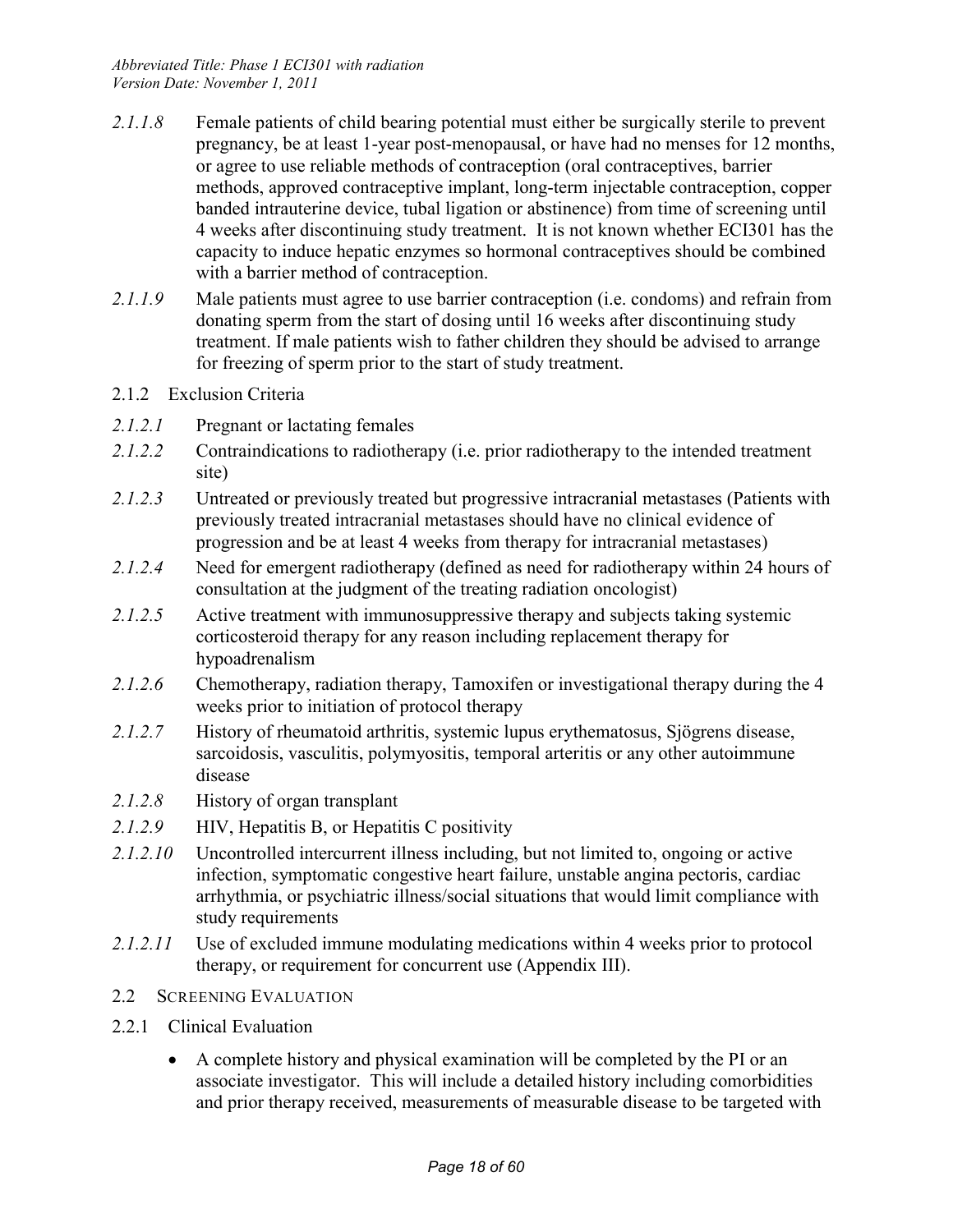*2.1.1.8* Female patients of child bearing potential must either be surgically sterile to prevent pregnancy, be at least 1-year post-menopausal, or have had no menses for 12 months, or agree to use reliable methods of contraception (oral contraceptives, barrier methods, approved contraceptive implant, long-term injectable contraception, copper banded intrauterine device, tubal ligation or abstinence) from time of screening until 4 weeks after discontinuing study treatment. It is not known whether ECI301 has the capacity to induce hepatic enzymes so hormonal contraceptives should be combined with a barrier method of contraception.

*2.1.1.9* Male patients must agree to use barrier contraception (i.e. condoms) and refrain from donating sperm from the start of dosing until 16 weeks after discontinuing study treatment. If male patients wish to father children they should be advised to arrange for freezing of sperm prior to the start of study treatment.

### 2.1.2 Exclusion Criteria

*2.1.2.1* Pregnant or lactating females

*2.1.2.2* Contraindications to radiotherapy (i.e. prior radiotherapy to the intended treatment site)

*2.1.2.3* Untreated or previously treated but progressive intracranial metastases (Patients with previously treated intracranial metastases should have no clinical evidence of progression and be at least 4 weeks from therapy for intracranial metastases)

*2.1.2.4* Need for emergent radiotherapy (defined as need for radiotherapy within 24 hours of consultation at the judgment of the treating radiation oncologist)

*2.1.2.5* Active treatment with immunosuppressive therapy and subjects taking systemic corticosteroid therapy for any reason including replacement therapy for hypoadrenalism

*2.1.2.6* Chemotherapy, radiation therapy, Tamoxifen or investigational therapy during the 4 weeks prior to initiation of protocol therapy

*2.1.2.7* History of rheumatoid arthritis, systemic lupus erythematosus, Sjögrens disease, sarcoidosis, vasculitis, polymyositis, temporal arteritis or any other autoimmune disease

*2.1.2.8* History of organ transplant

*2.1.2.9* HIV, Hepatitis B, or Hepatitis C positivity

*2.1.2.10* Uncontrolled intercurrent illness including, but not limited to, ongoing or active infection, symptomatic congestive heart failure, unstable angina pectoris, cardiac arrhythmia, or psychiatric illness/social situations that would limit compliance with study requirements

*2.1.2.11* Use of excluded immune modulating medications within 4 weeks prior to protocol therapy, or requirement for concurrent use (Appendix III).

## 2.2 Screening Evaluation

### 2.2.1 Clinical Evaluation

- A complete history and physical examination will be completed by the PI or an associate investigator. This will include a detailed history including comorbidities and prior therapy received, measurements of measurable disease to be targeted with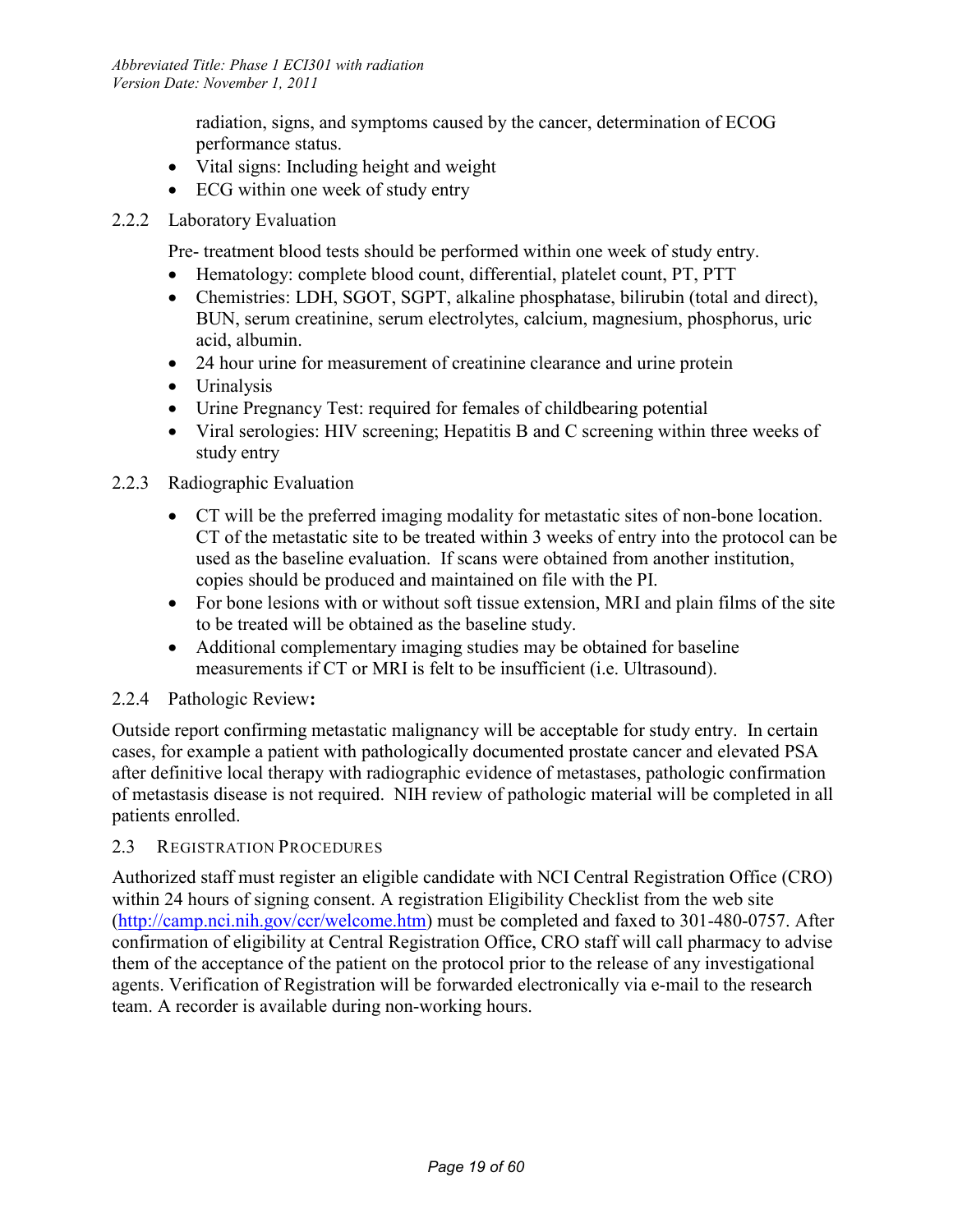radiation, signs, and symptoms caused by the cancer, determination of ECOG performance status.

- Vital signs: Including height and weight
- ECG within one week of study entry

### 2.2.2 Laboratory Evaluation

Pre- treatment blood tests should be performed within one week of study entry.

- Hematology: complete blood count, differential, platelet count, PT, PTT
- Chemistries: LDH, SGOT, SGPT, alkaline phosphatase, bilirubin (total and direct), BUN, serum creatinine, serum electrolytes, calcium, magnesium, phosphorus, uric acid, albumin.
- 24 hour urine for measurement of creatinine clearance and urine protein
- Urinalysis
- Urine Pregnancy Test: required for females of childbearing potential
- Viral serologies: HIV screening; Hepatitis B and C screening within three weeks of study entry

### 2.2.3 Radiographic Evaluation

- CT will be the preferred imaging modality for metastatic sites of non-bone location. CT of the metastatic site to be treated within 3 weeks of entry into the protocol can be used as the baseline evaluation. If scans were obtained from another institution, copies should be produced and maintained on file with the PI.
- For bone lesions with or without soft tissue extension, MRI and plain films of the site to be treated will be obtained as the baseline study.
- Additional complementary imaging studies may be obtained for baseline measurements if CT or MRI is felt to be insufficient (i.e. Ultrasound).

### 2.2.4 Pathologic Review:

Outside report confirming metastatic malignancy will be acceptable for study entry. In certain cases, for example a patient with pathologically documented prostate cancer and elevated PSA after definitive local therapy with radiographic evidence of metastases, pathologic confirmation of metastasis disease is not required. NIH review of pathologic material will be completed in all patients enrolled.

## 2.3 Registration Procedures

Authorized staff must register an eligible candidate with NCI Central Registration Office (CRO) within 24 hours of signing consent. A registration Eligibility Checklist from the web site (http://camp.nci.nih.gov/ccr/welcome.htm) must be completed and faxed to 301-480-0757. After confirmation of eligibility at Central Registration Office, CRO staff will call pharmacy to advise them of the acceptance of the patient on the protocol prior to the release of any investigational agents. Verification of Registration will be forwarded electronically via e-mail to the research team. A recorder is available during non-working hours.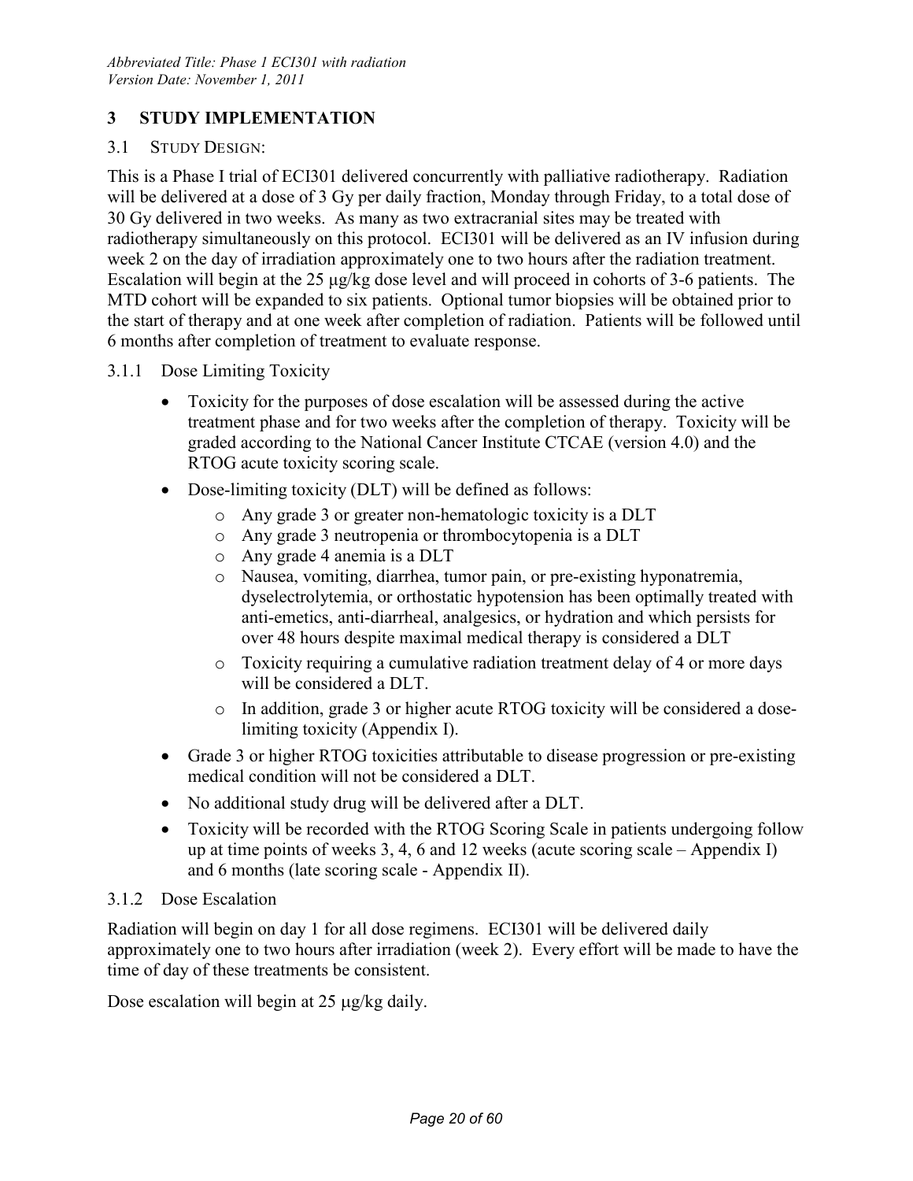# 3 STUDY IMPLEMENTATION

## 3.1 Study Design:

This is a Phase I trial of ECI301 delivered concurrently with palliative radiotherapy. Radiation will be delivered at a dose of 3 Gy per daily fraction, Monday through Friday, to a total dose of 30 Gy delivered in two weeks. As many as two extracranial sites may be treated with radiotherapy simultaneously on this protocol. ECI301 will be delivered as an IV infusion during week 2 on the day of irradiation approximately one to two hours after the radiation treatment. Escalation will begin at the 25 μg/kg dose level and will proceed in cohorts of 3-6 patients. The MTD cohort will be expanded to six patients. Optional tumor biopsies will be obtained prior to the start of therapy and at one week after completion of radiation. Patients will be followed until 6 months after completion of treatment to evaluate response.

### 3.1.1 Dose Limiting Toxicity

- Toxicity for the purposes of dose escalation will be assessed during the active treatment phase and for two weeks after the completion of therapy. Toxicity will be graded according to the National Cancer Institute CTCAE (version 4.0) and the RTOG acute toxicity scoring scale.
- Dose-limiting toxicity (DLT) will be defined as follows:
  - Any grade 3 or greater non-hematologic toxicity is a DLT
  - Any grade 3 neutropenia or thrombocytopenia is a DLT
  - Any grade 4 anemia is a DLT
  - Nausea, vomiting, diarrhea, tumor pain, or pre-existing hyponatremia, dyselectrolytemia, or orthostatic hypotension has been optimally treated with anti-emetics, anti-diarrheal, analgesics, or hydration and which persists for over 48 hours despite maximal medical therapy is considered a DLT
  - Toxicity requiring a cumulative radiation treatment delay of 4 or more days will be considered a DLT.
  - In addition, grade 3 or higher acute RTOG toxicity will be considered a dose-limiting toxicity (Appendix I).
- Grade 3 or higher RTOG toxicities attributable to disease progression or pre-existing medical condition will not be considered a DLT.
- No additional study drug will be delivered after a DLT.
- Toxicity will be recorded with the RTOG Scoring Scale in patients undergoing follow up at time points of weeks 3, 4, 6 and 12 weeks (acute scoring scale – Appendix I) and 6 months (late scoring scale - Appendix II).

### 3.1.2 Dose Escalation

Radiation will begin on day 1 for all dose regimens. ECI301 will be delivered daily approximately one to two hours after irradiation (week 2). Every effort will be made to have the time of day of these treatments be consistent.

Dose escalation will begin at 25 μg/kg daily.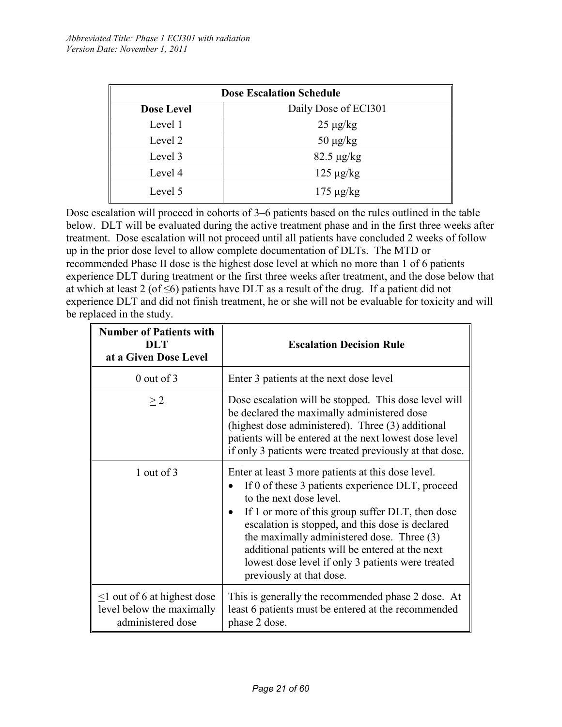| Dose Escalation Schedule | |
|---|---|
| **Dose Level** | Daily Dose of ECI301 |
| Level 1 | 25 μg/kg |
| Level 2 | 50 μg/kg |
| Level 3 | 82.5 μg/kg |
| Level 4 | 125 μg/kg |
| Level 5 | 175 μg/kg |

Dose escalation will proceed in cohorts of 3–6 patients based on the rules outlined in the table below. DLT will be evaluated during the active treatment phase and in the first three weeks after treatment. Dose escalation will not proceed until all patients have concluded 2 weeks of follow up in the prior dose level to allow complete documentation of DLTs. The MTD or recommended Phase II dose is the highest dose level at which no more than 1 of 6 patients experience DLT during treatment or the first three weeks after treatment, and the dose below that at which at least 2 (of ≤6) patients have DLT as a result of the drug. If a patient did not experience DLT and did not finish treatment, he or she will not be evaluable for toxicity and will be replaced in the study.

| Number of Patients with DLT at a Given Dose Level | Escalation Decision Rule |
|---|---|
| 0 out of 3 | Enter 3 patients at the next dose level |
| ≥ 2 | Dose escalation will be stopped. This dose level will be declared the maximally administered dose (highest dose administered). Three (3) additional patients will be entered at the next lowest dose level if only 3 patients were treated previously at that dose. |
| 1 out of 3 | Enter at least 3 more patients at this dose level.<br>• If 0 of these 3 patients experience DLT, proceed to the next dose level.<br>• If 1 or more of this group suffer DLT, then dose escalation is stopped, and this dose is declared the maximally administered dose. Three (3) additional patients will be entered at the next lowest dose level if only 3 patients were treated previously at that dose. |
| ≤1 out of 6 at highest dose level below the maximally administered dose | This is generally the recommended phase 2 dose. At least 6 patients must be entered at the recommended phase 2 dose. |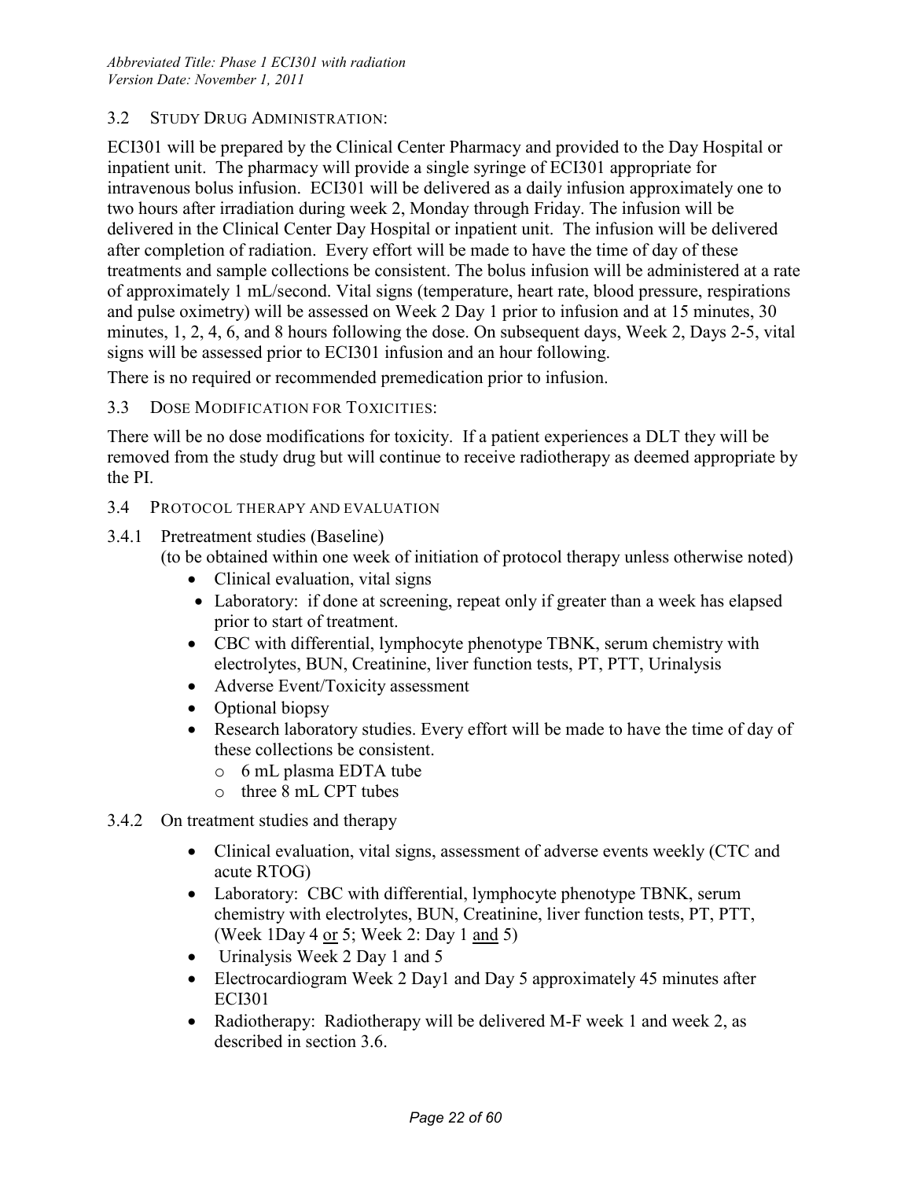### 3.2 Study Drug Administration:

ECI301 will be prepared by the Clinical Center Pharmacy and provided to the Day Hospital or inpatient unit. The pharmacy will provide a single syringe of ECI301 appropriate for intravenous bolus infusion. ECI301 will be delivered as a daily infusion approximately one to two hours after irradiation during week 2, Monday through Friday. The infusion will be delivered in the Clinical Center Day Hospital or inpatient unit. The infusion will be delivered after completion of radiation. Every effort will be made to have the time of day of these treatments and sample collections be consistent. The bolus infusion will be administered at a rate of approximately 1 mL/second. Vital signs (temperature, heart rate, blood pressure, respirations and pulse oximetry) will be assessed on Week 2 Day 1 prior to infusion and at 15 minutes, 30 minutes, 1, 2, 4, 6, and 8 hours following the dose. On subsequent days, Week 2, Days 2-5, vital signs will be assessed prior to ECI301 infusion and an hour following.

There is no required or recommended premedication prior to infusion.

### 3.3 Dose Modification for Toxicities:

There will be no dose modifications for toxicity. If a patient experiences a DLT they will be removed from the study drug but will continue to receive radiotherapy as deemed appropriate by the PI.

### 3.4 Protocol therapy and evaluation

#### 3.4.1 Pretreatment studies (Baseline)

(to be obtained within one week of initiation of protocol therapy unless otherwise noted)

- Clinical evaluation, vital signs
- Laboratory: if done at screening, repeat only if greater than a week has elapsed prior to start of treatment.
- CBC with differential, lymphocyte phenotype TBNK, serum chemistry with electrolytes, BUN, Creatinine, liver function tests, PT, PTT, Urinalysis
- Adverse Event/Toxicity assessment
- Optional biopsy
- Research laboratory studies. Every effort will be made to have the time of day of these collections be consistent.
  - 6 mL plasma EDTA tube
  - three 8 mL CPT tubes

#### 3.4.2 On treatment studies and therapy

- Clinical evaluation, vital signs, assessment of adverse events weekly (CTC and acute RTOG)
- Laboratory: CBC with differential, lymphocyte phenotype TBNK, serum chemistry with electrolytes, BUN, Creatinine, liver function tests, PT, PTT, (Week 1Day 4 <u>or</u> 5; Week 2: Day 1 <u>and</u> 5)
- Urinalysis Week 2 Day 1 and 5
- Electrocardiogram Week 2 Day1 and Day 5 approximately 45 minutes after ECI301
- Radiotherapy: Radiotherapy will be delivered M-F week 1 and week 2, as described in section 3.6.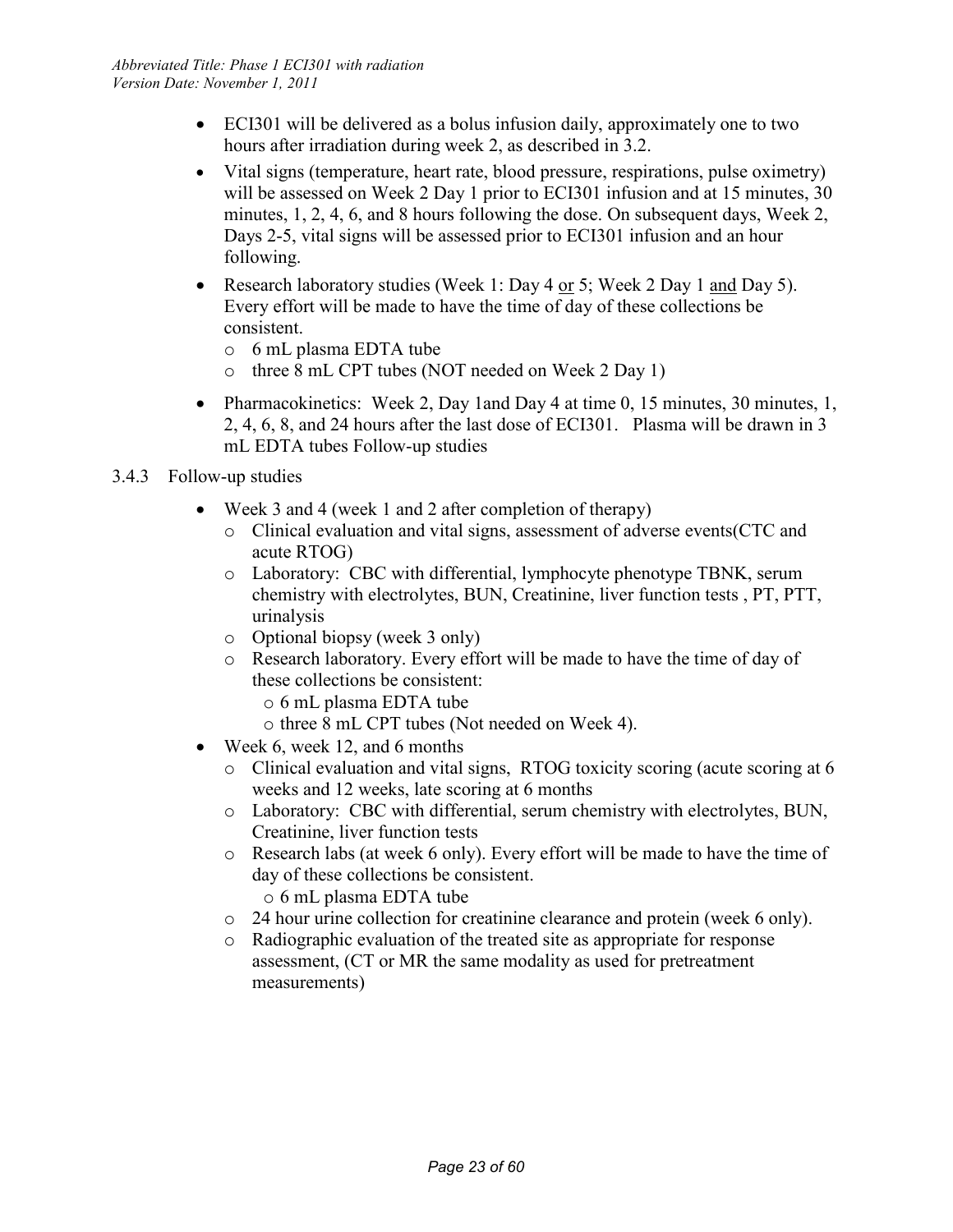- ECI301 will be delivered as a bolus infusion daily, approximately one to two hours after irradiation during week 2, as described in 3.2.
- Vital signs (temperature, heart rate, blood pressure, respirations, pulse oximetry) will be assessed on Week 2 Day 1 prior to ECI301 infusion and at 15 minutes, 30 minutes, 1, 2, 4, 6, and 8 hours following the dose. On subsequent days, Week 2, Days 2-5, vital signs will be assessed prior to ECI301 infusion and an hour following.
- Research laboratory studies (Week 1: Day 4 or 5; Week 2 Day 1 and Day 5). Every effort will be made to have the time of day of these collections be consistent.
  - 6 mL plasma EDTA tube
  - three 8 mL CPT tubes (NOT needed on Week 2 Day 1)
- Pharmacokinetics: Week 2, Day 1and Day 4 at time 0, 15 minutes, 30 minutes, 1, 2, 4, 6, 8, and 24 hours after the last dose of ECI301. Plasma will be drawn in 3 mL EDTA tubes Follow-up studies

### 3.4.3 Follow-up studies

- Week 3 and 4 (week 1 and 2 after completion of therapy)
  - Clinical evaluation and vital signs, assessment of adverse events(CTC and acute RTOG)
  - Laboratory: CBC with differential, lymphocyte phenotype TBNK, serum chemistry with electrolytes, BUN, Creatinine, liver function tests , PT, PTT, urinalysis
  - Optional biopsy (week 3 only)
  - Research laboratory. Every effort will be made to have the time of day of these collections be consistent:
    - 6 mL plasma EDTA tube
    - three 8 mL CPT tubes (Not needed on Week 4).
- Week 6, week 12, and 6 months
  - Clinical evaluation and vital signs, RTOG toxicity scoring (acute scoring at 6 weeks and 12 weeks, late scoring at 6 months
  - Laboratory: CBC with differential, serum chemistry with electrolytes, BUN, Creatinine, liver function tests
  - Research labs (at week 6 only). Every effort will be made to have the time of day of these collections be consistent.
    - 6 mL plasma EDTA tube
  - 24 hour urine collection for creatinine clearance and protein (week 6 only).
  - Radiographic evaluation of the treated site as appropriate for response assessment, (CT or MR the same modality as used for pretreatment measurements)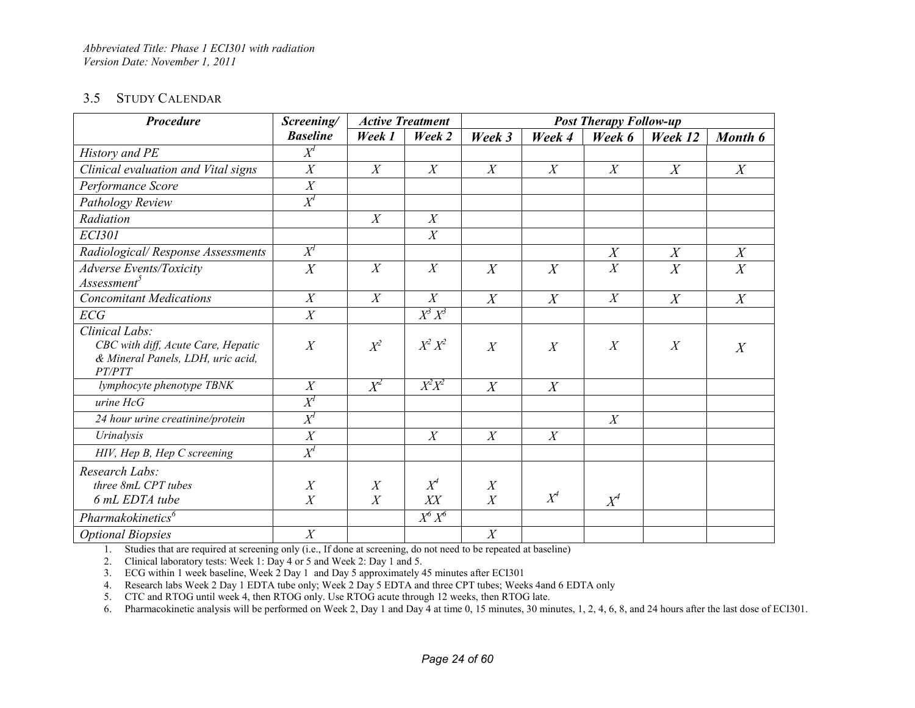## 3.5 Study Calendar

| *Procedure* | *Screening/ Baseline* | *Active Treatment* | | *Post Therapy Follow-up* | | | | |
|---|---|---|---|---|---|---|---|---|
| | | *Week 1* | *Week 2* | *Week 3* | *Week 4* | *Week 6* | *Week 12* | *Month 6* |
| *History and PE* | X[1] | | | | | | | |
| *Clinical evaluation and Vital signs* | X | X | X | X | X | X | X | X |
| *Performance Score* | X | | | | | | | |
| *Pathology Review* | X[1] | | | | | | | |
| *Radiation* | | X | X | | | | | |
| *ECI301* | | | X | | | | | |
| *Radiological/ Response Assessments* | X[1] | | | | | X | X | X |
| *Adverse Events/Toxicity Assessment*[5] | X | X | X | X | X | X | X | X |
| *Concomitant Medications* | X | X | X | X | X | X | X | X |
| *ECG* | X | | X[3] X[3] | | | | | |
| *Clinical Labs:* *CBC with diff, Acute Care, Hepatic & Mineral Panels, LDH, uric acid, PT/PTT* | X | X[2] | X[2] X[2] | X | X | X | X | X |
| *lymphocyte phenotype TBNK* | X | X[2] | X[2]X[2] | X | X | | | |
| *urine HcG* | X[1] | | | | | | | |
| *24 hour urine creatinine/protein* | X[1] | | | | | X | | |
| *Urinalysis* | X | | X | X | X | | | |
| *HIV, Hep B, Hep C screening* | X[1] | | | | | | | |
| *Research Labs:* *three 8mL CPT tubes* *6 mL EDTA tube* | X X | X X | X[4] XX | X X | X[4] | X[4] | | |
| *Pharmakokinetics*[6] | | | X[6] X[6] | | | | | |
| *Optional Biopsies* | X | | | X | | | | |

1. Studies that are required at screening only (i.e., If done at screening, do not need to be repeated at baseline)
2. Clinical laboratory tests: Week 1: Day 4 or 5 and Week 2: Day 1 and 5.
3. ECG within 1 week baseline, Week 2 Day 1 and Day 5 approximately 45 minutes after ECI301
4. Research labs Week 2 Day 1 EDTA tube only; Week 2 Day 5 EDTA and three CPT tubes; Weeks 4and 6 EDTA only
5. CTC and RTOG until week 4, then RTOG only. Use RTOG acute through 12 weeks, then RTOG late.
6. Pharmacokinetic analysis will be performed on Week 2, Day 1 and Day 4 at time 0, 15 minutes, 30 minutes, 1, 2, 4, 6, 8, and 24 hours after the last dose of ECI301.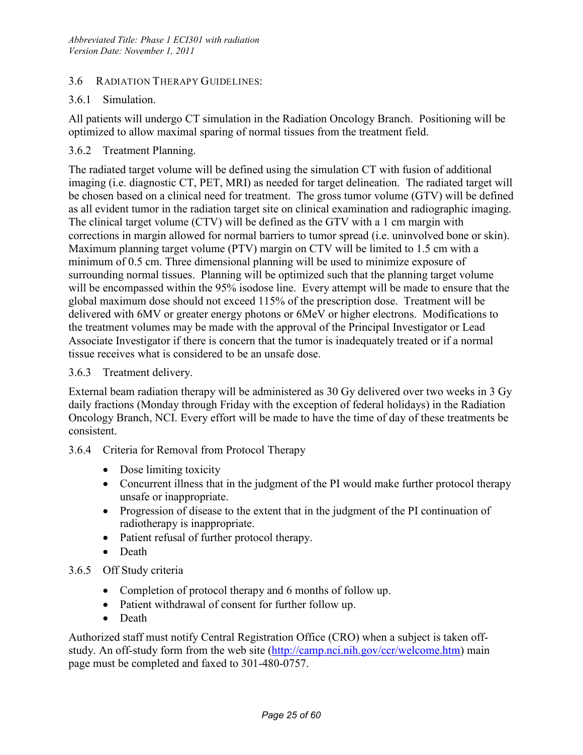### 3.6 Radiation Therapy Guidelines:

#### 3.6.1 Simulation.

All patients will undergo CT simulation in the Radiation Oncology Branch. Positioning will be optimized to allow maximal sparing of normal tissues from the treatment field.

#### 3.6.2 Treatment Planning.

The radiated target volume will be defined using the simulation CT with fusion of additional imaging (i.e. diagnostic CT, PET, MRI) as needed for target delineation. The radiated target will be chosen based on a clinical need for treatment. The gross tumor volume (GTV) will be defined as all evident tumor in the radiation target site on clinical examination and radiographic imaging. The clinical target volume (CTV) will be defined as the GTV with a 1 cm margin with corrections in margin allowed for normal barriers to tumor spread (i.e. uninvolved bone or skin). Maximum planning target volume (PTV) margin on CTV will be limited to 1.5 cm with a minimum of 0.5 cm. Three dimensional planning will be used to minimize exposure of surrounding normal tissues. Planning will be optimized such that the planning target volume will be encompassed within the 95% isodose line. Every attempt will be made to ensure that the global maximum dose should not exceed 115% of the prescription dose. Treatment will be delivered with 6MV or greater energy photons or 6MeV or higher electrons. Modifications to the treatment volumes may be made with the approval of the Principal Investigator or Lead Associate Investigator if there is concern that the tumor is inadequately treated or if a normal tissue receives what is considered to be an unsafe dose.

#### 3.6.3 Treatment delivery.

External beam radiation therapy will be administered as 30 Gy delivered over two weeks in 3 Gy daily fractions (Monday through Friday with the exception of federal holidays) in the Radiation Oncology Branch, NCI. Every effort will be made to have the time of day of these treatments be consistent.

#### 3.6.4 Criteria for Removal from Protocol Therapy

- Dose limiting toxicity
- Concurrent illness that in the judgment of the PI would make further protocol therapy unsafe or inappropriate.
- Progression of disease to the extent that in the judgment of the PI continuation of radiotherapy is inappropriate.
- Patient refusal of further protocol therapy.
- Death

#### 3.6.5 Off Study criteria

- Completion of protocol therapy and 6 months of follow up.
- Patient withdrawal of consent for further follow up.
- Death

Authorized staff must notify Central Registration Office (CRO) when a subject is taken off-study. An off-study form from the web site (http://camp.nci.nih.gov/ccr/welcome.htm) main page must be completed and faxed to 301-480-0757.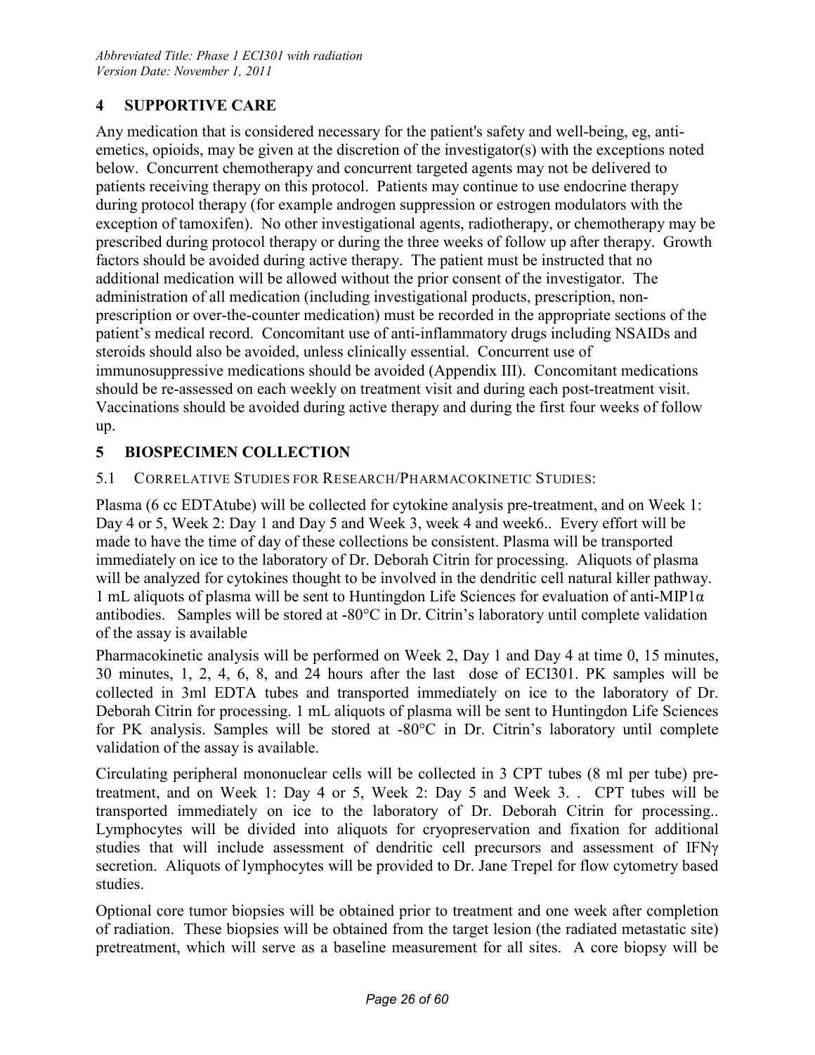## 4 SUPPORTIVE CARE

Any medication that is considered necessary for the patient's safety and well-being, eg, anti-emetics, opioids, may be given at the discretion of the investigator(s) with the exceptions noted below. Concurrent chemotherapy and concurrent targeted agents may not be delivered to patients receiving therapy on this protocol. Patients may continue to use endocrine therapy during protocol therapy (for example androgen suppression or estrogen modulators with the exception of tamoxifen). No other investigational agents, radiotherapy, or chemotherapy may be prescribed during protocol therapy or during the three weeks of follow up after therapy. Growth factors should be avoided during active therapy. The patient must be instructed that no additional medication will be allowed without the prior consent of the investigator. The administration of all medication (including investigational products, prescription, non-prescription or over-the-counter medication) must be recorded in the appropriate sections of the patient's medical record. Concomitant use of anti-inflammatory drugs including NSAIDs and steroids should also be avoided, unless clinically essential. Concurrent use of immunosuppressive medications should be avoided (Appendix III). Concomitant medications should be re-assessed on each weekly on treatment visit and during each post-treatment visit. Vaccinations should be avoided during active therapy and during the first four weeks of follow up.

## 5 BIOSPECIMEN COLLECTION

### 5.1 Correlative Studies for Research/Pharmacokinetic Studies:

Plasma (6 cc EDTAtube) will be collected for cytokine analysis pre-treatment, and on Week 1: Day 4 or 5, Week 2: Day 1 and Day 5 and Week 3, week 4 and week6.. Every effort will be made to have the time of day of these collections be consistent. Plasma will be transported immediately on ice to the laboratory of Dr. Deborah Citrin for processing. Aliquots of plasma will be analyzed for cytokines thought to be involved in the dendritic cell natural killer pathway. 1 mL aliquots of plasma will be sent to Huntingdon Life Sciences for evaluation of anti-MIP1α antibodies. Samples will be stored at -80°C in Dr. Citrin's laboratory until complete validation of the assay is available

Pharmacokinetic analysis will be performed on Week 2, Day 1 and Day 4 at time 0, 15 minutes, 30 minutes, 1, 2, 4, 6, 8, and 24 hours after the last dose of ECI301. PK samples will be collected in 3ml EDTA tubes and transported immediately on ice to the laboratory of Dr. Deborah Citrin for processing. 1 mL aliquots of plasma will be sent to Huntingdon Life Sciences for PK analysis. Samples will be stored at -80°C in Dr. Citrin's laboratory until complete validation of the assay is available.

Circulating peripheral mononuclear cells will be collected in 3 CPT tubes (8 ml per tube) pre-treatment, and on Week 1: Day 4 or 5, Week 2: Day 5 and Week 3. . CPT tubes will be transported immediately on ice to the laboratory of Dr. Deborah Citrin for processing.. Lymphocytes will be divided into aliquots for cryopreservation and fixation for additional studies that will include assessment of dendritic cell precursors and assessment of IFNγ secretion. Aliquots of lymphocytes will be provided to Dr. Jane Trepel for flow cytometry based studies.

Optional core tumor biopsies will be obtained prior to treatment and one week after completion of radiation. These biopsies will be obtained from the target lesion (the radiated metastatic site) pretreatment, which will serve as a baseline measurement for all sites. A core biopsy will be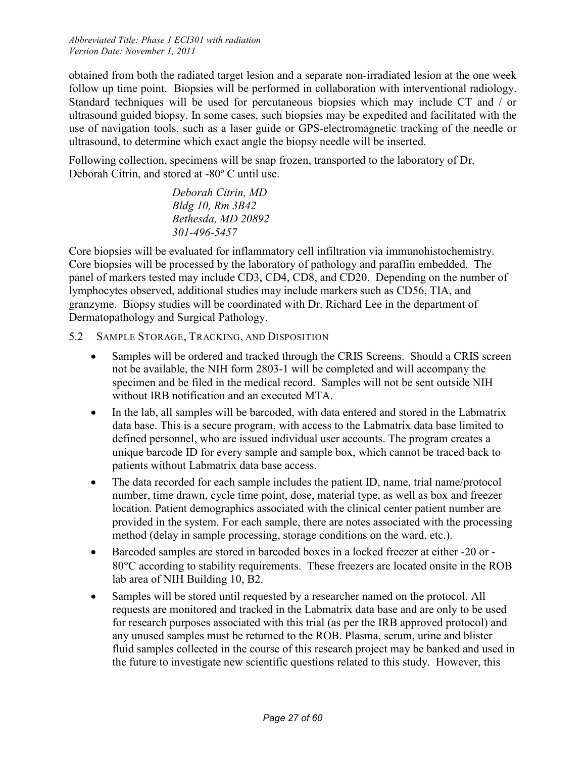obtained from both the radiated target lesion and a separate non-irradiated lesion at the one week follow up time point. Biopsies will be performed in collaboration with interventional radiology. Standard techniques will be used for percutaneous biopsies which may include CT and / or ultrasound guided biopsy. In some cases, such biopsies may be expedited and facilitated with the use of navigation tools, such as a laser guide or GPS-electromagnetic tracking of the needle or ultrasound, to determine which exact angle the biopsy needle will be inserted.

Following collection, specimens will be snap frozen, transported to the laboratory of Dr. Deborah Citrin, and stored at -80º C until use.

> *Deborah Citrin, MD*
> *Bldg 10, Rm 3B42*
> *Bethesda, MD 20892*
> *301-496-5457*

Core biopsies will be evaluated for inflammatory cell infiltration via immunohistochemistry. Core biopsies will be processed by the laboratory of pathology and paraffin embedded. The panel of markers tested may include CD3, CD4, CD8, and CD20. Depending on the number of lymphocytes observed, additional studies may include markers such as CD56, TIA, and granzyme. Biopsy studies will be coordinated with Dr. Richard Lee in the department of Dermatopathology and Surgical Pathology.

## 5.2 Sample Storage, Tracking, and Disposition

- Samples will be ordered and tracked through the CRIS Screens. Should a CRIS screen not be available, the NIH form 2803-1 will be completed and will accompany the specimen and be filed in the medical record. Samples will not be sent outside NIH without IRB notification and an executed MTA.
- In the lab, all samples will be barcoded, with data entered and stored in the Labmatrix data base. This is a secure program, with access to the Labmatrix data base limited to defined personnel, who are issued individual user accounts. The program creates a unique barcode ID for every sample and sample box, which cannot be traced back to patients without Labmatrix data base access.
- The data recorded for each sample includes the patient ID, name, trial name/protocol number, time drawn, cycle time point, dose, material type, as well as box and freezer location. Patient demographics associated with the clinical center patient number are provided in the system. For each sample, there are notes associated with the processing method (delay in sample processing, storage conditions on the ward, etc.).
- Barcoded samples are stored in barcoded boxes in a locked freezer at either -20 or -80°C according to stability requirements. These freezers are located onsite in the ROB lab area of NIH Building 10, B2.
- Samples will be stored until requested by a researcher named on the protocol. All requests are monitored and tracked in the Labmatrix data base and are only to be used for research purposes associated with this trial (as per the IRB approved protocol) and any unused samples must be returned to the ROB. Plasma, serum, urine and blister fluid samples collected in the course of this research project may be banked and used in the future to investigate new scientific questions related to this study. However, this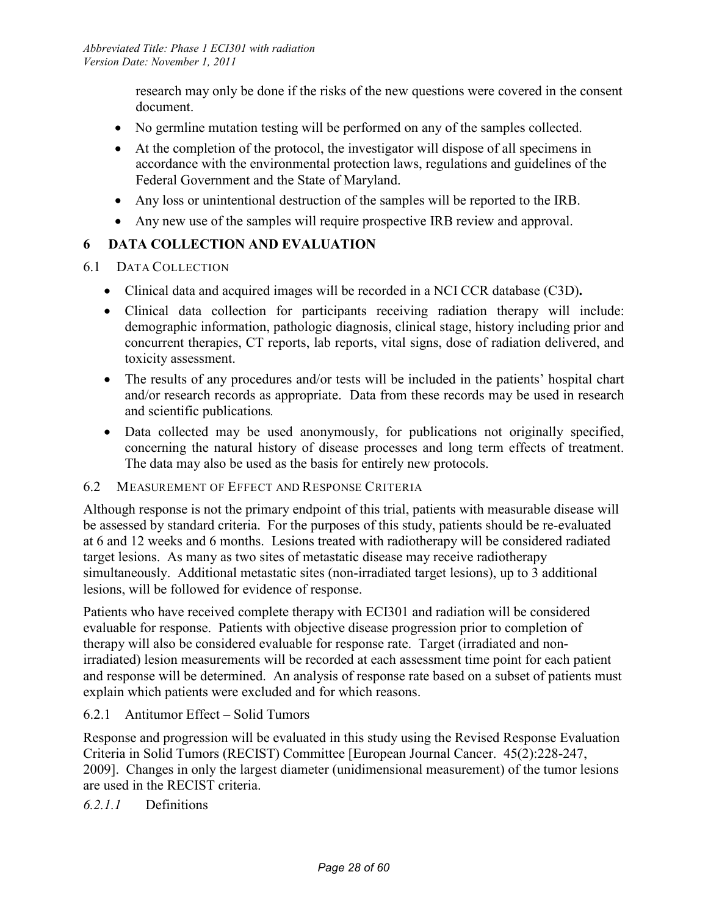research may only be done if the risks of the new questions were covered in the consent document.

- No germline mutation testing will be performed on any of the samples collected.
- At the completion of the protocol, the investigator will dispose of all specimens in accordance with the environmental protection laws, regulations and guidelines of the Federal Government and the State of Maryland.
- Any loss or unintentional destruction of the samples will be reported to the IRB.
- Any new use of the samples will require prospective IRB review and approval.

# 6 DATA COLLECTION AND EVALUATION

## 6.1 Data Collection

- Clinical data and acquired images will be recorded in a NCI CCR database (C3D)**.**
- Clinical data collection for participants receiving radiation therapy will include: demographic information, pathologic diagnosis, clinical stage, history including prior and concurrent therapies, CT reports, lab reports, vital signs, dose of radiation delivered, and toxicity assessment.
- The results of any procedures and/or tests will be included in the patients' hospital chart and/or research records as appropriate. Data from these records may be used in research and scientific publications*.*
- Data collected may be used anonymously, for publications not originally specified, concerning the natural history of disease processes and long term effects of treatment. The data may also be used as the basis for entirely new protocols.

## 6.2 Measurement of Effect and Response Criteria

Although response is not the primary endpoint of this trial, patients with measurable disease will be assessed by standard criteria. For the purposes of this study, patients should be re-evaluated at 6 and 12 weeks and 6 months. Lesions treated with radiotherapy will be considered radiated target lesions. As many as two sites of metastatic disease may receive radiotherapy simultaneously. Additional metastatic sites (non-irradiated target lesions), up to 3 additional lesions, will be followed for evidence of response.

Patients who have received complete therapy with ECI301 and radiation will be considered evaluable for response. Patients with objective disease progression prior to completion of therapy will also be considered evaluable for response rate. Target (irradiated and non-irradiated) lesion measurements will be recorded at each assessment time point for each patient and response will be determined. An analysis of response rate based on a subset of patients must explain which patients were excluded and for which reasons.

### 6.2.1 Antitumor Effect – Solid Tumors

Response and progression will be evaluated in this study using the Revised Response Evaluation Criteria in Solid Tumors (RECIST) Committee [European Journal Cancer. 45(2):228-247, 2009]. Changes in only the largest diameter (unidimensional measurement) of the tumor lesions are used in the RECIST criteria.

#### *6.2.1.1* Definitions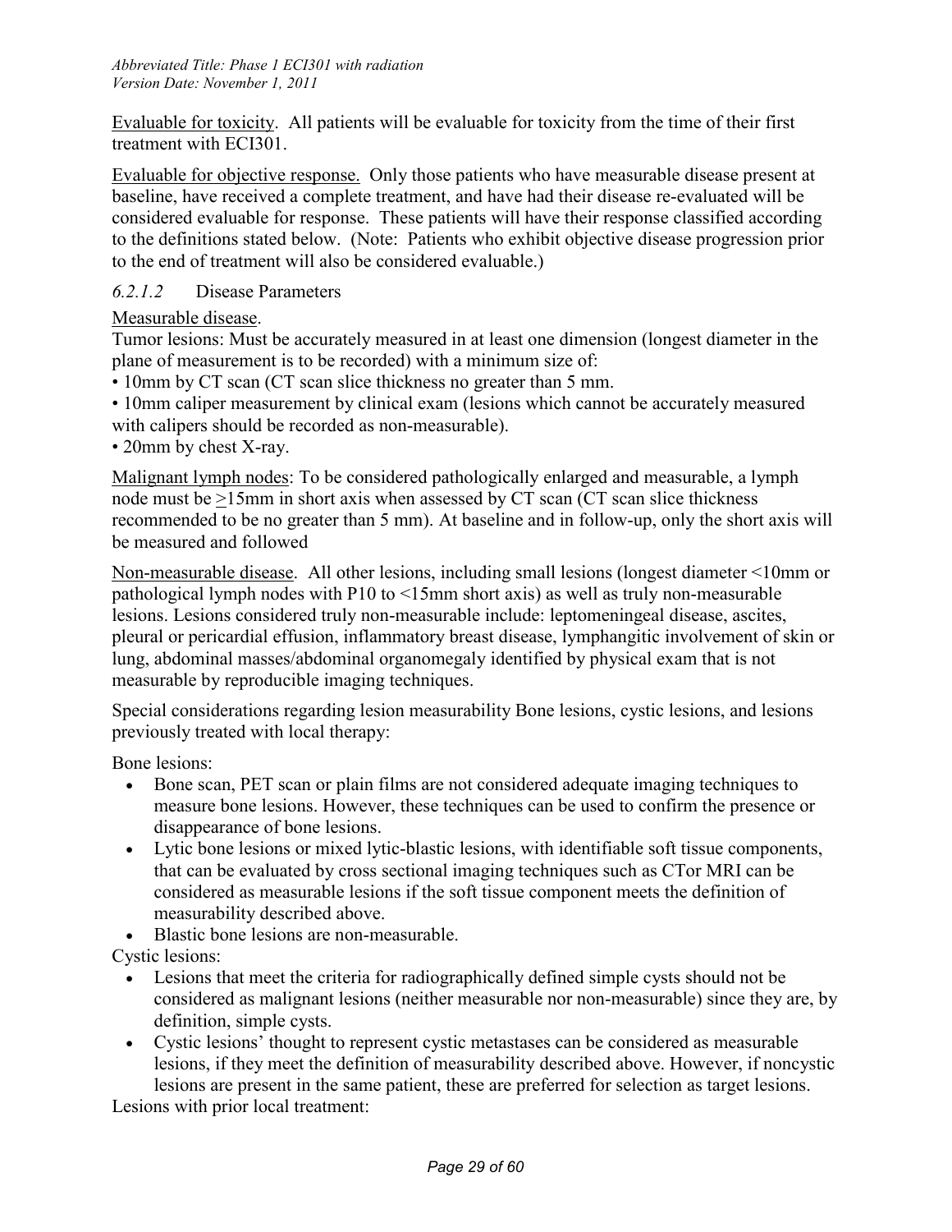Evaluable for toxicity. All patients will be evaluable for toxicity from the time of their first treatment with ECI301.

Evaluable for objective response. Only those patients who have measurable disease present at baseline, have received a complete treatment, and have had their disease re-evaluated will be considered evaluable for response. These patients will have their response classified according to the definitions stated below. (Note: Patients who exhibit objective disease progression prior to the end of treatment will also be considered evaluable.)

#### *6.2.1.2* Disease Parameters

Measurable disease.
Tumor lesions: Must be accurately measured in at least one dimension (longest diameter in the plane of measurement is to be recorded) with a minimum size of:

- 10mm by CT scan (CT scan slice thickness no greater than 5 mm.
- 10mm caliper measurement by clinical exam (lesions which cannot be accurately measured with calipers should be recorded as non-measurable).
- 20mm by chest X-ray.

Malignant lymph nodes: To be considered pathologically enlarged and measurable, a lymph node must be $\geq$15mm in short axis when assessed by CT scan (CT scan slice thickness recommended to be no greater than 5 mm). At baseline and in follow-up, only the short axis will be measured and followed

Non-measurable disease. All other lesions, including small lesions (longest diameter <10mm or pathological lymph nodes with P10 to <15mm short axis) as well as truly non-measurable lesions. Lesions considered truly non-measurable include: leptomeningeal disease, ascites, pleural or pericardial effusion, inflammatory breast disease, lymphangitic involvement of skin or lung, abdominal masses/abdominal organomegaly identified by physical exam that is not measurable by reproducible imaging techniques.

Special considerations regarding lesion measurability Bone lesions, cystic lesions, and lesions previously treated with local therapy:

Bone lesions:

- Bone scan, PET scan or plain films are not considered adequate imaging techniques to measure bone lesions. However, these techniques can be used to confirm the presence or disappearance of bone lesions.
- Lytic bone lesions or mixed lytic-blastic lesions, with identifiable soft tissue components, that can be evaluated by cross sectional imaging techniques such as CTor MRI can be considered as measurable lesions if the soft tissue component meets the definition of measurability described above.
- Blastic bone lesions are non-measurable.

Cystic lesions:

- Lesions that meet the criteria for radiographically defined simple cysts should not be considered as malignant lesions (neither measurable nor non-measurable) since they are, by definition, simple cysts.
- Cystic lesions' thought to represent cystic metastases can be considered as measurable lesions, if they meet the definition of measurability described above. However, if noncystic lesions are present in the same patient, these are preferred for selection as target lesions.

Lesions with prior local treatment: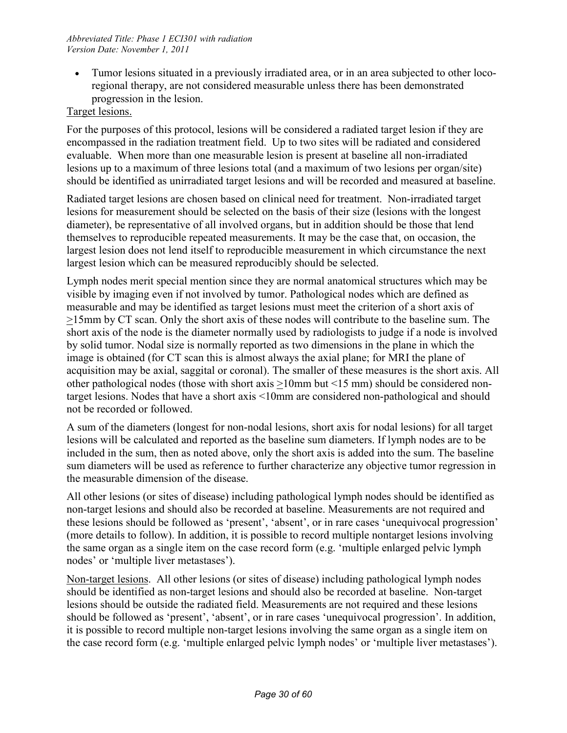- Tumor lesions situated in a previously irradiated area, or in an area subjected to other loco-regional therapy, are not considered measurable unless there has been demonstrated progression in the lesion.

Target lesions.

For the purposes of this protocol, lesions will be considered a radiated target lesion if they are encompassed in the radiation treatment field. Up to two sites will be radiated and considered evaluable. When more than one measurable lesion is present at baseline all non-irradiated lesions up to a maximum of three lesions total (and a maximum of two lesions per organ/site) should be identified as unirradiated target lesions and will be recorded and measured at baseline.

Radiated target lesions are chosen based on clinical need for treatment. Non-irradiated target lesions for measurement should be selected on the basis of their size (lesions with the longest diameter), be representative of all involved organs, but in addition should be those that lend themselves to reproducible repeated measurements. It may be the case that, on occasion, the largest lesion does not lend itself to reproducible measurement in which circumstance the next largest lesion which can be measured reproducibly should be selected.

Lymph nodes merit special mention since they are normal anatomical structures which may be visible by imaging even if not involved by tumor. Pathological nodes which are defined as measurable and may be identified as target lesions must meet the criterion of a short axis of ≥15mm by CT scan. Only the short axis of these nodes will contribute to the baseline sum. The short axis of the node is the diameter normally used by radiologists to judge if a node is involved by solid tumor. Nodal size is normally reported as two dimensions in the plane in which the image is obtained (for CT scan this is almost always the axial plane; for MRI the plane of acquisition may be axial, saggital or coronal). The smaller of these measures is the short axis. All other pathological nodes (those with short axis ≥10mm but <15 mm) should be considered non-target lesions. Nodes that have a short axis <10mm are considered non-pathological and should not be recorded or followed.

A sum of the diameters (longest for non-nodal lesions, short axis for nodal lesions) for all target lesions will be calculated and reported as the baseline sum diameters. If lymph nodes are to be included in the sum, then as noted above, only the short axis is added into the sum. The baseline sum diameters will be used as reference to further characterize any objective tumor regression in the measurable dimension of the disease.

All other lesions (or sites of disease) including pathological lymph nodes should be identified as non-target lesions and should also be recorded at baseline. Measurements are not required and these lesions should be followed as 'present', 'absent', or in rare cases 'unequivocal progression' (more details to follow). In addition, it is possible to record multiple nontarget lesions involving the same organ as a single item on the case record form (e.g. 'multiple enlarged pelvic lymph nodes' or 'multiple liver metastases').

Non-target lesions. All other lesions (or sites of disease) including pathological lymph nodes should be identified as non-target lesions and should also be recorded at baseline. Non-target lesions should be outside the radiated field. Measurements are not required and these lesions should be followed as 'present', 'absent', or in rare cases 'unequivocal progression'. In addition, it is possible to record multiple non-target lesions involving the same organ as a single item on the case record form (e.g. 'multiple enlarged pelvic lymph nodes' or 'multiple liver metastases').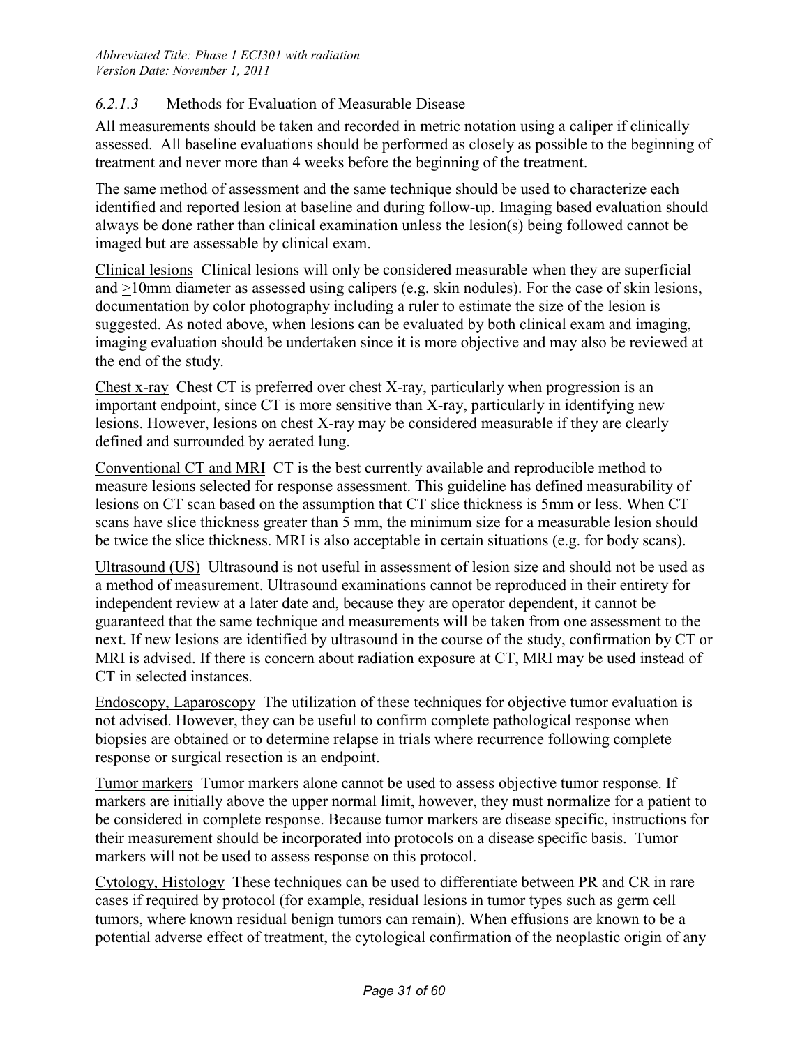### *6.2.1.3* Methods for Evaluation of Measurable Disease

All measurements should be taken and recorded in metric notation using a caliper if clinically assessed. All baseline evaluations should be performed as closely as possible to the beginning of treatment and never more than 4 weeks before the beginning of the treatment.

The same method of assessment and the same technique should be used to characterize each identified and reported lesion at baseline and during follow-up. Imaging based evaluation should always be done rather than clinical examination unless the lesion(s) being followed cannot be imaged but are assessable by clinical exam.

<u>Clinical lesions</u> Clinical lesions will only be considered measurable when they are superficial and ≥10mm diameter as assessed using calipers (e.g. skin nodules). For the case of skin lesions, documentation by color photography including a ruler to estimate the size of the lesion is suggested. As noted above, when lesions can be evaluated by both clinical exam and imaging, imaging evaluation should be undertaken since it is more objective and may also be reviewed at the end of the study.

<u>Chest x-ray</u> Chest CT is preferred over chest X-ray, particularly when progression is an important endpoint, since CT is more sensitive than X-ray, particularly in identifying new lesions. However, lesions on chest X-ray may be considered measurable if they are clearly defined and surrounded by aerated lung.

<u>Conventional CT and MRI</u> CT is the best currently available and reproducible method to measure lesions selected for response assessment. This guideline has defined measurability of lesions on CT scan based on the assumption that CT slice thickness is 5mm or less. When CT scans have slice thickness greater than 5 mm, the minimum size for a measurable lesion should be twice the slice thickness. MRI is also acceptable in certain situations (e.g. for body scans).

<u>Ultrasound (US)</u> Ultrasound is not useful in assessment of lesion size and should not be used as a method of measurement. Ultrasound examinations cannot be reproduced in their entirety for independent review at a later date and, because they are operator dependent, it cannot be guaranteed that the same technique and measurements will be taken from one assessment to the next. If new lesions are identified by ultrasound in the course of the study, confirmation by CT or MRI is advised. If there is concern about radiation exposure at CT, MRI may be used instead of CT in selected instances.

<u>Endoscopy, Laparoscopy</u> The utilization of these techniques for objective tumor evaluation is not advised. However, they can be useful to confirm complete pathological response when biopsies are obtained or to determine relapse in trials where recurrence following complete response or surgical resection is an endpoint.

<u>Tumor markers</u> Tumor markers alone cannot be used to assess objective tumor response. If markers are initially above the upper normal limit, however, they must normalize for a patient to be considered in complete response. Because tumor markers are disease specific, instructions for their measurement should be incorporated into protocols on a disease specific basis. Tumor markers will not be used to assess response on this protocol.

<u>Cytology, Histology</u> These techniques can be used to differentiate between PR and CR in rare cases if required by protocol (for example, residual lesions in tumor types such as germ cell tumors, where known residual benign tumors can remain). When effusions are known to be a potential adverse effect of treatment, the cytological confirmation of the neoplastic origin of any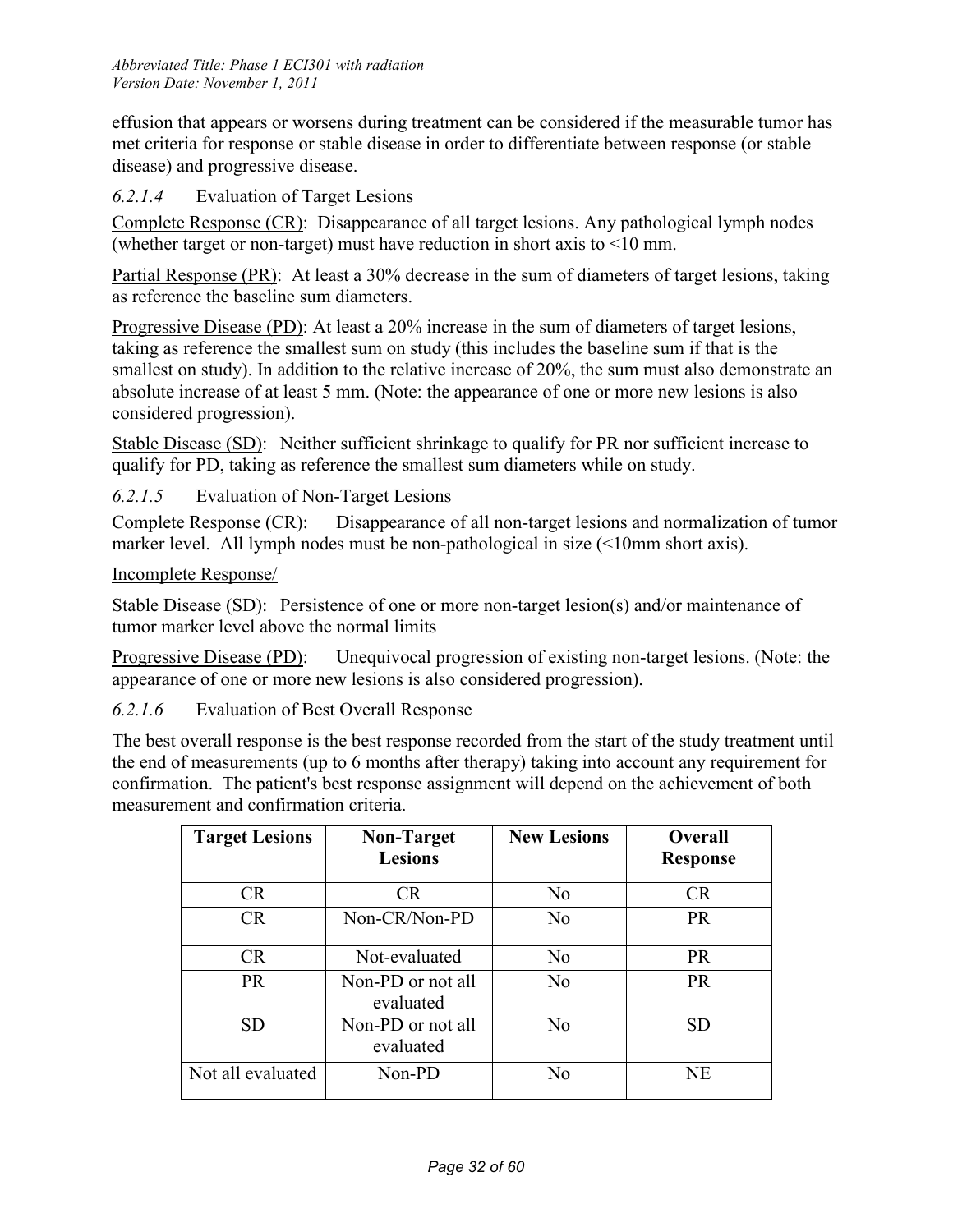effusion that appears or worsens during treatment can be considered if the measurable tumor has met criteria for response or stable disease in order to differentiate between response (or stable disease) and progressive disease.

#### *6.2.1.4* Evaluation of Target Lesions

Complete Response (CR): Disappearance of all target lesions. Any pathological lymph nodes (whether target or non-target) must have reduction in short axis to <10 mm.

Partial Response (PR): At least a 30% decrease in the sum of diameters of target lesions, taking as reference the baseline sum diameters.

Progressive Disease (PD): At least a 20% increase in the sum of diameters of target lesions, taking as reference the smallest sum on study (this includes the baseline sum if that is the smallest on study). In addition to the relative increase of 20%, the sum must also demonstrate an absolute increase of at least 5 mm. (Note: the appearance of one or more new lesions is also considered progression).

Stable Disease (SD): Neither sufficient shrinkage to qualify for PR nor sufficient increase to qualify for PD, taking as reference the smallest sum diameters while on study.

#### *6.2.1.5* Evaluation of Non-Target Lesions

Complete Response (CR): Disappearance of all non-target lesions and normalization of tumor marker level. All lymph nodes must be non-pathological in size (<10mm short axis).

Incomplete Response/

Stable Disease (SD): Persistence of one or more non-target lesion(s) and/or maintenance of tumor marker level above the normal limits

Progressive Disease (PD): Unequivocal progression of existing non-target lesions. (Note: the appearance of one or more new lesions is also considered progression).

#### *6.2.1.6* Evaluation of Best Overall Response

The best overall response is the best response recorded from the start of the study treatment until the end of measurements (up to 6 months after therapy) taking into account any requirement for confirmation. The patient's best response assignment will depend on the achievement of both measurement and confirmation criteria.

| Target Lesions | Non-Target Lesions | New Lesions | Overall Response |
|---|---|---|---|
| CR | CR | No | CR |
| CR | Non-CR/Non-PD | No | PR |
| CR | Not-evaluated | No | PR |
| PR | Non-PD or not all evaluated | No | PR |
| SD | Non-PD or not all evaluated | No | SD |
| Not all evaluated | Non-PD | No | NE |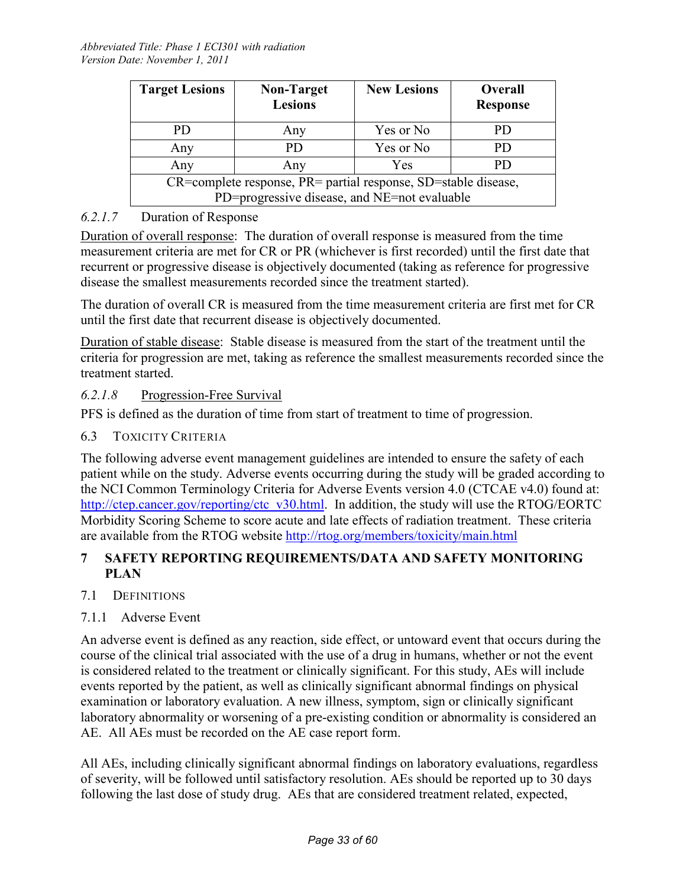| Target Lesions | Non-Target Lesions | New Lesions | Overall Response |
|---|---|---|---|
| PD | Any | Yes or No | PD |
| Any | PD | Yes or No | PD |
| Any | Any | Yes | PD |
| CR=complete response, PR= partial response, SD=stable disease, PD=progressive disease, and NE=not evaluable | | | |

*6.2.1.7* Duration of Response

Duration of overall response: The duration of overall response is measured from the time measurement criteria are met for CR or PR (whichever is first recorded) until the first date that recurrent or progressive disease is objectively documented (taking as reference for progressive disease the smallest measurements recorded since the treatment started).

The duration of overall CR is measured from the time measurement criteria are first met for CR until the first date that recurrent disease is objectively documented.

Duration of stable disease: Stable disease is measured from the start of the treatment until the criteria for progression are met, taking as reference the smallest measurements recorded since the treatment started.

*6.2.1.8* Progression-Free Survival

PFS is defined as the duration of time from start of treatment to time of progression.

## 6.3 Toxicity Criteria

The following adverse event management guidelines are intended to ensure the safety of each patient while on the study. Adverse events occurring during the study will be graded according to the NCI Common Terminology Criteria for Adverse Events version 4.0 (CTCAE v4.0) found at: http://ctep.cancer.gov/reporting/ctc_v30.html. In addition, the study will use the RTOG/EORTC Morbidity Scoring Scheme to score acute and late effects of radiation treatment. These criteria are available from the RTOG website http://rtog.org/members/toxicity/main.html

# 7 SAFETY REPORTING REQUIREMENTS/DATA AND SAFETY MONITORING PLAN

## 7.1 Definitions

### 7.1.1 Adverse Event

An adverse event is defined as any reaction, side effect, or untoward event that occurs during the course of the clinical trial associated with the use of a drug in humans, whether or not the event is considered related to the treatment or clinically significant. For this study, AEs will include events reported by the patient, as well as clinically significant abnormal findings on physical examination or laboratory evaluation. A new illness, symptom, sign or clinically significant laboratory abnormality or worsening of a pre-existing condition or abnormality is considered an AE. All AEs must be recorded on the AE case report form.

All AEs, including clinically significant abnormal findings on laboratory evaluations, regardless of severity, will be followed until satisfactory resolution. AEs should be reported up to 30 days following the last dose of study drug. AEs that are considered treatment related, expected,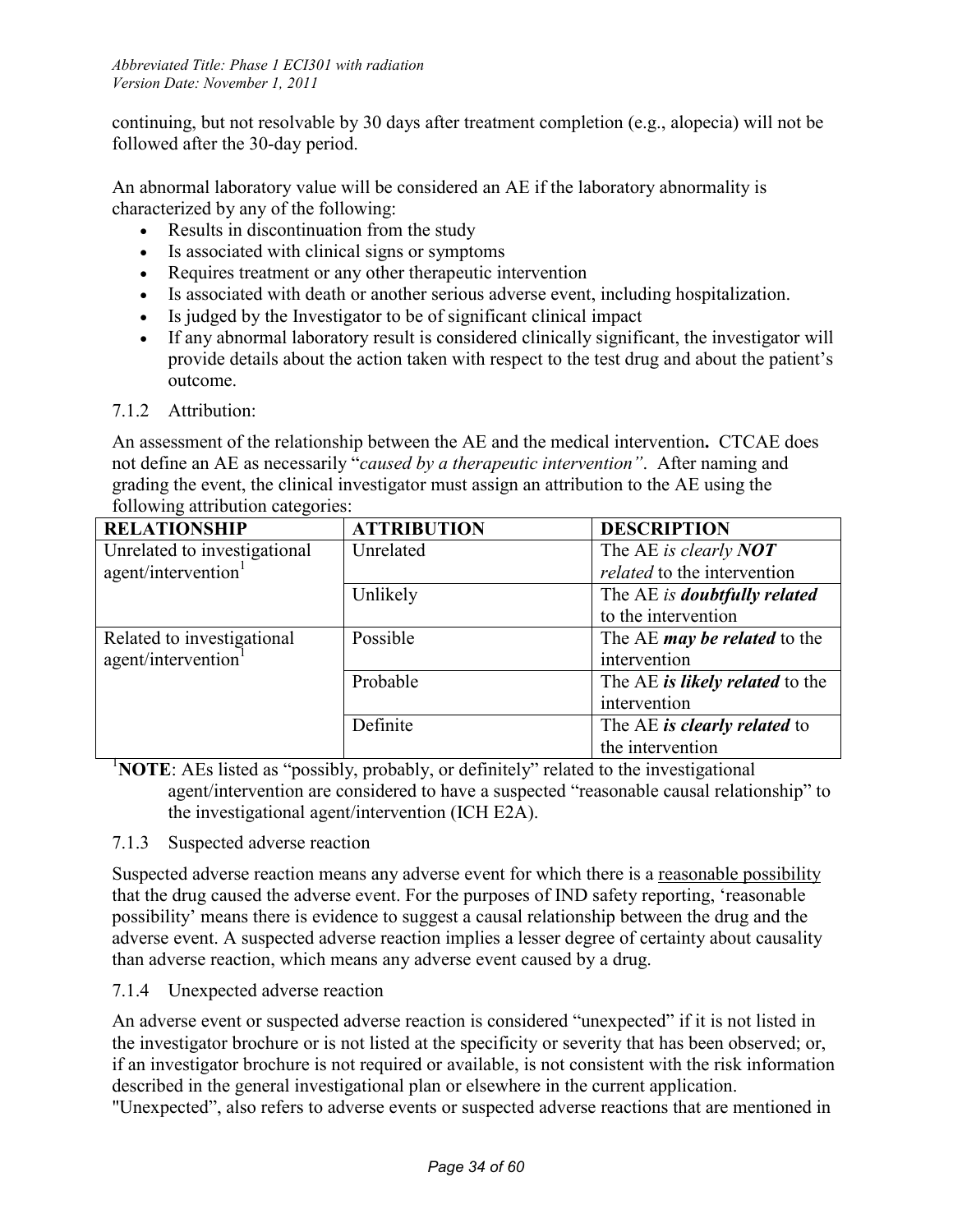continuing, but not resolvable by 30 days after treatment completion (e.g., alopecia) will not be followed after the 30-day period.

An abnormal laboratory value will be considered an AE if the laboratory abnormality is characterized by any of the following:

- Results in discontinuation from the study
- Is associated with clinical signs or symptoms
- Requires treatment or any other therapeutic intervention
- Is associated with death or another serious adverse event, including hospitalization.
- Is judged by the Investigator to be of significant clinical impact
- If any abnormal laboratory result is considered clinically significant, the investigator will provide details about the action taken with respect to the test drug and about the patient's outcome.

### 7.1.2 Attribution:

An assessment of the relationship between the AE and the medical intervention**.** CTCAE does not define an AE as necessarily "*caused by a therapeutic intervention"*. After naming and grading the event, the clinical investigator must assign an attribution to the AE using the following attribution categories:

| RELATIONSHIP | ATTRIBUTION | DESCRIPTION |
|---|---|---|
| Unrelated to investigational agent/intervention[1] | Unrelated | The AE *is clearly **NOT** related* to the intervention |
| | Unlikely | The AE *is **doubtfully related*** to the intervention |
| Related to investigational agent/intervention[1] | Possible | The AE ***may be related*** to the intervention |
| | Probable | The AE ***is likely related*** to the intervention |
| | Definite | The AE ***is clearly related*** to the intervention |

[1]**NOTE**: AEs listed as "possibly, probably, or definitely" related to the investigational agent/intervention are considered to have a suspected "reasonable causal relationship" to the investigational agent/intervention (ICH E2A).

### 7.1.3 Suspected adverse reaction

Suspected adverse reaction means any adverse event for which there is a reasonable possibility that the drug caused the adverse event. For the purposes of IND safety reporting, 'reasonable possibility' means there is evidence to suggest a causal relationship between the drug and the adverse event. A suspected adverse reaction implies a lesser degree of certainty about causality than adverse reaction, which means any adverse event caused by a drug.

### 7.1.4 Unexpected adverse reaction

An adverse event or suspected adverse reaction is considered "unexpected" if it is not listed in the investigator brochure or is not listed at the specificity or severity that has been observed; or, if an investigator brochure is not required or available, is not consistent with the risk information described in the general investigational plan or elsewhere in the current application. "Unexpected", also refers to adverse events or suspected adverse reactions that are mentioned in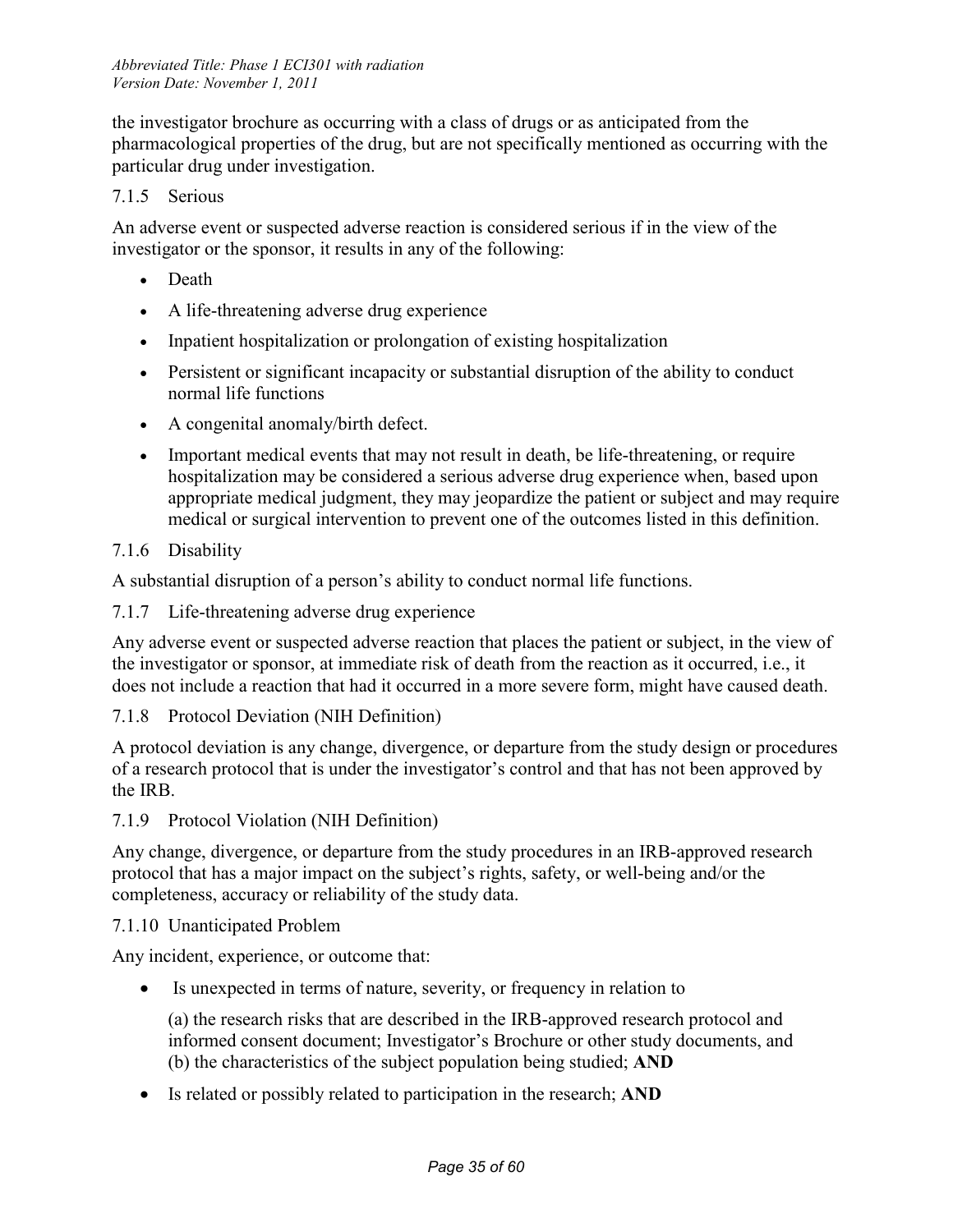the investigator brochure as occurring with a class of drugs or as anticipated from the pharmacological properties of the drug, but are not specifically mentioned as occurring with the particular drug under investigation.

### 7.1.5 Serious

An adverse event or suspected adverse reaction is considered serious if in the view of the investigator or the sponsor, it results in any of the following:

- Death
- A life-threatening adverse drug experience
- Inpatient hospitalization or prolongation of existing hospitalization
- Persistent or significant incapacity or substantial disruption of the ability to conduct normal life functions
- A congenital anomaly/birth defect.
- Important medical events that may not result in death, be life-threatening, or require hospitalization may be considered a serious adverse drug experience when, based upon appropriate medical judgment, they may jeopardize the patient or subject and may require medical or surgical intervention to prevent one of the outcomes listed in this definition.

### 7.1.6 Disability

A substantial disruption of a person's ability to conduct normal life functions.

### 7.1.7 Life-threatening adverse drug experience

Any adverse event or suspected adverse reaction that places the patient or subject, in the view of the investigator or sponsor, at immediate risk of death from the reaction as it occurred, i.e., it does not include a reaction that had it occurred in a more severe form, might have caused death.

### 7.1.8 Protocol Deviation (NIH Definition)

A protocol deviation is any change, divergence, or departure from the study design or procedures of a research protocol that is under the investigator's control and that has not been approved by the IRB.

### 7.1.9 Protocol Violation (NIH Definition)

Any change, divergence, or departure from the study procedures in an IRB-approved research protocol that has a major impact on the subject's rights, safety, or well-being and/or the completeness, accuracy or reliability of the study data.

### 7.1.10 Unanticipated Problem

Any incident, experience, or outcome that:

- Is unexpected in terms of nature, severity, or frequency in relation to

  (a) the research risks that are described in the IRB-approved research protocol and informed consent document; Investigator's Brochure or other study documents, and (b) the characteristics of the subject population being studied; **AND**

- Is related or possibly related to participation in the research; **AND**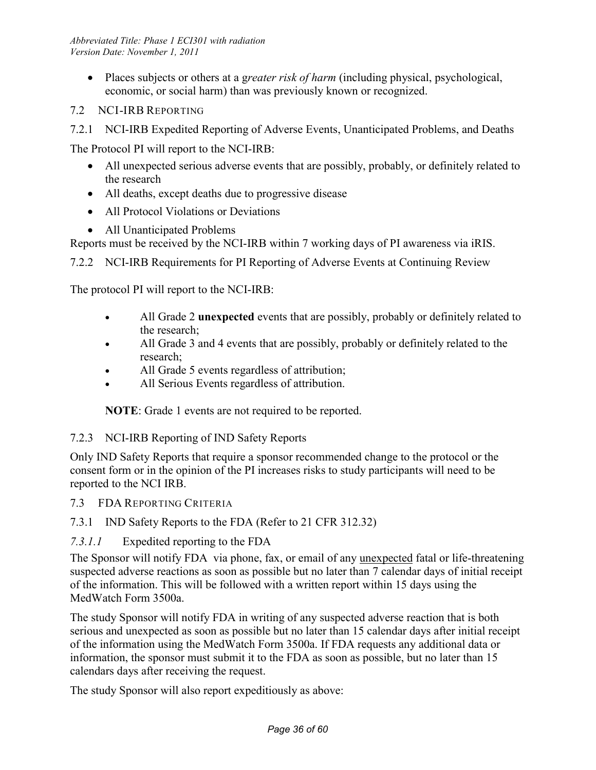- Places subjects or others at a *greater risk of harm* (including physical, psychological, economic, or social harm) than was previously known or recognized.

## 7.2 NCI-IRB Reporting

### 7.2.1 NCI-IRB Expedited Reporting of Adverse Events, Unanticipated Problems, and Deaths

The Protocol PI will report to the NCI-IRB:

- All unexpected serious adverse events that are possibly, probably, or definitely related to the research
- All deaths, except deaths due to progressive disease
- All Protocol Violations or Deviations
- All Unanticipated Problems

Reports must be received by the NCI-IRB within 7 working days of PI awareness via iRIS.

### 7.2.2 NCI-IRB Requirements for PI Reporting of Adverse Events at Continuing Review

The protocol PI will report to the NCI-IRB:

- All Grade 2 **unexpected** events that are possibly, probably or definitely related to the research;
- All Grade 3 and 4 events that are possibly, probably or definitely related to the research;
- All Grade 5 events regardless of attribution;
- All Serious Events regardless of attribution.

**NOTE**: Grade 1 events are not required to be reported.

### 7.2.3 NCI-IRB Reporting of IND Safety Reports

Only IND Safety Reports that require a sponsor recommended change to the protocol or the consent form or in the opinion of the PI increases risks to study participants will need to be reported to the NCI IRB.

## 7.3 FDA Reporting Criteria

### 7.3.1 IND Safety Reports to the FDA (Refer to 21 CFR 312.32)

#### *7.3.1.1* Expedited reporting to the FDA

The Sponsor will notify FDA via phone, fax, or email of any unexpected fatal or life-threatening suspected adverse reactions as soon as possible but no later than 7 calendar days of initial receipt of the information. This will be followed with a written report within 15 days using the MedWatch Form 3500a.

The study Sponsor will notify FDA in writing of any suspected adverse reaction that is both serious and unexpected as soon as possible but no later than 15 calendar days after initial receipt of the information using the MedWatch Form 3500a. If FDA requests any additional data or information, the sponsor must submit it to the FDA as soon as possible, but no later than 15 calendars days after receiving the request.

The study Sponsor will also report expeditiously as above: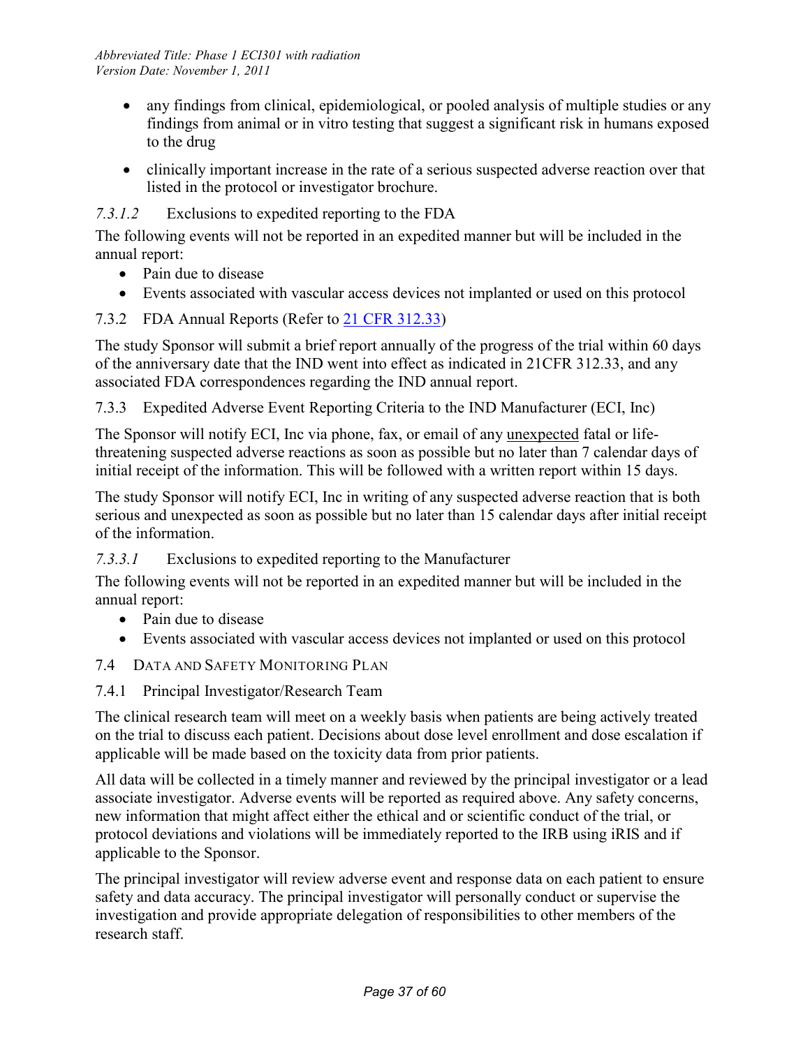- any findings from clinical, epidemiological, or pooled analysis of multiple studies or any findings from animal or in vitro testing that suggest a significant risk in humans exposed to the drug
- clinically important increase in the rate of a serious suspected adverse reaction over that listed in the protocol or investigator brochure.

#### *7.3.1.2* Exclusions to expedited reporting to the FDA

The following events will not be reported in an expedited manner but will be included in the annual report:

- Pain due to disease
- Events associated with vascular access devices not implanted or used on this protocol

### 7.3.2 FDA Annual Reports (Refer to [21 CFR 312.33](21 CFR 312.33))

The study Sponsor will submit a brief report annually of the progress of the trial within 60 days of the anniversary date that the IND went into effect as indicated in 21CFR 312.33, and any associated FDA correspondences regarding the IND annual report.

### 7.3.3 Expedited Adverse Event Reporting Criteria to the IND Manufacturer (ECI, Inc)

The Sponsor will notify ECI, Inc via phone, fax, or email of any <u>unexpected</u> fatal or life-threatening suspected adverse reactions as soon as possible but no later than 7 calendar days of initial receipt of the information. This will be followed with a written report within 15 days.

The study Sponsor will notify ECI, Inc in writing of any suspected adverse reaction that is both serious and unexpected as soon as possible but no later than 15 calendar days after initial receipt of the information.

#### *7.3.3.1* Exclusions to expedited reporting to the Manufacturer

The following events will not be reported in an expedited manner but will be included in the annual report:

- Pain due to disease
- Events associated with vascular access devices not implanted or used on this protocol

## 7.4 Data and Safety Monitoring Plan

### 7.4.1 Principal Investigator/Research Team

The clinical research team will meet on a weekly basis when patients are being actively treated on the trial to discuss each patient. Decisions about dose level enrollment and dose escalation if applicable will be made based on the toxicity data from prior patients.

All data will be collected in a timely manner and reviewed by the principal investigator or a lead associate investigator. Adverse events will be reported as required above. Any safety concerns, new information that might affect either the ethical and or scientific conduct of the trial, or protocol deviations and violations will be immediately reported to the IRB using iRIS and if applicable to the Sponsor.

The principal investigator will review adverse event and response data on each patient to ensure safety and data accuracy. The principal investigator will personally conduct or supervise the investigation and provide appropriate delegation of responsibilities to other members of the research staff.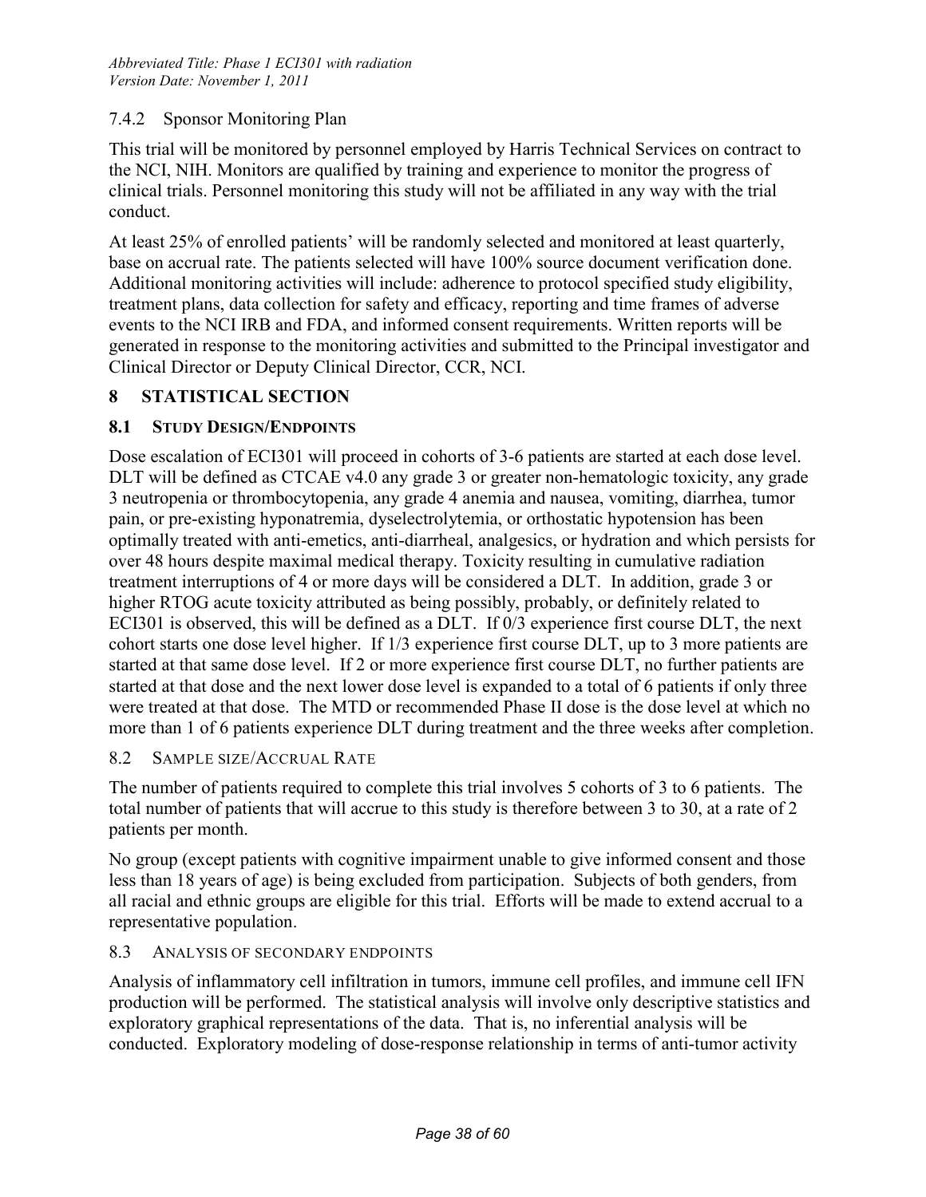#### 7.4.2 Sponsor Monitoring Plan

This trial will be monitored by personnel employed by Harris Technical Services on contract to the NCI, NIH. Monitors are qualified by training and experience to monitor the progress of clinical trials. Personnel monitoring this study will not be affiliated in any way with the trial conduct.

At least 25% of enrolled patients' will be randomly selected and monitored at least quarterly, base on accrual rate. The patients selected will have 100% source document verification done. Additional monitoring activities will include: adherence to protocol specified study eligibility, treatment plans, data collection for safety and efficacy, reporting and time frames of adverse events to the NCI IRB and FDA, and informed consent requirements. Written reports will be generated in response to the monitoring activities and submitted to the Principal investigator and Clinical Director or Deputy Clinical Director, CCR, NCI.

# 8 STATISTICAL SECTION

## 8.1 STUDY DESIGN/ENDPOINTS

Dose escalation of ECI301 will proceed in cohorts of 3-6 patients are started at each dose level. DLT will be defined as CTCAE v4.0 any grade 3 or greater non-hematologic toxicity, any grade 3 neutropenia or thrombocytopenia, any grade 4 anemia and nausea, vomiting, diarrhea, tumor pain, or pre-existing hyponatremia, dyselectrolytemia, or orthostatic hypotension has been optimally treated with anti-emetics, anti-diarrheal, analgesics, or hydration and which persists for over 48 hours despite maximal medical therapy. Toxicity resulting in cumulative radiation treatment interruptions of 4 or more days will be considered a DLT. In addition, grade 3 or higher RTOG acute toxicity attributed as being possibly, probably, or definitely related to ECI301 is observed, this will be defined as a DLT. If 0/3 experience first course DLT, the next cohort starts one dose level higher. If 1/3 experience first course DLT, up to 3 more patients are started at that same dose level. If 2 or more experience first course DLT, no further patients are started at that dose and the next lower dose level is expanded to a total of 6 patients if only three were treated at that dose. The MTD or recommended Phase II dose is the dose level at which no more than 1 of 6 patients experience DLT during treatment and the three weeks after completion.

## 8.2 SAMPLE SIZE/ACCRUAL RATE

The number of patients required to complete this trial involves 5 cohorts of 3 to 6 patients. The total number of patients that will accrue to this study is therefore between 3 to 30, at a rate of 2 patients per month.

No group (except patients with cognitive impairment unable to give informed consent and those less than 18 years of age) is being excluded from participation. Subjects of both genders, from all racial and ethnic groups are eligible for this trial. Efforts will be made to extend accrual to a representative population.

## 8.3 ANALYSIS OF SECONDARY ENDPOINTS

Analysis of inflammatory cell infiltration in tumors, immune cell profiles, and immune cell IFN production will be performed. The statistical analysis will involve only descriptive statistics and exploratory graphical representations of the data. That is, no inferential analysis will be conducted. Exploratory modeling of dose-response relationship in terms of anti-tumor activity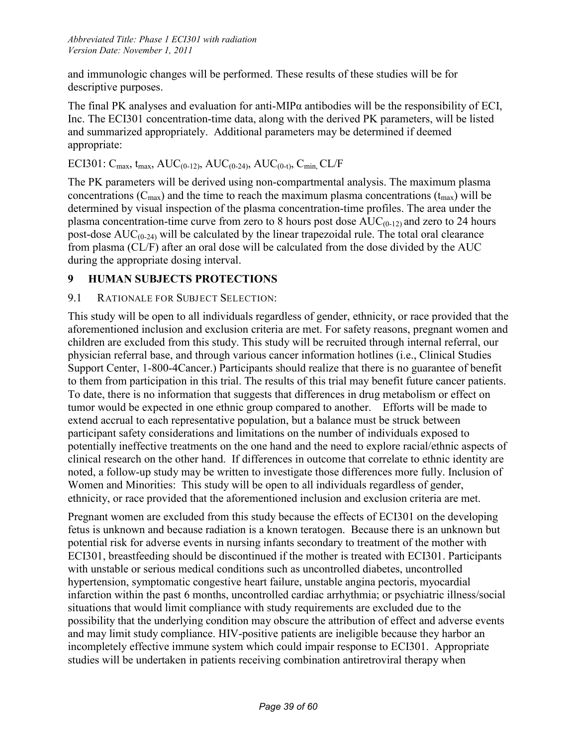and immunologic changes will be performed. These results of these studies will be for descriptive purposes.

The final PK analyses and evaluation for anti-MIPα antibodies will be the responsibility of ECI, Inc. The ECI301 concentration-time data, along with the derived PK parameters, will be listed and summarized appropriately. Additional parameters may be determined if deemed appropriate:

ECI301: $C_{max}$, $t_{max}$, $AUC_{(0\text{-}12)}$, $AUC_{(0\text{-}24)}$, $AUC_{(0\text{-}t)}$, $C_{min}$, CL/F

The PK parameters will be derived using non-compartmental analysis. The maximum plasma concentrations ($C_{max}$) and the time to reach the maximum plasma concentrations ($t_{max}$) will be determined by visual inspection of the plasma concentration-time profiles. The area under the plasma concentration-time curve from zero to 8 hours post dose $AUC_{(0\text{-}12)}$ and zero to 24 hours post-dose $AUC_{(0\text{-}24)}$ will be calculated by the linear trapezoidal rule. The total oral clearance from plasma (CL/F) after an oral dose will be calculated from the dose divided by the AUC during the appropriate dosing interval.

# 9 HUMAN SUBJECTS PROTECTIONS

## 9.1 RATIONALE FOR SUBJECT SELECTION:

This study will be open to all individuals regardless of gender, ethnicity, or race provided that the aforementioned inclusion and exclusion criteria are met. For safety reasons, pregnant women and children are excluded from this study. This study will be recruited through internal referral, our physician referral base, and through various cancer information hotlines (i.e., Clinical Studies Support Center, 1-800-4Cancer.) Participants should realize that there is no guarantee of benefit to them from participation in this trial. The results of this trial may benefit future cancer patients. To date, there is no information that suggests that differences in drug metabolism or effect on tumor would be expected in one ethnic group compared to another. Efforts will be made to extend accrual to each representative population, but a balance must be struck between participant safety considerations and limitations on the number of individuals exposed to potentially ineffective treatments on the one hand and the need to explore racial/ethnic aspects of clinical research on the other hand. If differences in outcome that correlate to ethnic identity are noted, a follow-up study may be written to investigate those differences more fully. Inclusion of Women and Minorities: This study will be open to all individuals regardless of gender, ethnicity, or race provided that the aforementioned inclusion and exclusion criteria are met.

Pregnant women are excluded from this study because the effects of ECI301 on the developing fetus is unknown and because radiation is a known teratogen. Because there is an unknown but potential risk for adverse events in nursing infants secondary to treatment of the mother with ECI301, breastfeeding should be discontinued if the mother is treated with ECI301. Participants with unstable or serious medical conditions such as uncontrolled diabetes, uncontrolled hypertension, symptomatic congestive heart failure, unstable angina pectoris, myocardial infarction within the past 6 months, uncontrolled cardiac arrhythmia; or psychiatric illness/social situations that would limit compliance with study requirements are excluded due to the possibility that the underlying condition may obscure the attribution of effect and adverse events and may limit study compliance. HIV-positive patients are ineligible because they harbor an incompletely effective immune system which could impair response to ECI301. Appropriate studies will be undertaken in patients receiving combination antiretroviral therapy when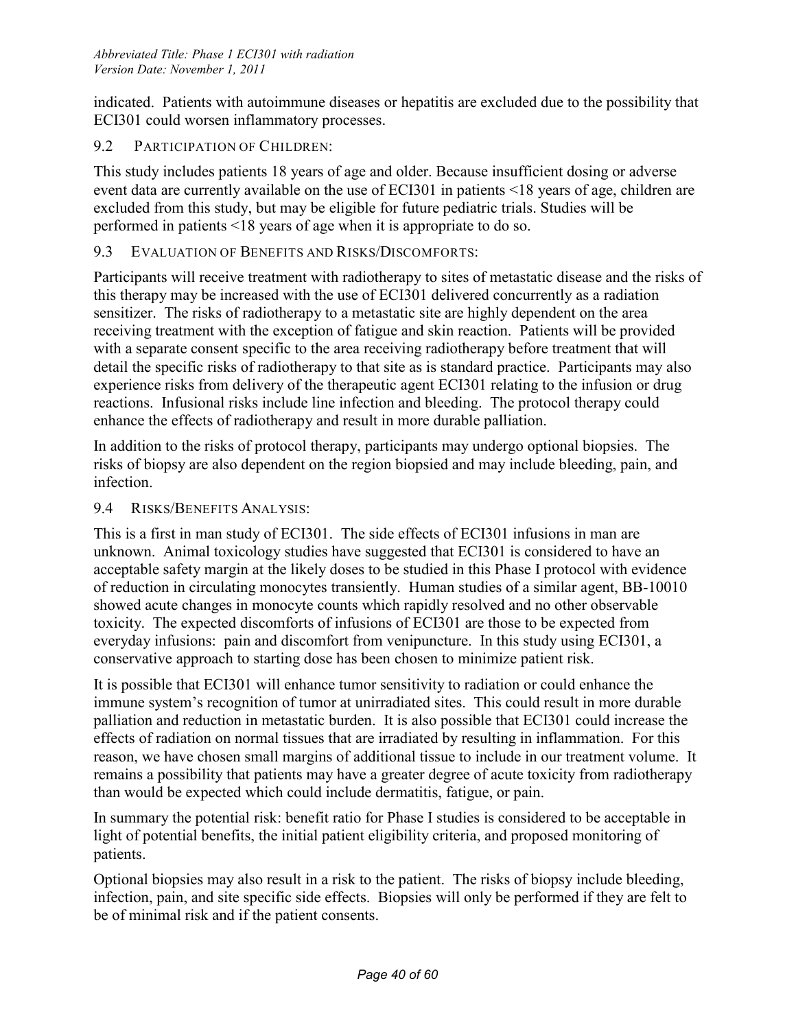indicated. Patients with autoimmune diseases or hepatitis are excluded due to the possibility that ECI301 could worsen inflammatory processes.

### 9.2 Participation of Children:

This study includes patients 18 years of age and older. Because insufficient dosing or adverse event data are currently available on the use of ECI301 in patients <18 years of age, children are excluded from this study, but may be eligible for future pediatric trials. Studies will be performed in patients <18 years of age when it is appropriate to do so.

### 9.3 Evaluation of Benefits and Risks/Discomforts:

Participants will receive treatment with radiotherapy to sites of metastatic disease and the risks of this therapy may be increased with the use of ECI301 delivered concurrently as a radiation sensitizer. The risks of radiotherapy to a metastatic site are highly dependent on the area receiving treatment with the exception of fatigue and skin reaction. Patients will be provided with a separate consent specific to the area receiving radiotherapy before treatment that will detail the specific risks of radiotherapy to that site as is standard practice. Participants may also experience risks from delivery of the therapeutic agent ECI301 relating to the infusion or drug reactions. Infusional risks include line infection and bleeding. The protocol therapy could enhance the effects of radiotherapy and result in more durable palliation.

In addition to the risks of protocol therapy, participants may undergo optional biopsies. The risks of biopsy are also dependent on the region biopsied and may include bleeding, pain, and infection.

### 9.4 Risks/Benefits Analysis:

This is a first in man study of ECI301. The side effects of ECI301 infusions in man are unknown. Animal toxicology studies have suggested that ECI301 is considered to have an acceptable safety margin at the likely doses to be studied in this Phase I protocol with evidence of reduction in circulating monocytes transiently. Human studies of a similar agent, BB-10010 showed acute changes in monocyte counts which rapidly resolved and no other observable toxicity. The expected discomforts of infusions of ECI301 are those to be expected from everyday infusions: pain and discomfort from venipuncture. In this study using ECI301, a conservative approach to starting dose has been chosen to minimize patient risk.

It is possible that ECI301 will enhance tumor sensitivity to radiation or could enhance the immune system's recognition of tumor at unirradiated sites. This could result in more durable palliation and reduction in metastatic burden. It is also possible that ECI301 could increase the effects of radiation on normal tissues that are irradiated by resulting in inflammation. For this reason, we have chosen small margins of additional tissue to include in our treatment volume. It remains a possibility that patients may have a greater degree of acute toxicity from radiotherapy than would be expected which could include dermatitis, fatigue, or pain.

In summary the potential risk: benefit ratio for Phase I studies is considered to be acceptable in light of potential benefits, the initial patient eligibility criteria, and proposed monitoring of patients.

Optional biopsies may also result in a risk to the patient. The risks of biopsy include bleeding, infection, pain, and site specific side effects. Biopsies will only be performed if they are felt to be of minimal risk and if the patient consents.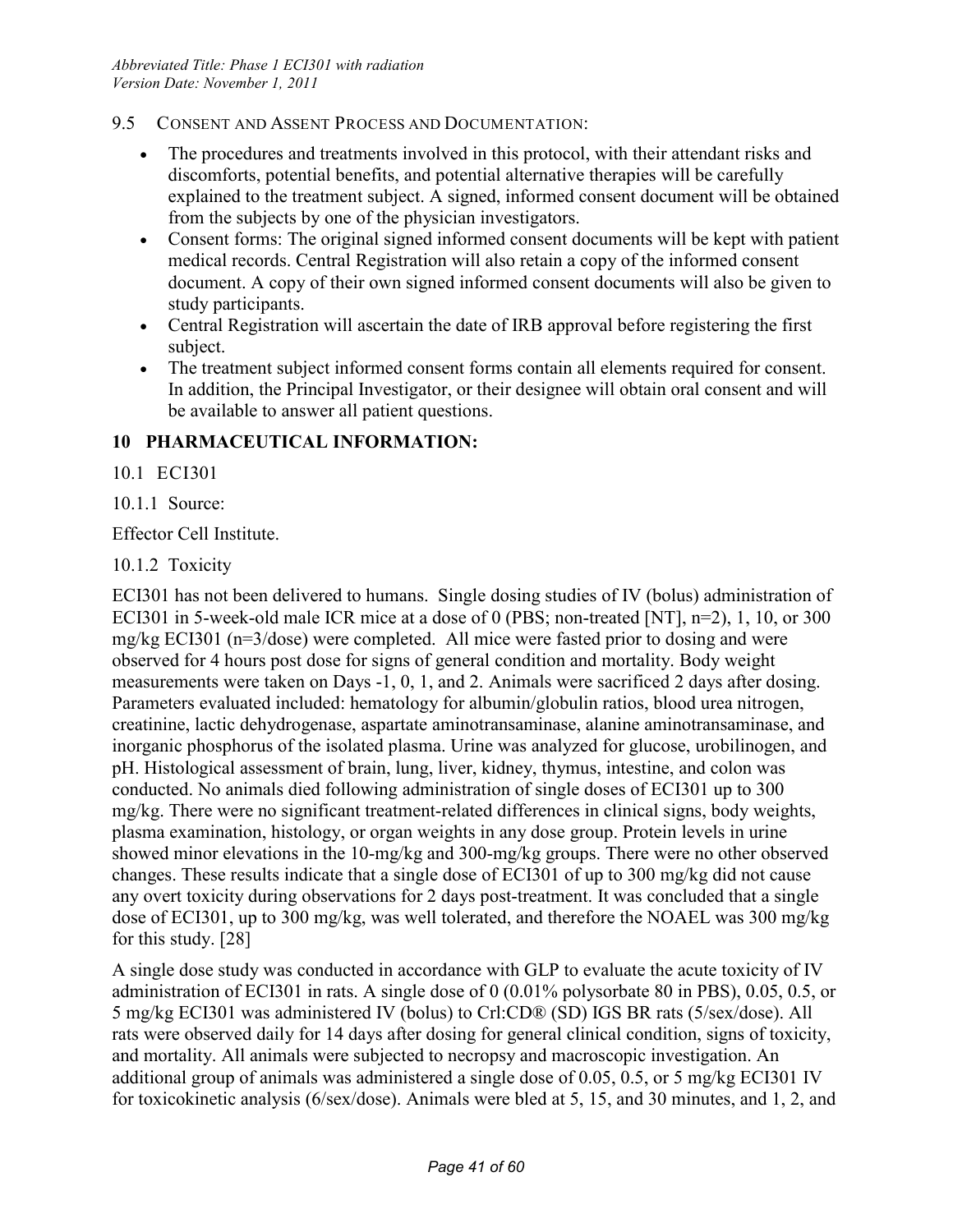### 9.5 Consent and Assent Process and Documentation:

- The procedures and treatments involved in this protocol, with their attendant risks and discomforts, potential benefits, and potential alternative therapies will be carefully explained to the treatment subject. A signed, informed consent document will be obtained from the subjects by one of the physician investigators.
- Consent forms: The original signed informed consent documents will be kept with patient medical records. Central Registration will also retain a copy of the informed consent document. A copy of their own signed informed consent documents will also be given to study participants.
- Central Registration will ascertain the date of IRB approval before registering the first subject.
- The treatment subject informed consent forms contain all elements required for consent. In addition, the Principal Investigator, or their designee will obtain oral consent and will be available to answer all patient questions.

# 10 PHARMACEUTICAL INFORMATION:

## 10.1 ECI301

### 10.1.1 Source:

Effector Cell Institute.

### 10.1.2 Toxicity

ECI301 has not been delivered to humans. Single dosing studies of IV (bolus) administration of ECI301 in 5-week-old male ICR mice at a dose of 0 (PBS; non-treated [NT], n=2), 1, 10, or 300 mg/kg ECI301 (n=3/dose) were completed. All mice were fasted prior to dosing and were observed for 4 hours post dose for signs of general condition and mortality. Body weight measurements were taken on Days -1, 0, 1, and 2. Animals were sacrificed 2 days after dosing. Parameters evaluated included: hematology for albumin/globulin ratios, blood urea nitrogen, creatinine, lactic dehydrogenase, aspartate aminotransaminase, alanine aminotransaminase, and inorganic phosphorus of the isolated plasma. Urine was analyzed for glucose, urobilinogen, and pH. Histological assessment of brain, lung, liver, kidney, thymus, intestine, and colon was conducted. No animals died following administration of single doses of ECI301 up to 300 mg/kg. There were no significant treatment-related differences in clinical signs, body weights, plasma examination, histology, or organ weights in any dose group. Protein levels in urine showed minor elevations in the 10-mg/kg and 300-mg/kg groups. There were no other observed changes. These results indicate that a single dose of ECI301 of up to 300 mg/kg did not cause any overt toxicity during observations for 2 days post-treatment. It was concluded that a single dose of ECI301, up to 300 mg/kg, was well tolerated, and therefore the NOAEL was 300 mg/kg for this study. [28]

A single dose study was conducted in accordance with GLP to evaluate the acute toxicity of IV administration of ECI301 in rats. A single dose of 0 (0.01% polysorbate 80 in PBS), 0.05, 0.5, or 5 mg/kg ECI301 was administered IV (bolus) to Crl:CD® (SD) IGS BR rats (5/sex/dose). All rats were observed daily for 14 days after dosing for general clinical condition, signs of toxicity, and mortality. All animals were subjected to necropsy and macroscopic investigation. An additional group of animals was administered a single dose of 0.05, 0.5, or 5 mg/kg ECI301 IV for toxicokinetic analysis (6/sex/dose). Animals were bled at 5, 15, and 30 minutes, and 1, 2, and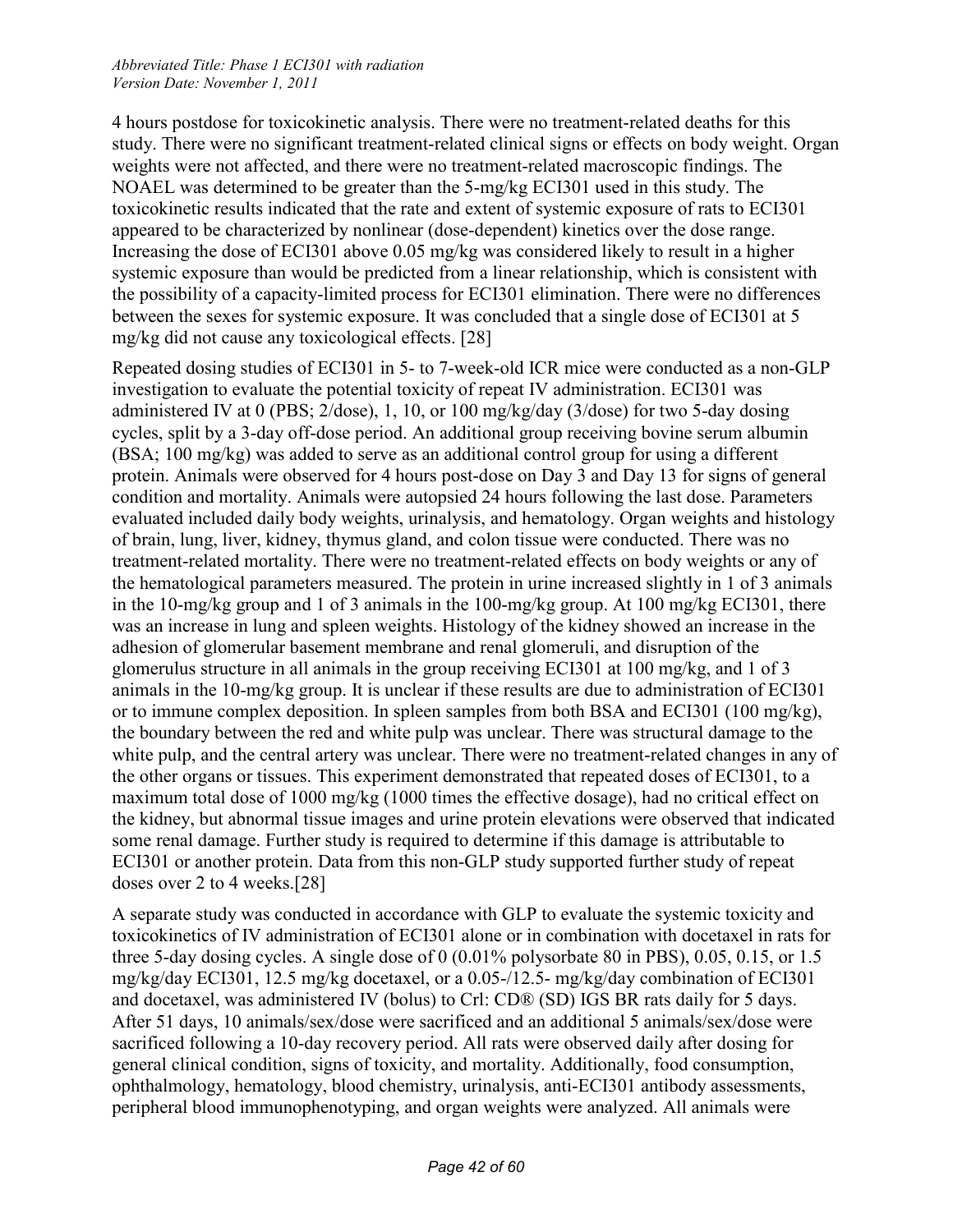4 hours postdose for toxicokinetic analysis. There were no treatment-related deaths for this study. There were no significant treatment-related clinical signs or effects on body weight. Organ weights were not affected, and there were no treatment-related macroscopic findings. The NOAEL was determined to be greater than the 5-mg/kg ECI301 used in this study. The toxicokinetic results indicated that the rate and extent of systemic exposure of rats to ECI301 appeared to be characterized by nonlinear (dose-dependent) kinetics over the dose range. Increasing the dose of ECI301 above 0.05 mg/kg was considered likely to result in a higher systemic exposure than would be predicted from a linear relationship, which is consistent with the possibility of a capacity-limited process for ECI301 elimination. There were no differences between the sexes for systemic exposure. It was concluded that a single dose of ECI301 at 5 mg/kg did not cause any toxicological effects. [28]

Repeated dosing studies of ECI301 in 5- to 7-week-old ICR mice were conducted as a non-GLP investigation to evaluate the potential toxicity of repeat IV administration. ECI301 was administered IV at 0 (PBS; 2/dose), 1, 10, or 100 mg/kg/day (3/dose) for two 5-day dosing cycles, split by a 3-day off-dose period. An additional group receiving bovine serum albumin (BSA; 100 mg/kg) was added to serve as an additional control group for using a different protein. Animals were observed for 4 hours post-dose on Day 3 and Day 13 for signs of general condition and mortality. Animals were autopsied 24 hours following the last dose. Parameters evaluated included daily body weights, urinalysis, and hematology. Organ weights and histology of brain, lung, liver, kidney, thymus gland, and colon tissue were conducted. There was no treatment-related mortality. There were no treatment-related effects on body weights or any of the hematological parameters measured. The protein in urine increased slightly in 1 of 3 animals in the 10-mg/kg group and 1 of 3 animals in the 100-mg/kg group. At 100 mg/kg ECI301, there was an increase in lung and spleen weights. Histology of the kidney showed an increase in the adhesion of glomerular basement membrane and renal glomeruli, and disruption of the glomerulus structure in all animals in the group receiving ECI301 at 100 mg/kg, and 1 of 3 animals in the 10-mg/kg group. It is unclear if these results are due to administration of ECI301 or to immune complex deposition. In spleen samples from both BSA and ECI301 (100 mg/kg), the boundary between the red and white pulp was unclear. There was structural damage to the white pulp, and the central artery was unclear. There were no treatment-related changes in any of the other organs or tissues. This experiment demonstrated that repeated doses of ECI301, to a maximum total dose of 1000 mg/kg (1000 times the effective dosage), had no critical effect on the kidney, but abnormal tissue images and urine protein elevations were observed that indicated some renal damage. Further study is required to determine if this damage is attributable to ECI301 or another protein. Data from this non-GLP study supported further study of repeat doses over 2 to 4 weeks.[28]

A separate study was conducted in accordance with GLP to evaluate the systemic toxicity and toxicokinetics of IV administration of ECI301 alone or in combination with docetaxel in rats for three 5-day dosing cycles. A single dose of 0 (0.01% polysorbate 80 in PBS), 0.05, 0.15, or 1.5 mg/kg/day ECI301, 12.5 mg/kg docetaxel, or a 0.05-/12.5- mg/kg/day combination of ECI301 and docetaxel, was administered IV (bolus) to Crl: CD® (SD) IGS BR rats daily for 5 days. After 51 days, 10 animals/sex/dose were sacrificed and an additional 5 animals/sex/dose were sacrificed following a 10-day recovery period. All rats were observed daily after dosing for general clinical condition, signs of toxicity, and mortality. Additionally, food consumption, ophthalmology, hematology, blood chemistry, urinalysis, anti-ECI301 antibody assessments, peripheral blood immunophenotyping, and organ weights were analyzed. All animals were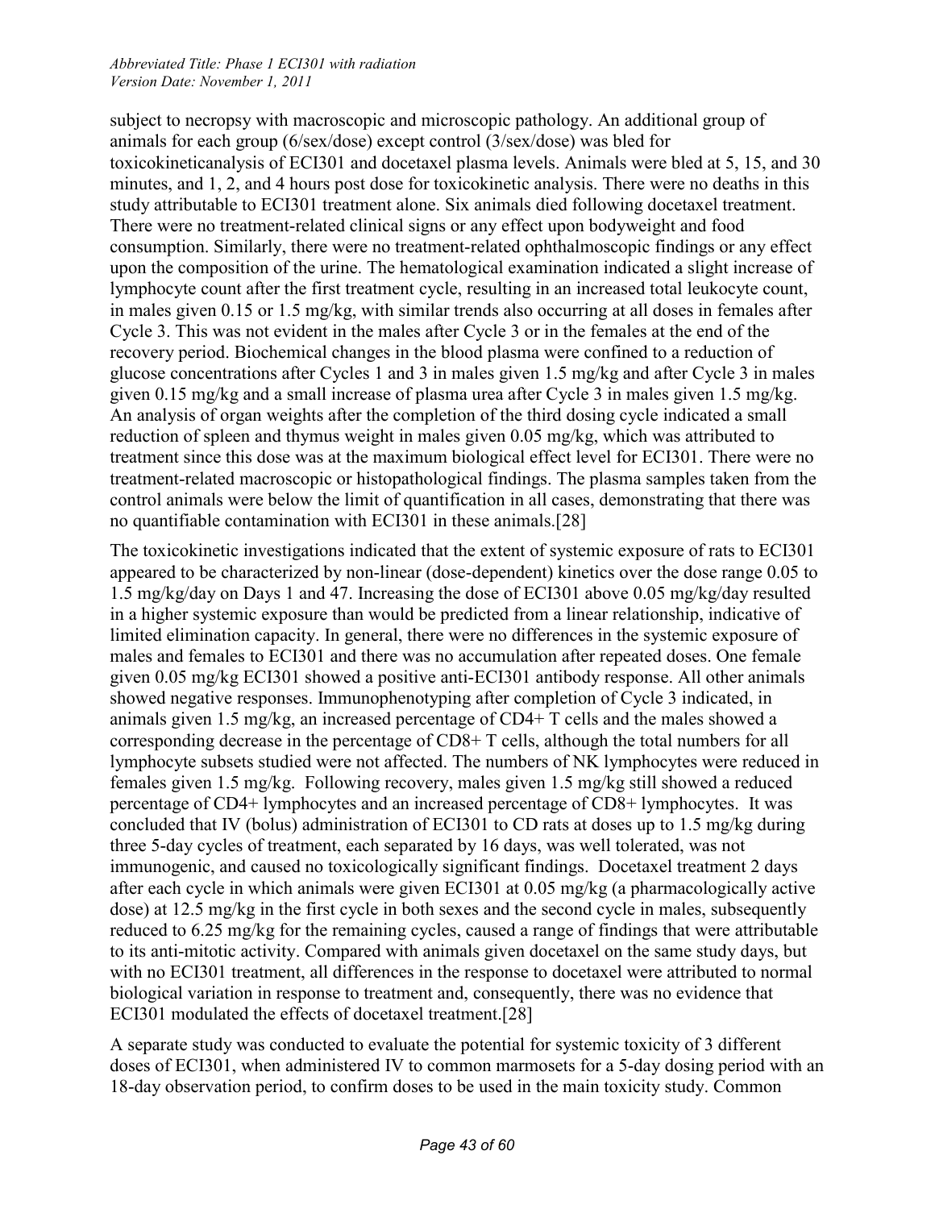subject to necropsy with macroscopic and microscopic pathology. An additional group of animals for each group (6/sex/dose) except control (3/sex/dose) was bled for toxicokineticanalysis of ECI301 and docetaxel plasma levels. Animals were bled at 5, 15, and 30 minutes, and 1, 2, and 4 hours post dose for toxicokinetic analysis. There were no deaths in this study attributable to ECI301 treatment alone. Six animals died following docetaxel treatment. There were no treatment-related clinical signs or any effect upon bodyweight and food consumption. Similarly, there were no treatment-related ophthalmoscopic findings or any effect upon the composition of the urine. The hematological examination indicated a slight increase of lymphocyte count after the first treatment cycle, resulting in an increased total leukocyte count, in males given 0.15 or 1.5 mg/kg, with similar trends also occurring at all doses in females after Cycle 3. This was not evident in the males after Cycle 3 or in the females at the end of the recovery period. Biochemical changes in the blood plasma were confined to a reduction of glucose concentrations after Cycles 1 and 3 in males given 1.5 mg/kg and after Cycle 3 in males given 0.15 mg/kg and a small increase of plasma urea after Cycle 3 in males given 1.5 mg/kg. An analysis of organ weights after the completion of the third dosing cycle indicated a small reduction of spleen and thymus weight in males given 0.05 mg/kg, which was attributed to treatment since this dose was at the maximum biological effect level for ECI301. There were no treatment-related macroscopic or histopathological findings. The plasma samples taken from the control animals were below the limit of quantification in all cases, demonstrating that there was no quantifiable contamination with ECI301 in these animals.[28]

The toxicokinetic investigations indicated that the extent of systemic exposure of rats to ECI301 appeared to be characterized by non-linear (dose-dependent) kinetics over the dose range 0.05 to 1.5 mg/kg/day on Days 1 and 47. Increasing the dose of ECI301 above 0.05 mg/kg/day resulted in a higher systemic exposure than would be predicted from a linear relationship, indicative of limited elimination capacity. In general, there were no differences in the systemic exposure of males and females to ECI301 and there was no accumulation after repeated doses. One female given 0.05 mg/kg ECI301 showed a positive anti-ECI301 antibody response. All other animals showed negative responses. Immunophenotyping after completion of Cycle 3 indicated, in animals given 1.5 mg/kg, an increased percentage of CD4+ T cells and the males showed a corresponding decrease in the percentage of CD8+ T cells, although the total numbers for all lymphocyte subsets studied were not affected. The numbers of NK lymphocytes were reduced in females given 1.5 mg/kg. Following recovery, males given 1.5 mg/kg still showed a reduced percentage of CD4+ lymphocytes and an increased percentage of CD8+ lymphocytes. It was concluded that IV (bolus) administration of ECI301 to CD rats at doses up to 1.5 mg/kg during three 5-day cycles of treatment, each separated by 16 days, was well tolerated, was not immunogenic, and caused no toxicologically significant findings. Docetaxel treatment 2 days after each cycle in which animals were given ECI301 at 0.05 mg/kg (a pharmacologically active dose) at 12.5 mg/kg in the first cycle in both sexes and the second cycle in males, subsequently reduced to 6.25 mg/kg for the remaining cycles, caused a range of findings that were attributable to its anti-mitotic activity. Compared with animals given docetaxel on the same study days, but with no ECI301 treatment, all differences in the response to docetaxel were attributed to normal biological variation in response to treatment and, consequently, there was no evidence that ECI301 modulated the effects of docetaxel treatment.[28]

A separate study was conducted to evaluate the potential for systemic toxicity of 3 different doses of ECI301, when administered IV to common marmosets for a 5-day dosing period with an 18-day observation period, to confirm doses to be used in the main toxicity study. Common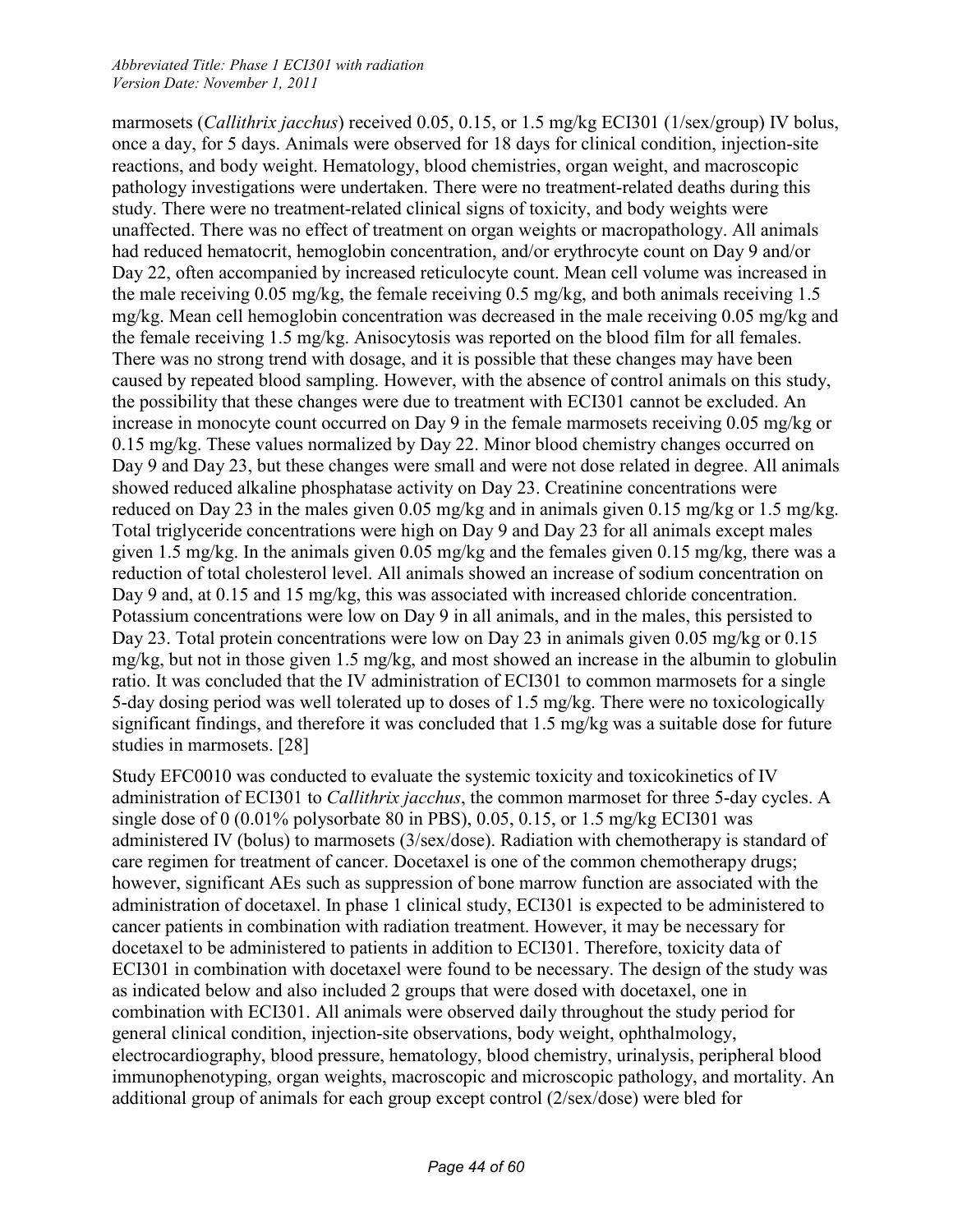marmosets (*Callithrix jacchus*) received 0.05, 0.15, or 1.5 mg/kg ECI301 (1/sex/group) IV bolus, once a day, for 5 days. Animals were observed for 18 days for clinical condition, injection-site reactions, and body weight. Hematology, blood chemistries, organ weight, and macroscopic pathology investigations were undertaken. There were no treatment-related deaths during this study. There were no treatment-related clinical signs of toxicity, and body weights were unaffected. There was no effect of treatment on organ weights or macropathology. All animals had reduced hematocrit, hemoglobin concentration, and/or erythrocyte count on Day 9 and/or Day 22, often accompanied by increased reticulocyte count. Mean cell volume was increased in the male receiving 0.05 mg/kg, the female receiving 0.5 mg/kg, and both animals receiving 1.5 mg/kg. Mean cell hemoglobin concentration was decreased in the male receiving 0.05 mg/kg and the female receiving 1.5 mg/kg. Anisocytosis was reported on the blood film for all females. There was no strong trend with dosage, and it is possible that these changes may have been caused by repeated blood sampling. However, with the absence of control animals on this study, the possibility that these changes were due to treatment with ECI301 cannot be excluded. An increase in monocyte count occurred on Day 9 in the female marmosets receiving 0.05 mg/kg or 0.15 mg/kg. These values normalized by Day 22. Minor blood chemistry changes occurred on Day 9 and Day 23, but these changes were small and were not dose related in degree. All animals showed reduced alkaline phosphatase activity on Day 23. Creatinine concentrations were reduced on Day 23 in the males given 0.05 mg/kg and in animals given 0.15 mg/kg or 1.5 mg/kg. Total triglyceride concentrations were high on Day 9 and Day 23 for all animals except males given 1.5 mg/kg. In the animals given 0.05 mg/kg and the females given 0.15 mg/kg, there was a reduction of total cholesterol level. All animals showed an increase of sodium concentration on Day 9 and, at 0.15 and 15 mg/kg, this was associated with increased chloride concentration. Potassium concentrations were low on Day 9 in all animals, and in the males, this persisted to Day 23. Total protein concentrations were low on Day 23 in animals given 0.05 mg/kg or 0.15 mg/kg, but not in those given 1.5 mg/kg, and most showed an increase in the albumin to globulin ratio. It was concluded that the IV administration of ECI301 to common marmosets for a single 5-day dosing period was well tolerated up to doses of 1.5 mg/kg. There were no toxicologically significant findings, and therefore it was concluded that 1.5 mg/kg was a suitable dose for future studies in marmosets. [28]

Study EFC0010 was conducted to evaluate the systemic toxicity and toxicokinetics of IV administration of ECI301 to *Callithrix jacchus*, the common marmoset for three 5-day cycles. A single dose of 0 (0.01% polysorbate 80 in PBS), 0.05, 0.15, or 1.5 mg/kg ECI301 was administered IV (bolus) to marmosets (3/sex/dose). Radiation with chemotherapy is standard of care regimen for treatment of cancer. Docetaxel is one of the common chemotherapy drugs; however, significant AEs such as suppression of bone marrow function are associated with the administration of docetaxel. In phase 1 clinical study, ECI301 is expected to be administered to cancer patients in combination with radiation treatment. However, it may be necessary for docetaxel to be administered to patients in addition to ECI301. Therefore, toxicity data of ECI301 in combination with docetaxel were found to be necessary. The design of the study was as indicated below and also included 2 groups that were dosed with docetaxel, one in combination with ECI301. All animals were observed daily throughout the study period for general clinical condition, injection-site observations, body weight, ophthalmology, electrocardiography, blood pressure, hematology, blood chemistry, urinalysis, peripheral blood immunophenotyping, organ weights, macroscopic and microscopic pathology, and mortality. An additional group of animals for each group except control (2/sex/dose) were bled for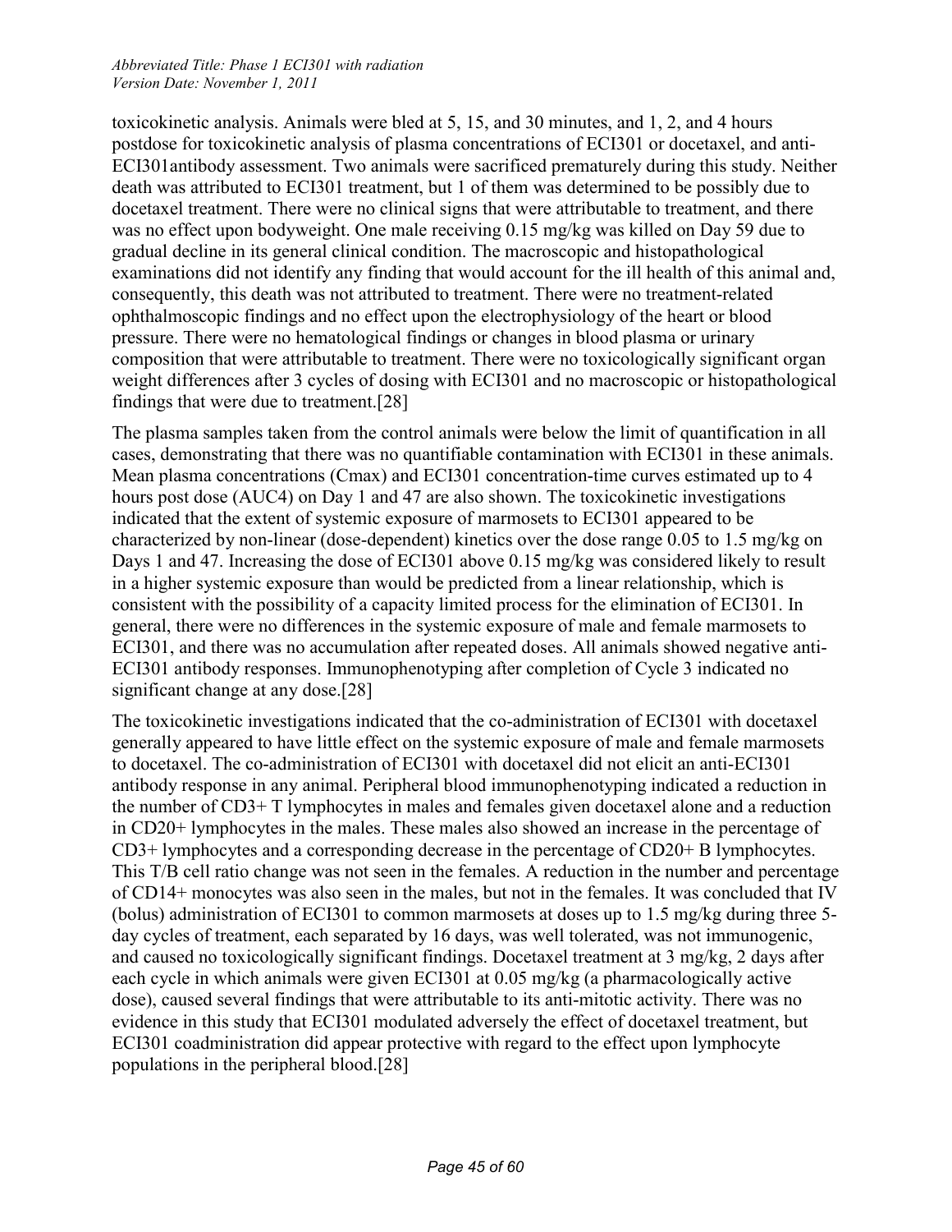toxicokinetic analysis. Animals were bled at 5, 15, and 30 minutes, and 1, 2, and 4 hours postdose for toxicokinetic analysis of plasma concentrations of ECI301 or docetaxel, and anti-ECI301antibody assessment. Two animals were sacrificed prematurely during this study. Neither death was attributed to ECI301 treatment, but 1 of them was determined to be possibly due to docetaxel treatment. There were no clinical signs that were attributable to treatment, and there was no effect upon bodyweight. One male receiving 0.15 mg/kg was killed on Day 59 due to gradual decline in its general clinical condition. The macroscopic and histopathological examinations did not identify any finding that would account for the ill health of this animal and, consequently, this death was not attributed to treatment. There were no treatment-related ophthalmoscopic findings and no effect upon the electrophysiology of the heart or blood pressure. There were no hematological findings or changes in blood plasma or urinary composition that were attributable to treatment. There were no toxicologically significant organ weight differences after 3 cycles of dosing with ECI301 and no macroscopic or histopathological findings that were due to treatment.[28]

The plasma samples taken from the control animals were below the limit of quantification in all cases, demonstrating that there was no quantifiable contamination with ECI301 in these animals. Mean plasma concentrations (Cmax) and ECI301 concentration-time curves estimated up to 4 hours post dose (AUC4) on Day 1 and 47 are also shown. The toxicokinetic investigations indicated that the extent of systemic exposure of marmosets to ECI301 appeared to be characterized by non-linear (dose-dependent) kinetics over the dose range 0.05 to 1.5 mg/kg on Days 1 and 47. Increasing the dose of ECI301 above 0.15 mg/kg was considered likely to result in a higher systemic exposure than would be predicted from a linear relationship, which is consistent with the possibility of a capacity limited process for the elimination of ECI301. In general, there were no differences in the systemic exposure of male and female marmosets to ECI301, and there was no accumulation after repeated doses. All animals showed negative anti-ECI301 antibody responses. Immunophenotyping after completion of Cycle 3 indicated no significant change at any dose.[28]

The toxicokinetic investigations indicated that the co-administration of ECI301 with docetaxel generally appeared to have little effect on the systemic exposure of male and female marmosets to docetaxel. The co-administration of ECI301 with docetaxel did not elicit an anti-ECI301 antibody response in any animal. Peripheral blood immunophenotyping indicated a reduction in the number of CD3+ T lymphocytes in males and females given docetaxel alone and a reduction in CD20+ lymphocytes in the males. These males also showed an increase in the percentage of CD3+ lymphocytes and a corresponding decrease in the percentage of CD20+ B lymphocytes. This T/B cell ratio change was not seen in the females. A reduction in the number and percentage of CD14+ monocytes was also seen in the males, but not in the females. It was concluded that IV (bolus) administration of ECI301 to common marmosets at doses up to 1.5 mg/kg during three 5-day cycles of treatment, each separated by 16 days, was well tolerated, was not immunogenic, and caused no toxicologically significant findings. Docetaxel treatment at 3 mg/kg, 2 days after each cycle in which animals were given ECI301 at 0.05 mg/kg (a pharmacologically active dose), caused several findings that were attributable to its anti-mitotic activity. There was no evidence in this study that ECI301 modulated adversely the effect of docetaxel treatment, but ECI301 coadministration did appear protective with regard to the effect upon lymphocyte populations in the peripheral blood.[28]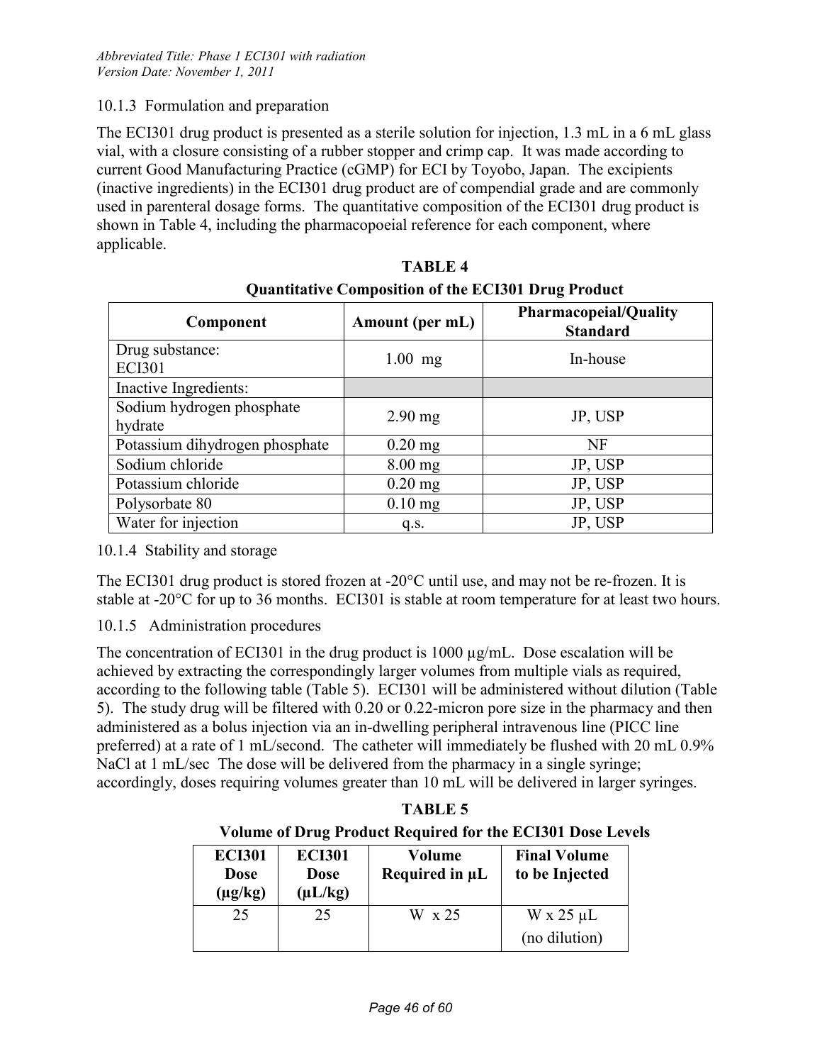### 10.1.3 Formulation and preparation

The ECI301 drug product is presented as a sterile solution for injection, 1.3 mL in a 6 mL glass vial, with a closure consisting of a rubber stopper and crimp cap. It was made according to current Good Manufacturing Practice (cGMP) for ECI by Toyobo, Japan. The excipients (inactive ingredients) in the ECI301 drug product are of compendial grade and are commonly used in parenteral dosage forms. The quantitative composition of the ECI301 drug product is shown in Table 4, including the pharmacopoeial reference for each component, where applicable.

**TABLE 4**

**Quantitative Composition of the ECI301 Drug Product**

| Component | Amount (per mL) | Pharmacopeial/Quality Standard |
|---|---|---|
| Drug substance: ECI301 | 1.00 mg | In-house |
| Inactive Ingredients: | | |
| Sodium hydrogen phosphate hydrate | 2.90 mg | JP, USP |
| Potassium dihydrogen phosphate | 0.20 mg | NF |
| Sodium chloride | 8.00 mg | JP, USP |
| Potassium chloride | 0.20 mg | JP, USP |
| Polysorbate 80 | 0.10 mg | JP, USP |
| Water for injection | q.s. | JP, USP |

### 10.1.4 Stability and storage

The ECI301 drug product is stored frozen at -20°C until use, and may not be re-frozen. It is stable at -20°C for up to 36 months. ECI301 is stable at room temperature for at least two hours.

### 10.1.5 Administration procedures

The concentration of ECI301 in the drug product is 1000 µg/mL. Dose escalation will be achieved by extracting the correspondingly larger volumes from multiple vials as required, according to the following table (Table 5). ECI301 will be administered without dilution (Table 5). The study drug will be filtered with 0.20 or 0.22-micron pore size in the pharmacy and then administered as a bolus injection via an in-dwelling peripheral intravenous line (PICC line preferred) at a rate of 1 mL/second. The catheter will immediately be flushed with 20 mL 0.9% NaCl at 1 mL/sec The dose will be delivered from the pharmacy in a single syringe; accordingly, doses requiring volumes greater than 10 mL will be delivered in larger syringes.

**TABLE 5**

**Volume of Drug Product Required for the ECI301 Dose Levels**

| ECI301 Dose (µg/kg) | ECI301 Dose (µL/kg) | Volume Required in µL | Final Volume to be Injected |
|---|---|---|---|
| 25 | 25 | W x 25 | W x 25 µL (no dilution) |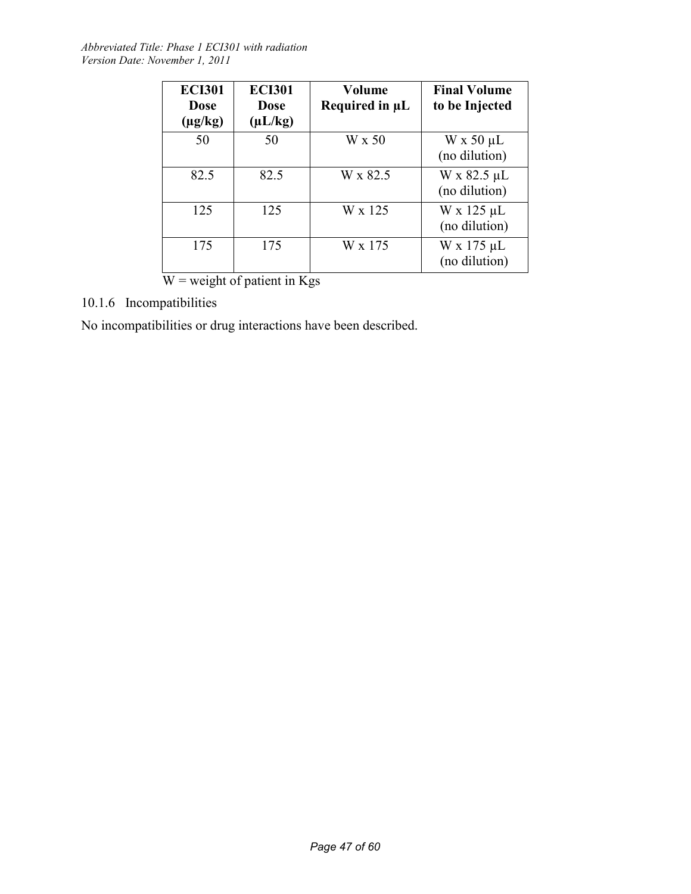| ECI301 Dose (µg/kg) | ECI301 Dose (µL/kg) | Volume Required in µL | Final Volume to be Injected |
|---|---|---|---|
| 50 | 50 | W x 50 | W x 50 µL (no dilution) |
| 82.5 | 82.5 | W x 82.5 | W x 82.5 µL (no dilution) |
| 125 | 125 | W x 125 | W x 125 µL (no dilution) |
| 175 | 175 | W x 175 | W x 175 µL (no dilution) |

W = weight of patient in Kgs

### 10.1.6 Incompatibilities

No incompatibilities or drug interactions have been described.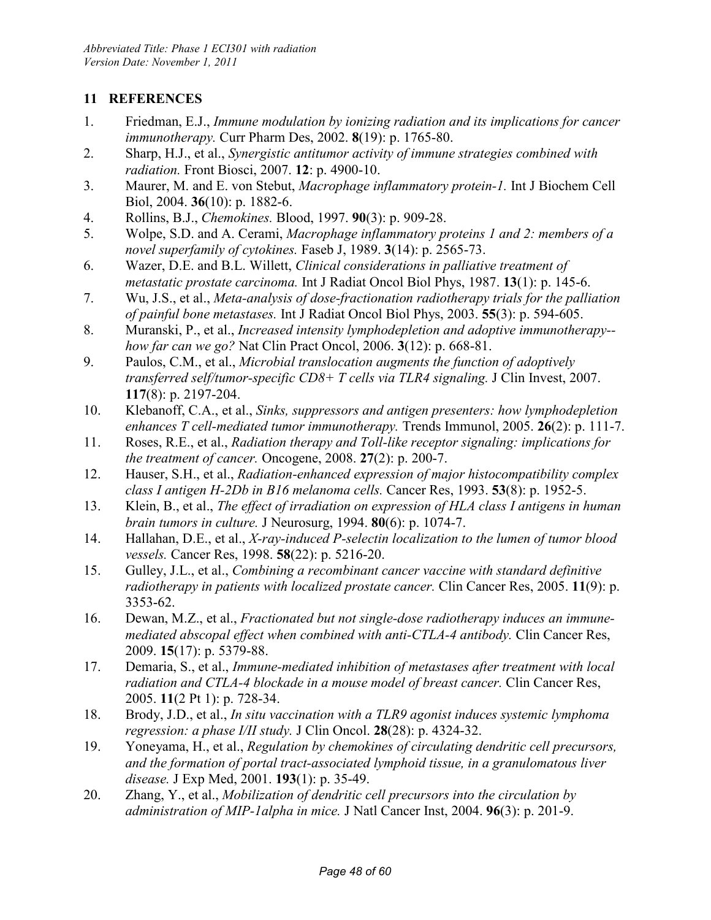## 11 REFERENCES

1. Friedman, E.J., *Immune modulation by ionizing radiation and its implications for cancer immunotherapy.* Curr Pharm Des, 2002. **8**(19): p. 1765-80.
2. Sharp, H.J., et al., *Synergistic antitumor activity of immune strategies combined with radiation.* Front Biosci, 2007. **12**: p. 4900-10.
3. Maurer, M. and E. von Stebut, *Macrophage inflammatory protein-1.* Int J Biochem Cell Biol, 2004. **36**(10): p. 1882-6.
4. Rollins, B.J., *Chemokines.* Blood, 1997. **90**(3): p. 909-28.
5. Wolpe, S.D. and A. Cerami, *Macrophage inflammatory proteins 1 and 2: members of a novel superfamily of cytokines.* Faseb J, 1989. **3**(14): p. 2565-73.
6. Wazer, D.E. and B.L. Willett, *Clinical considerations in palliative treatment of metastatic prostate carcinoma.* Int J Radiat Oncol Biol Phys, 1987. **13**(1): p. 145-6.
7. Wu, J.S., et al., *Meta-analysis of dose-fractionation radiotherapy trials for the palliation of painful bone metastases.* Int J Radiat Oncol Biol Phys, 2003. **55**(3): p. 594-605.
8. Muranski, P., et al., *Increased intensity lymphodepletion and adoptive immunotherapy--how far can we go?* Nat Clin Pract Oncol, 2006. **3**(12): p. 668-81.
9. Paulos, C.M., et al., *Microbial translocation augments the function of adoptively transferred self/tumor-specific CD8+ T cells via TLR4 signaling.* J Clin Invest, 2007. **117**(8): p. 2197-204.
10. Klebanoff, C.A., et al., *Sinks, suppressors and antigen presenters: how lymphodepletion enhances T cell-mediated tumor immunotherapy.* Trends Immunol, 2005. **26**(2): p. 111-7.
11. Roses, R.E., et al., *Radiation therapy and Toll-like receptor signaling: implications for the treatment of cancer.* Oncogene, 2008. **27**(2): p. 200-7.
12. Hauser, S.H., et al., *Radiation-enhanced expression of major histocompatibility complex class I antigen H-2Db in B16 melanoma cells.* Cancer Res, 1993. **53**(8): p. 1952-5.
13. Klein, B., et al., *The effect of irradiation on expression of HLA class I antigens in human brain tumors in culture.* J Neurosurg, 1994. **80**(6): p. 1074-7.
14. Hallahan, D.E., et al., *X-ray-induced P-selectin localization to the lumen of tumor blood vessels.* Cancer Res, 1998. **58**(22): p. 5216-20.
15. Gulley, J.L., et al., *Combining a recombinant cancer vaccine with standard definitive radiotherapy in patients with localized prostate cancer.* Clin Cancer Res, 2005. **11**(9): p. 3353-62.
16. Dewan, M.Z., et al., *Fractionated but not single-dose radiotherapy induces an immune-mediated abscopal effect when combined with anti-CTLA-4 antibody.* Clin Cancer Res, 2009. **15**(17): p. 5379-88.
17. Demaria, S., et al., *Immune-mediated inhibition of metastases after treatment with local radiation and CTLA-4 blockade in a mouse model of breast cancer.* Clin Cancer Res, 2005. **11**(2 Pt 1): p. 728-34.
18. Brody, J.D., et al., *In situ vaccination with a TLR9 agonist induces systemic lymphoma regression: a phase I/II study.* J Clin Oncol. **28**(28): p. 4324-32.
19. Yoneyama, H., et al., *Regulation by chemokines of circulating dendritic cell precursors, and the formation of portal tract-associated lymphoid tissue, in a granulomatous liver disease.* J Exp Med, 2001. **193**(1): p. 35-49.
20. Zhang, Y., et al., *Mobilization of dendritic cell precursors into the circulation by administration of MIP-1alpha in mice.* J Natl Cancer Inst, 2004. **96**(3): p. 201-9.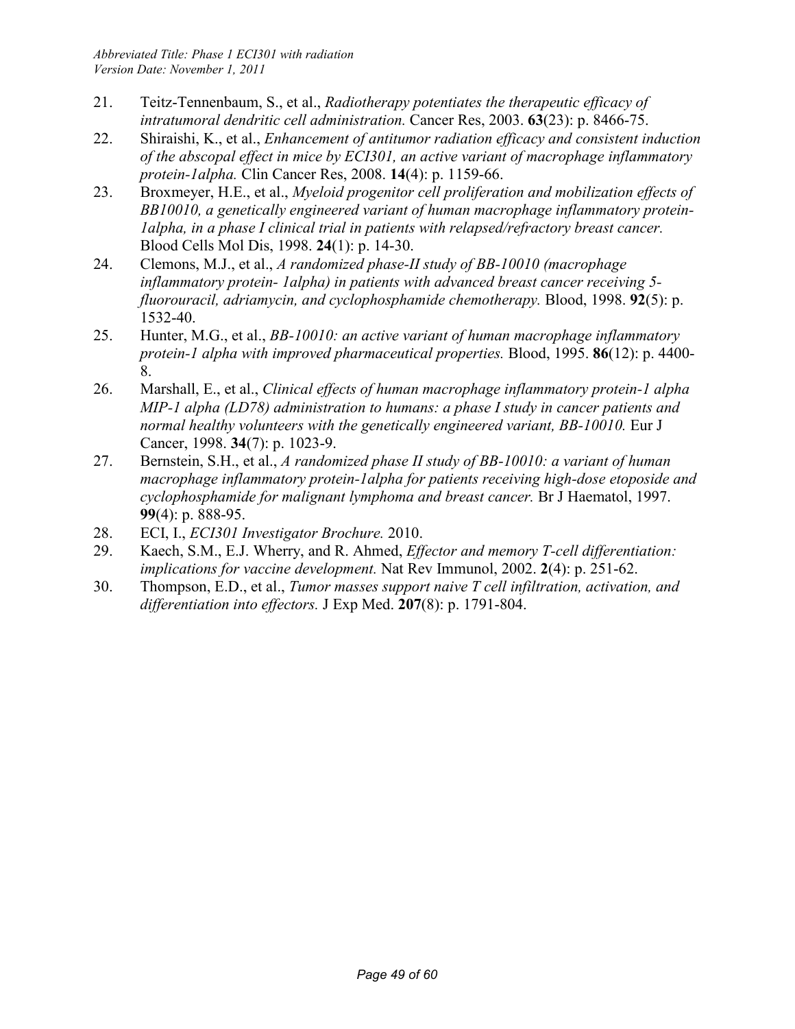21. Teitz-Tennenbaum, S., et al., *Radiotherapy potentiates the therapeutic efficacy of intratumoral dendritic cell administration.* Cancer Res, 2003. **63**(23): p. 8466-75.
22. Shiraishi, K., et al., *Enhancement of antitumor radiation efficacy and consistent induction of the abscopal effect in mice by ECI301, an active variant of macrophage inflammatory protein-1alpha.* Clin Cancer Res, 2008. **14**(4): p. 1159-66.
23. Broxmeyer, H.E., et al., *Myeloid progenitor cell proliferation and mobilization effects of BB10010, a genetically engineered variant of human macrophage inflammatory protein-1alpha, in a phase I clinical trial in patients with relapsed/refractory breast cancer.* Blood Cells Mol Dis, 1998. **24**(1): p. 14-30.
24. Clemons, M.J., et al., *A randomized phase-II study of BB-10010 (macrophage inflammatory protein- 1alpha) in patients with advanced breast cancer receiving 5-fluorouracil, adriamycin, and cyclophosphamide chemotherapy.* Blood, 1998. **92**(5): p. 1532-40.
25. Hunter, M.G., et al., *BB-10010: an active variant of human macrophage inflammatory protein-1 alpha with improved pharmaceutical properties.* Blood, 1995. **86**(12): p. 4400-8.
26. Marshall, E., et al., *Clinical effects of human macrophage inflammatory protein-1 alpha MIP-1 alpha (LD78) administration to humans: a phase I study in cancer patients and normal healthy volunteers with the genetically engineered variant, BB-10010.* Eur J Cancer, 1998. **34**(7): p. 1023-9.
27. Bernstein, S.H., et al., *A randomized phase II study of BB-10010: a variant of human macrophage inflammatory protein-1alpha for patients receiving high-dose etoposide and cyclophosphamide for malignant lymphoma and breast cancer.* Br J Haematol, 1997. **99**(4): p. 888-95.
28. ECI, I., *ECI301 Investigator Brochure.* 2010.
29. Kaech, S.M., E.J. Wherry, and R. Ahmed, *Effector and memory T-cell differentiation: implications for vaccine development.* Nat Rev Immunol, 2002. **2**(4): p. 251-62.
30. Thompson, E.D., et al., *Tumor masses support naive T cell infiltration, activation, and differentiation into effectors.* J Exp Med. **207**(8): p. 1791-804.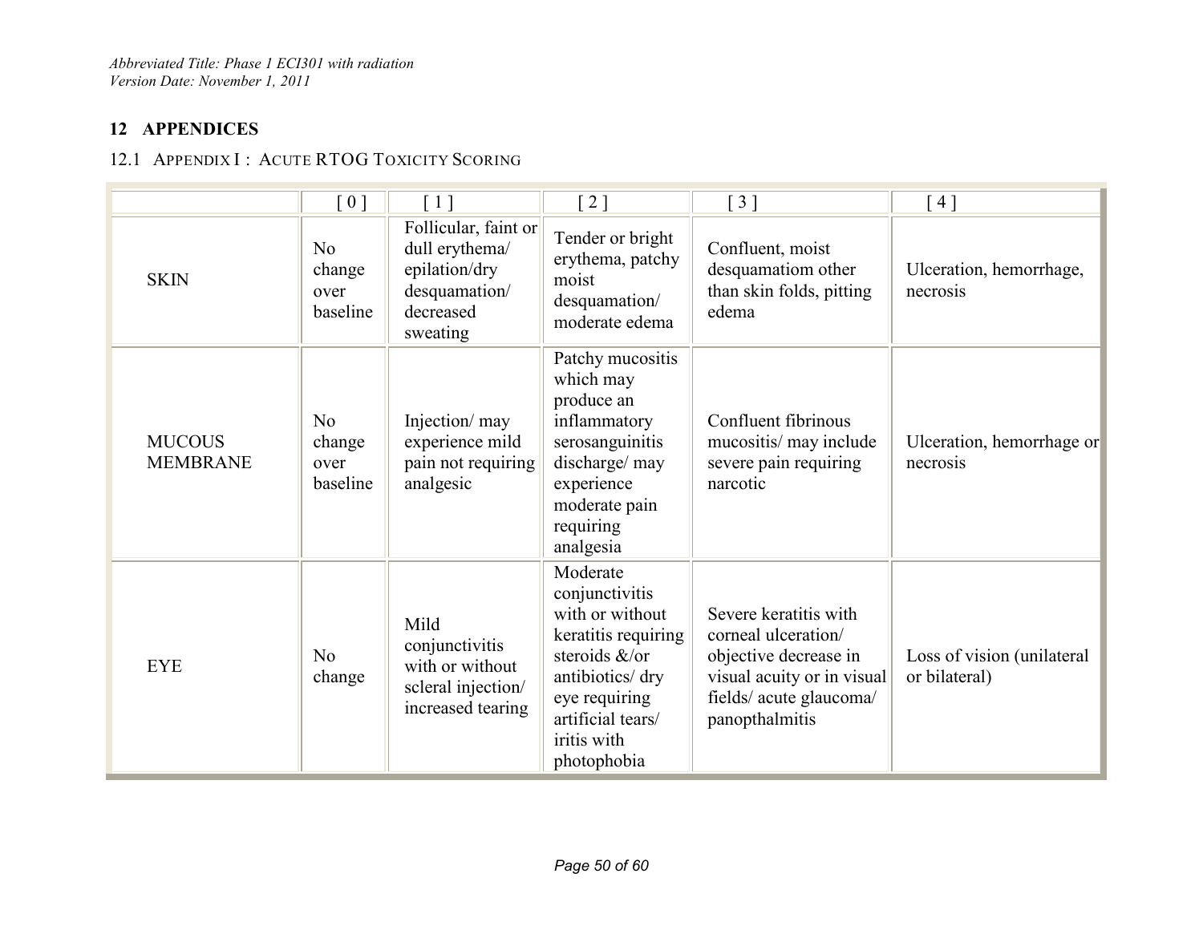# 12 APPENDICES

## 12.1 APPENDIX I : ACUTE RTOG TOXICITY SCORING

| | [ 0 ] | [ 1 ] | [ 2 ] | [ 3 ] | [ 4 ] |
|---|---|---|---|---|---|
| SKIN | No change over baseline | Follicular, faint or dull erythema/ epilation/dry desquamation/ decreased sweating | Tender or bright erythema, patchy moist desquamation/ moderate edema | Confluent, moist desquamatiom other than skin folds, pitting edema | Ulceration, hemorrhage, necrosis |
| MUCOUS MEMBRANE | No change over baseline | Injection/ may experience mild pain not requiring analgesic | Patchy mucositis which may produce an inflammatory serosanguinitis discharge/ may experience moderate pain requiring analgesia | Confluent fibrinous mucositis/ may include severe pain requiring narcotic | Ulceration, hemorrhage or necrosis |
| EYE | No change | Mild conjunctivitis with or without scleral injection/ increased tearing | Moderate conjunctivitis with or without keratitis requiring steroids &/or antibiotics/ dry eye requiring artificial tears/ iritis with photophobia | Severe keratitis with corneal ulceration/ objective decrease in visual acuity or in visual fields/ acute glaucoma/ panopthalmitis | Loss of vision (unilateral or bilateral) |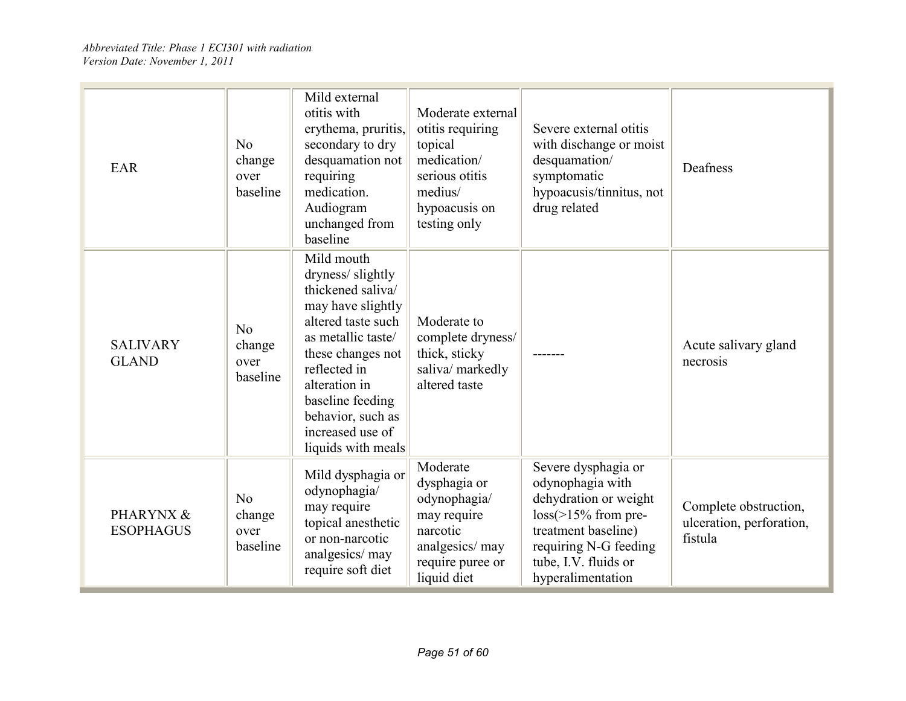| | | | | | |
|---|---|---|---|---|---|
| EAR | No change over baseline | Mild external otitis with erythema, pruritis, secondary to dry desquamation not requiring medication. Audiogram unchanged from baseline | Moderate external otitis requiring topical medication/ serious otitis medius/ hypoacusis on testing only | Severe external otitis with dischange or moist desquamation/ symptomatic hypoacusis/tinnitus, not drug related | Deafness |
| SALIVARY GLAND | No change over baseline | Mild mouth dryness/ slightly thickened saliva/ may have slightly altered taste such as metallic taste/ these changes not reflected in alteration in baseline feeding behavior, such as increased use of liquids with meals | Moderate to complete dryness/ thick, sticky saliva/ markedly altered taste | ------- | Acute salivary gland necrosis |
| PHARYNX & ESOPHAGUS | No change over baseline | Mild dysphagia or odynophagia/ may require topical anesthetic or non-narcotic analgesics/ may require soft diet | Moderate dysphagia or odynophagia/ may require narcotic analgesics/ may require puree or liquid diet | Severe dysphagia or odynophagia with dehydration or weight loss(>15% from pre-treatment baseline) requiring N-G feeding tube, I.V. fluids or hyperalimentation | Complete obstruction, ulceration, perforation, fistula |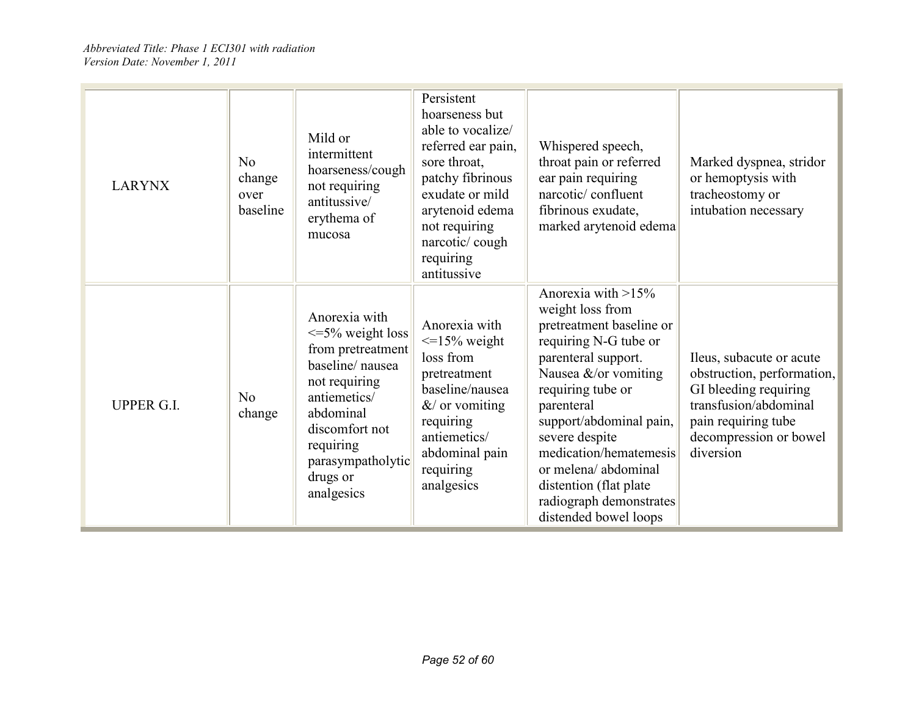| | | | | | |
|---|---|---|---|---|---|
| LARYNX | No change over baseline | Mild or intermittent hoarseness/cough not requiring antitussive/ erythema of mucosa | Persistent hoarseness but able to vocalize/ referred ear pain, sore throat, patchy fibrinous exudate or mild arytenoid edema not requiring narcotic/ cough requiring antitussive | Whispered speech, throat pain or referred ear pain requiring narcotic/ confluent fibrinous exudate, marked arytenoid edema | Marked dyspnea, stridor or hemoptysis with tracheostomy or intubation necessary |
| UPPER G.I. | No change | Anorexia with <=5% weight loss from pretreatment baseline/ nausea not requiring antiemetics/ abdominal discomfort not requiring parasympatholytic drugs or analgesics | Anorexia with <=15% weight loss from pretreatment baseline/nausea &/ or vomiting requiring antiemetics/ abdominal pain requiring analgesics | Anorexia with >15% weight loss from pretreatment baseline or requiring N-G tube or parenteral support. Nausea &/or vomiting requiring tube or parenteral support/abdominal pain, severe despite medication/hematemesis or melena/ abdominal distention (flat plate radiograph demonstrates distended bowel loops | Ileus, subacute or acute obstruction, performation, GI bleeding requiring transfusion/abdominal pain requiring tube decompression or bowel diversion |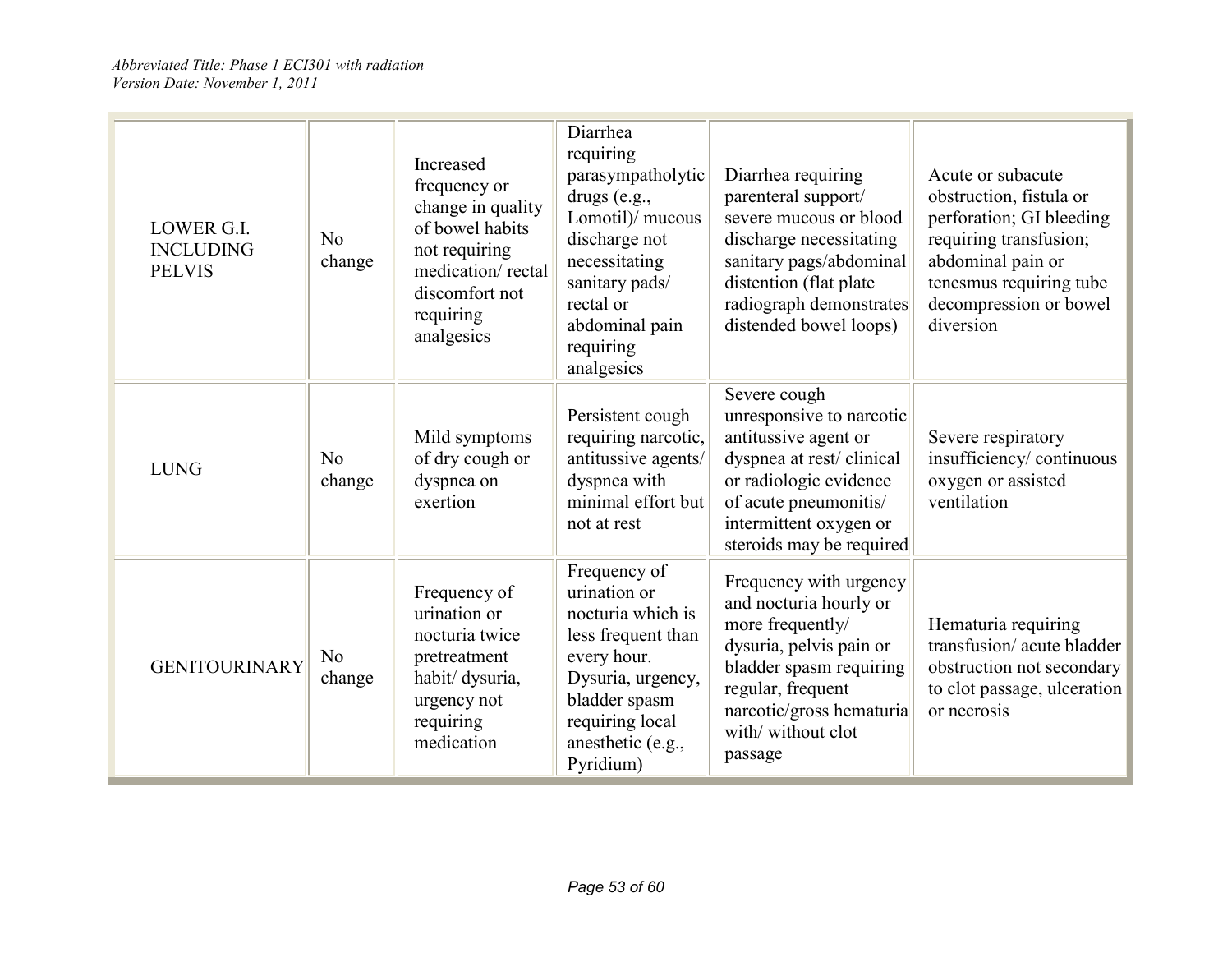| LOWER G.I. INCLUDING PELVIS | No change | Increased frequency or change in quality of bowel habits not requiring medication/ rectal discomfort not requiring analgesics | Diarrhea requiring parasympatholytic drugs (e.g., Lomotil)/ mucous discharge not necessitating sanitary pads/ rectal or abdominal pain requiring analgesics | Diarrhea requiring parenteral support/ severe mucous or blood discharge necessitating sanitary pags/abdominal distention (flat plate radiograph demonstrates distended bowel loops) | Acute or subacute obstruction, fistula or perforation; GI bleeding requiring transfusion; abdominal pain or tenesmus requiring tube decompression or bowel diversion |
|---|---|---|---|---|---|
| LUNG | No change | Mild symptoms of dry cough or dyspnea on exertion | Persistent cough requiring narcotic, antitussive agents/ dyspnea with minimal effort but not at rest | Severe cough unresponsive to narcotic antitussive agent or dyspnea at rest/ clinical or radiologic evidence of acute pneumonitis/ intermittent oxygen or steroids may be required | Severe respiratory insufficiency/ continuous oxygen or assisted ventilation |
| GENITOURINARY | No change | Frequency of urination or nocturia twice pretreatment habit/ dysuria, urgency not requiring medication | Frequency of urination or nocturia which is less frequent than every hour. Dysuria, urgency, bladder spasm requiring local anesthetic (e.g., Pyridium) | Frequency with urgency and nocturia hourly or more frequently/ dysuria, pelvis pain or bladder spasm requiring regular, frequent narcotic/gross hematuria with/ without clot passage | Hematuria requiring transfusion/ acute bladder obstruction not secondary to clot passage, ulceration or necrosis |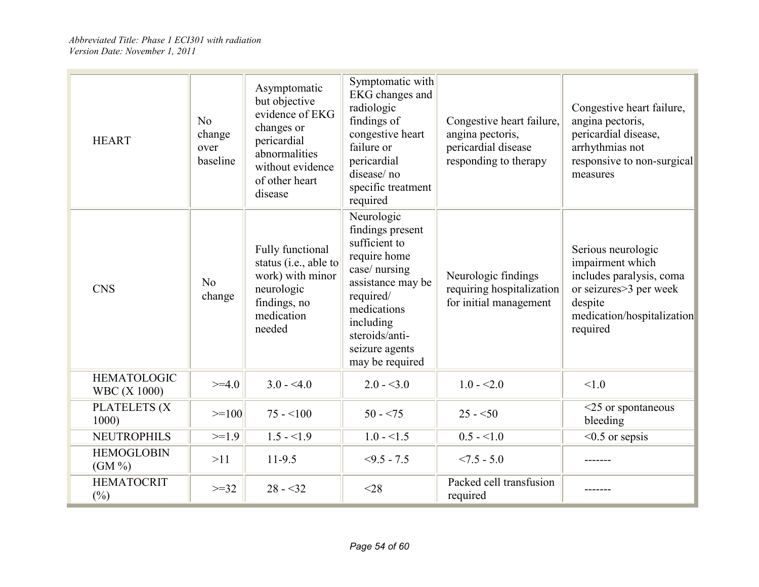| HEART | No change over baseline | Asymptomatic but objective evidence of EKG changes or pericardial abnormalities without evidence of other heart disease | Symptomatic with EKG changes and radiologic findings of congestive heart failure or pericardial disease/ no specific treatment required | Congestive heart failure, angina pectoris, pericardial disease responding to therapy | Congestive heart failure, angina pectoris, pericardial disease, arrhythmias not responsive to non-surgical measures |
|---|---|---|---|---|---|
| CNS | No change | Fully functional status (i.e., able to work) with minor neurologic findings, no medication needed | Neurologic findings present sufficient to require home case/ nursing assistance may be required/ medications including steroids/anti-seizure agents may be required | Neurologic findings requiring hospitalization for initial management | Serious neurologic impairment which includes paralysis, coma or seizures>3 per week despite medication/hospitalization required |
| HEMATOLOGIC WBC (X 1000) | >=4.0 | 3.0 - <4.0 | 2.0 - <3.0 | 1.0 - <2.0 | <1.0 |
| PLATELETS (X 1000) | >=100 | 75 - <100 | 50 - <75 | 25 - <50 | <25 or spontaneous bleeding |
| NEUTROPHILS | >=1.9 | 1.5 - <1.9 | 1.0 - <1.5 | 0.5 - <1.0 | <0.5 or sepsis |
| HEMOGLOBIN (GM %) | >11 | 11-9.5 | <9.5 - 7.5 | <7.5 - 5.0 | ------- |
| HEMATOCRIT (%) | >=32 | 28 - <32 | <28 | Packed cell transfusion required | ------- |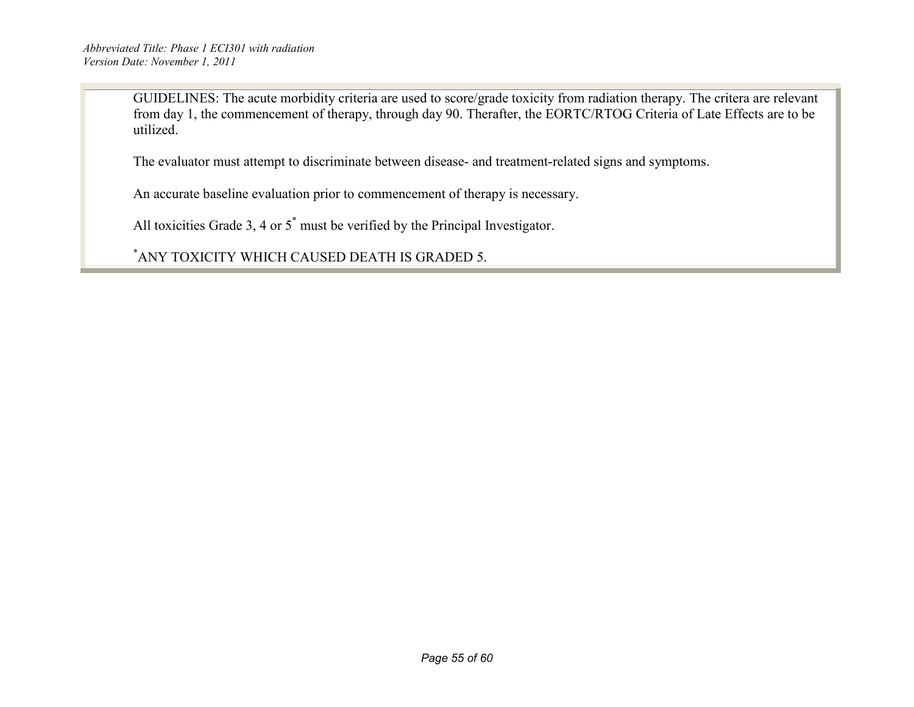GUIDELINES: The acute morbidity criteria are used to score/grade toxicity from radiation therapy. The critera are relevant from day 1, the commencement of therapy, through day 90. Therafter, the EORTC/RTOG Criteria of Late Effects are to be utilized.

The evaluator must attempt to discriminate between disease- and treatment-related signs and symptoms.

An accurate baseline evaluation prior to commencement of therapy is necessary.

All toxicities Grade 3, 4 or 5[*] must be verified by the Principal Investigator.

[*]ANY TOXICITY WHICH CAUSED DEATH IS GRADED 5.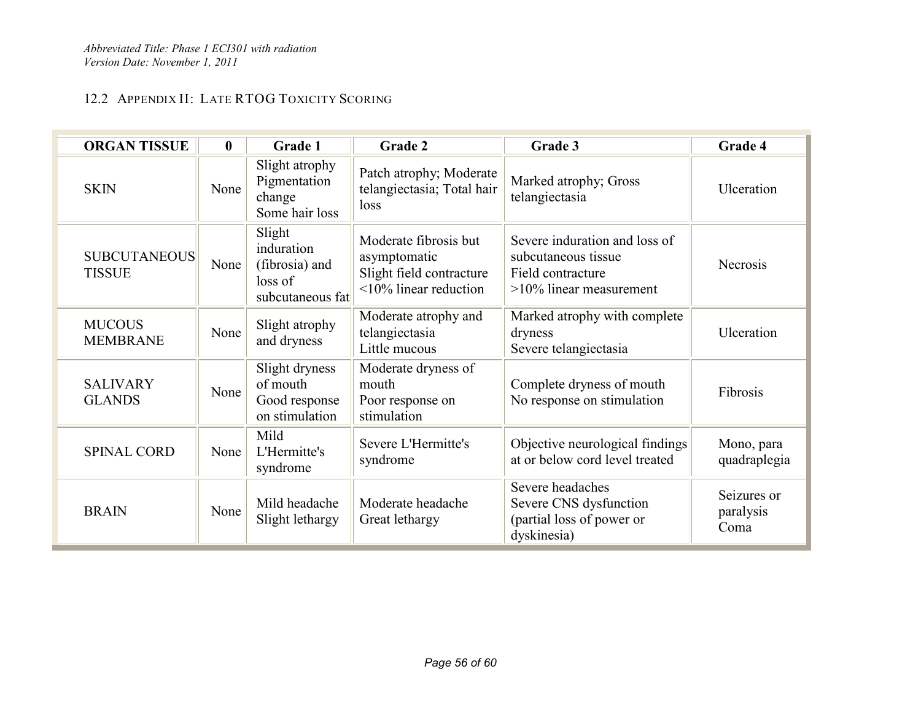## 12.2 Appendix II: Late RTOG Toxicity Scoring

| ORGAN TISSUE | 0 | Grade 1 | Grade 2 | Grade 3 | Grade 4 |
|---|---|---|---|---|---|
| SKIN | None | Slight atrophy Pigmentation change Some hair loss | Patch atrophy; Moderate telangiectasia; Total hair loss | Marked atrophy; Gross telangiectasia | Ulceration |
| SUBCUTANEOUS TISSUE | None | Slight induration (fibrosis) and loss of subcutaneous fat | Moderate fibrosis but asymptomatic Slight field contracture <10% linear reduction | Severe induration and loss of subcutaneous tissue Field contracture >10% linear measurement | Necrosis |
| MUCOUS MEMBRANE | None | Slight atrophy and dryness | Moderate atrophy and telangiectasia Little mucous | Marked atrophy with complete dryness Severe telangiectasia | Ulceration |
| SALIVARY GLANDS | None | Slight dryness of mouth Good response on stimulation | Moderate dryness of mouth Poor response on stimulation | Complete dryness of mouth No response on stimulation | Fibrosis |
| SPINAL CORD | None | Mild L'Hermitte's syndrome | Severe L'Hermitte's syndrome | Objective neurological findings at or below cord level treated | Mono, para quadraplegia |
| BRAIN | None | Mild headache Slight lethargy | Moderate headache Great lethargy | Severe headaches Severe CNS dysfunction (partial loss of power or dyskinesia) | Seizures or paralysis Coma |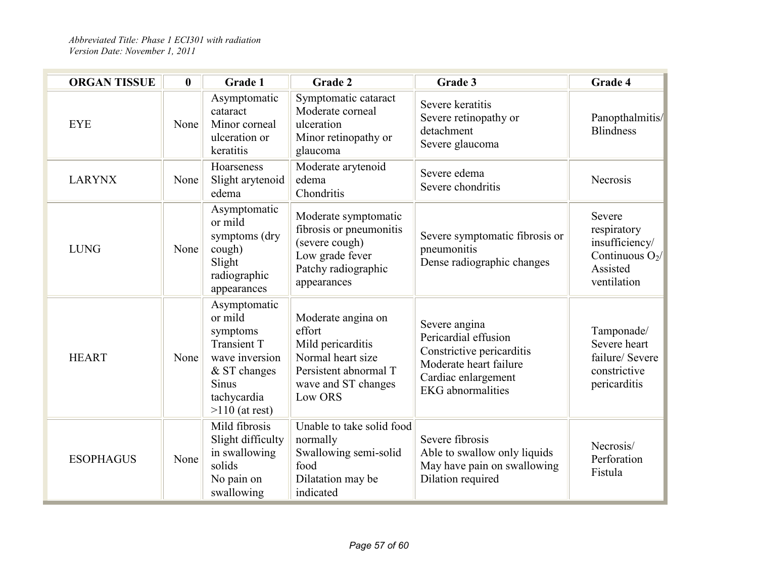| ORGAN TISSUE | 0 | Grade 1 | Grade 2 | Grade 3 | Grade 4 |
|---|---|---|---|---|---|
| EYE | None | Asymptomatic cataract<br>Minor corneal ulceration or keratitis | Symptomatic cataract<br>Moderate corneal ulceration<br>Minor retinopathy or glaucoma | Severe keratitis<br>Severe retinopathy or detachment<br>Severe glaucoma | Panopthalmitis/ Blindness |
| LARYNX | None | Hoarseness<br>Slight arytenoid edema | Moderate arytenoid edema<br>Chondritis | Severe edema<br>Severe chondritis | Necrosis |
| LUNG | None | Asymptomatic or mild symptoms (dry cough)<br>Slight radiographic appearances | Moderate symptomatic fibrosis or pneumonitis (severe cough)<br>Low grade fever<br>Patchy radiographic appearances | Severe symptomatic fibrosis or pneumonitis<br>Dense radiographic changes | Severe respiratory insufficiency/ Continuous $O_2$/ Assisted ventilation |
| HEART | None | Asymptomatic or mild symptoms<br>Transient T wave inversion & ST changes<br>Sinus tachycardia >110 (at rest) | Moderate angina on effort<br>Mild pericarditis<br>Normal heart size<br>Persistent abnormal T wave and ST changes<br>Low ORS | Severe angina<br>Pericardial effusion<br>Constrictive pericarditis<br>Moderate heart failure<br>Cardiac enlargement<br>EKG abnormalities | Tamponade/ Severe heart failure/ Severe constrictive pericarditis |
| ESOPHAGUS | None | Mild fibrosis<br>Slight difficulty in swallowing solids<br>No pain on swallowing | Unable to take solid food normally<br>Swallowing semi-solid food<br>Dilatation may be indicated | Severe fibrosis<br>Able to swallow only liquids<br>May have pain on swallowing<br>Dilation required | Necrosis/ Perforation Fistula |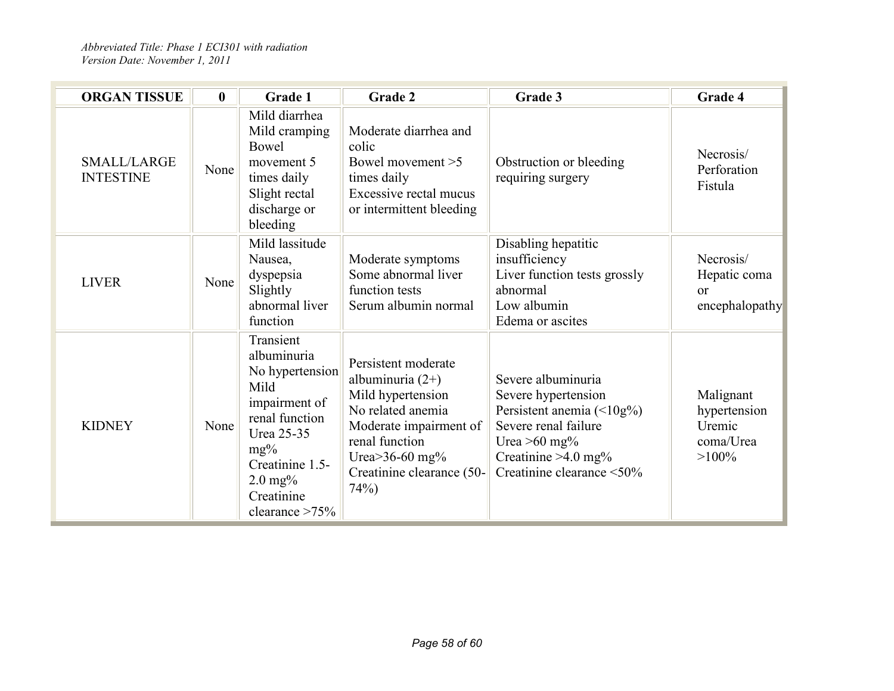| ORGAN TISSUE | 0 | Grade 1 | Grade 2 | Grade 3 | Grade 4 |
|---|---|---|---|---|---|
| SMALL/LARGE INTESTINE | None | Mild diarrhea<br>Mild cramping<br>Bowel movement 5 times daily<br>Slight rectal discharge or bleeding | Moderate diarrhea and colic<br>Bowel movement >5 times daily<br>Excessive rectal mucus or intermittent bleeding | Obstruction or bleeding requiring surgery | Necrosis/<br>Perforation<br>Fistula |
| LIVER | None | Mild lassitude<br>Nausea, dyspepsia<br>Slightly abnormal liver function | Moderate symptoms<br>Some abnormal liver function tests<br>Serum albumin normal | Disabling hepatitic insufficiency<br>Liver function tests grossly abnormal<br>Low albumin<br>Edema or ascites | Necrosis/<br>Hepatic coma or encephalopathy |
| KIDNEY | None | Transient albuminuria<br>No hypertension<br>Mild impairment of renal function<br>Urea 25-35 mg%<br>Creatinine 1.5-2.0 mg%<br>Creatinine clearance >75% | Persistent moderate albuminuria (2+)<br>Mild hypertension<br>No related anemia<br>Moderate impairment of renal function<br>Urea>36-60 mg%<br>Creatinine clearance (50-74%) | Severe albuminuria<br>Severe hypertension<br>Persistent anemia (<10g%)<br>Severe renal failure<br>Urea >60 mg%<br>Creatinine >4.0 mg%<br>Creatinine clearance <50% | Malignant hypertension<br>Uremic coma/Urea >100% |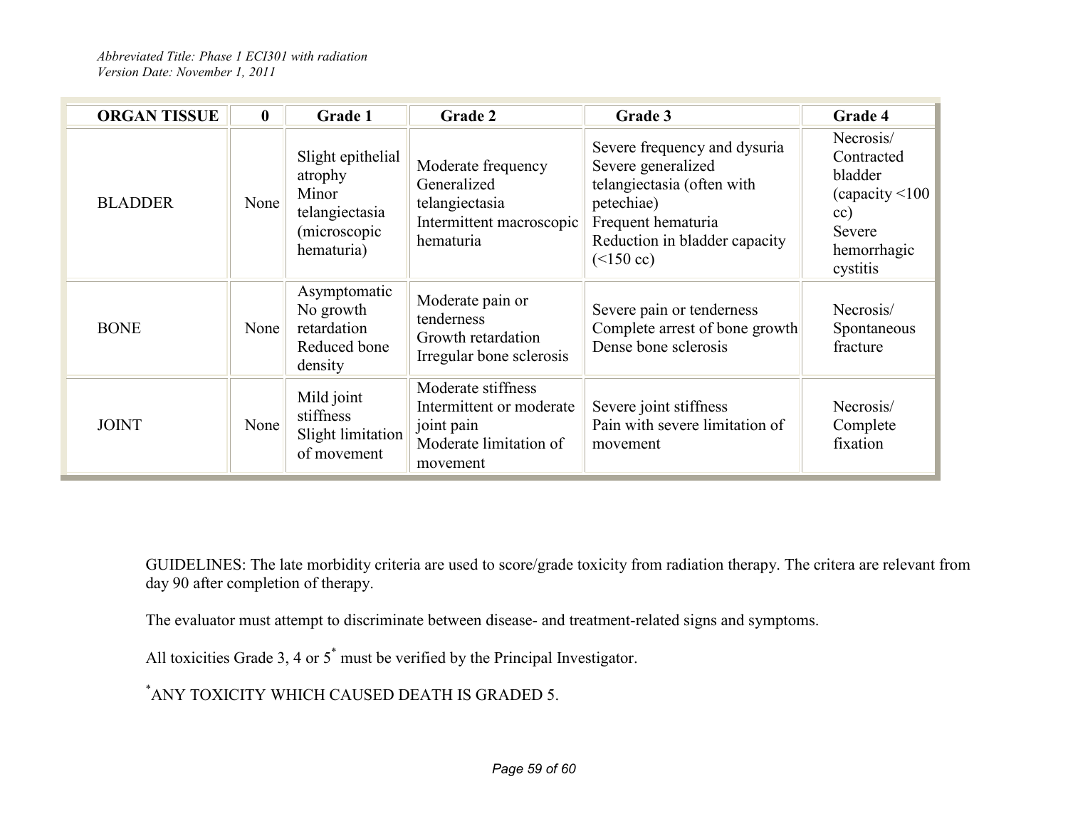| ORGAN TISSUE | 0 | Grade 1 | Grade 2 | Grade 3 | Grade 4 |
|---|---|---|---|---|---|
| BLADDER | None | Slight epithelial atrophy<br>Minor telangiectasia (microscopic hematuria) | Moderate frequency<br>Generalized telangiectasia<br>Intermittent macroscopic hematuria | Severe frequency and dysuria<br>Severe generalized telangiectasia (often with petechiae)<br>Frequent hematuria<br>Reduction in bladder capacity (<150 cc) | Necrosis/ Contracted bladder (capacity <100 cc)<br>Severe hemorrhagic cystitis |
| BONE | None | Asymptomatic<br>No growth retardation<br>Reduced bone density | Moderate pain or tenderness<br>Growth retardation<br>Irregular bone sclerosis | Severe pain or tenderness<br>Complete arrest of bone growth<br>Dense bone sclerosis | Necrosis/ Spontaneous fracture |
| JOINT | None | Mild joint stiffness<br>Slight limitation of movement | Moderate stiffness<br>Intermittent or moderate joint pain<br>Moderate limitation of movement | Severe joint stiffness<br>Pain with severe limitation of movement | Necrosis/ Complete fixation |

GUIDELINES: The late morbidity criteria are used to score/grade toxicity from radiation therapy. The critera are relevant from day 90 after completion of therapy.

The evaluator must attempt to discriminate between disease- and treatment-related signs and symptoms.

All toxicities Grade 3, 4 or 5* must be verified by the Principal Investigator.

*ANY TOXICITY WHICH CAUSED DEATH IS GRADED 5.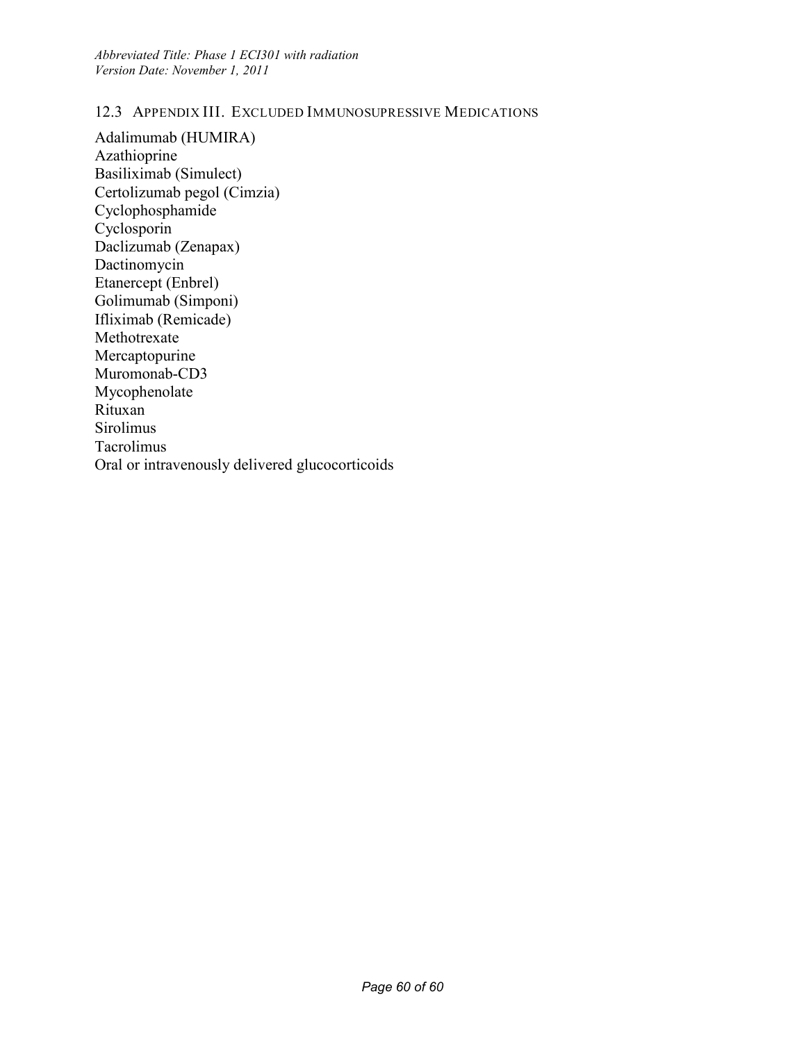## 12.3 Appendix III. Excluded Immunosupressive Medications

Adalimumab (HUMIRA)
Azathioprine
Basiliximab (Simulect)
Certolizumab pegol (Cimzia)
Cyclophosphamide
Cyclosporin
Daclizumab (Zenapax)
Dactinomycin
Etanercept (Enbrel)
Golimumab (Simponi)
Ifliximab (Remicade)
Methotrexate
Mercaptopurine
Muromonab-CD3
Mycophenolate
Rituxan
Sirolimus
Tacrolimus
Oral or intravenously delivered glucocorticoids